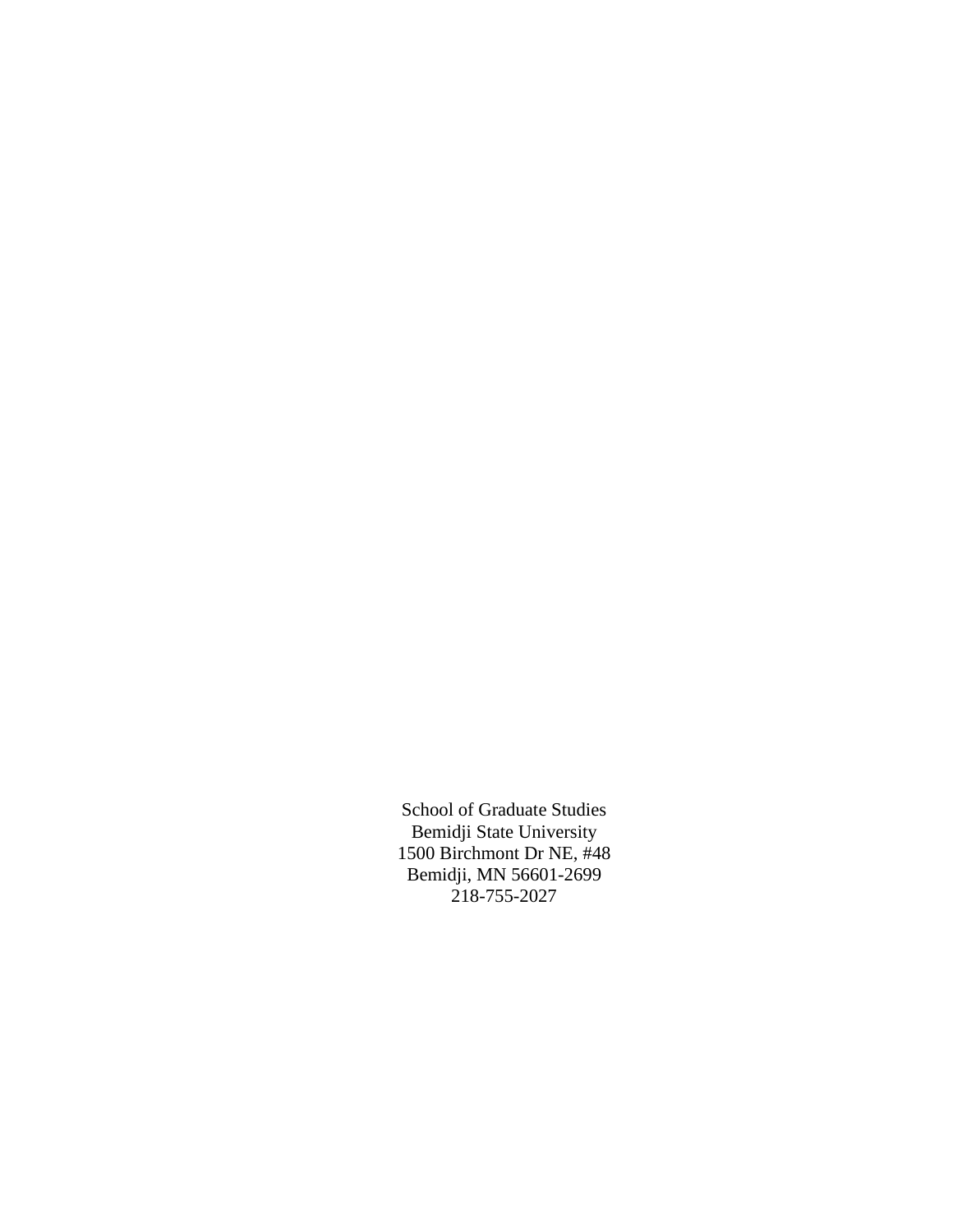School of Graduate Studies
Bemidji State University
1500 Birchmont Dr NE, #48
Bemidji, MN 56601-2699
218-755-2027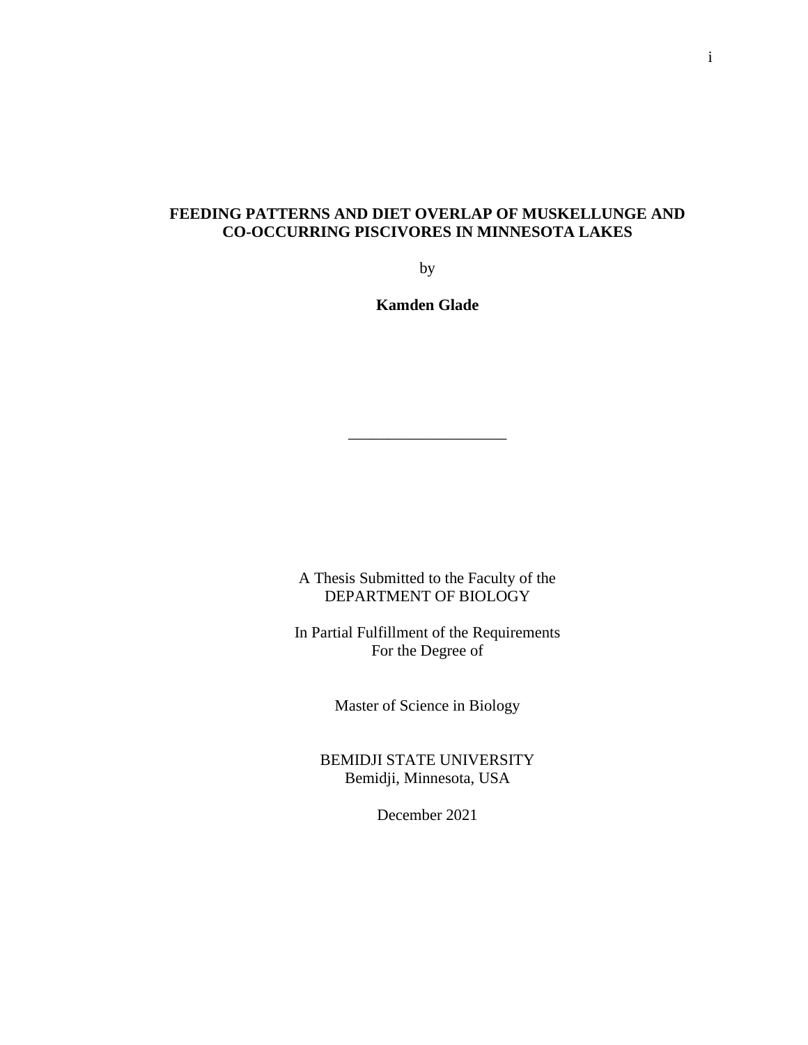**FEEDING PATTERNS AND DIET OVERLAP OF MUSKELLUNGE AND CO-OCCURRING PISCIVORES IN MINNESOTA LAKES**

by

**Kamden Glade**

---

A Thesis Submitted to the Faculty of the
DEPARTMENT OF BIOLOGY

In Partial Fulfillment of the Requirements
For the Degree of

Master of Science in Biology

BEMIDJI STATE UNIVERSITY
Bemidji, Minnesota, USA

December 2021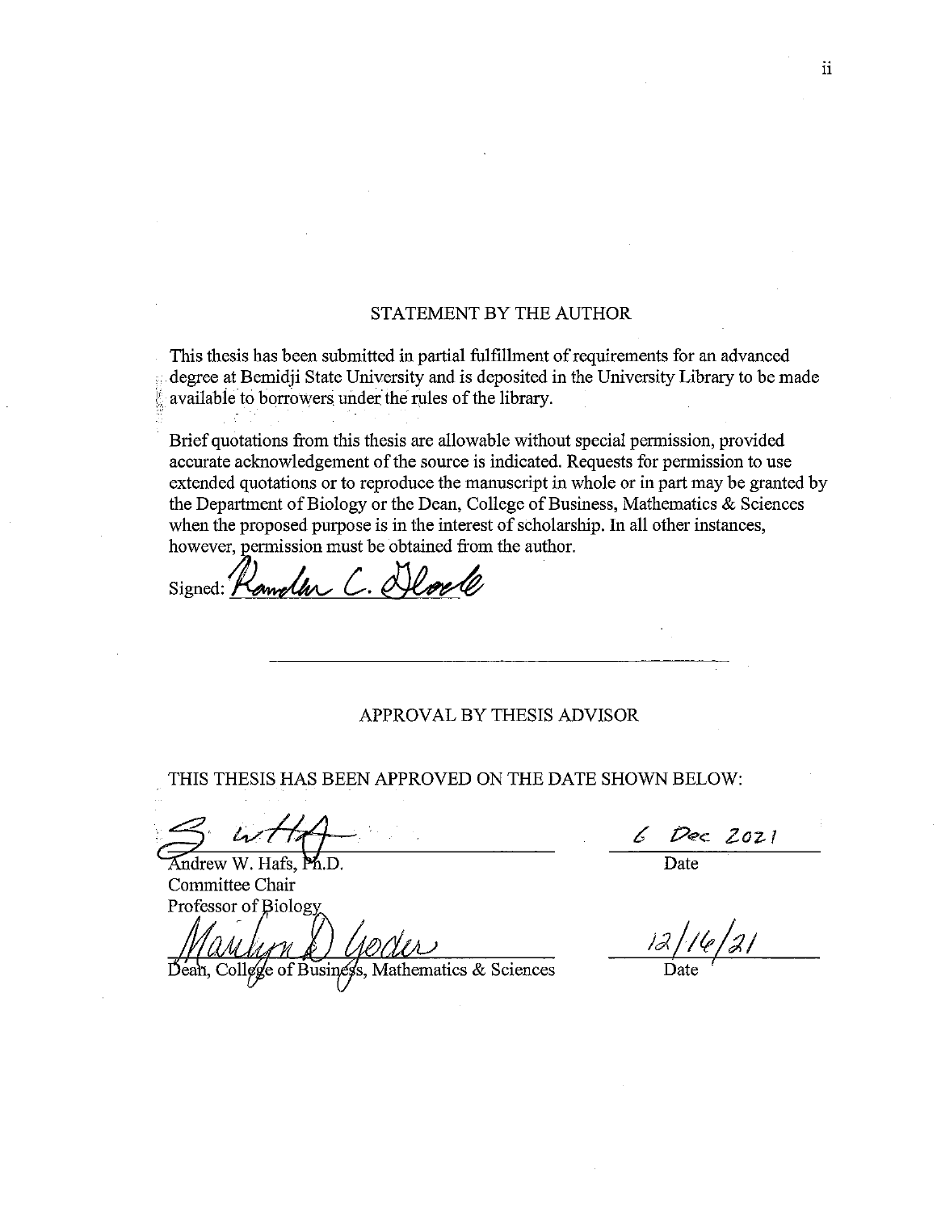## STATEMENT BY THE AUTHOR

This thesis has been submitted in partial fulfillment of requirements for an advanced degree at Bemidji State University and is deposited in the University Library to be made available to borrowers under the rules of the library.

Brief quotations from this thesis are allowable without special permission, provided accurate acknowledgement of the source is indicated. Requests for permission to use extended quotations or to reproduce the manuscript in whole or in part may be granted by the Department of Biology or the Dean, College of Business, Mathematics & Sciences when the proposed purpose is in the interest of scholarship. In all other instances, however, permission must be obtained from the author.

Signed: Randle C. Doyle

---

## APPROVAL BY THESIS ADVISOR

THIS THESIS HAS BEEN APPROVED ON THE DATE SHOWN BELOW:

Andrew W. Hafs, Ph.D.  
Committee Chair  
Professor of Biology

6 Dec 2021  
Date

Dean, College of Business, Mathematics & Sciences

12/16/21  
Date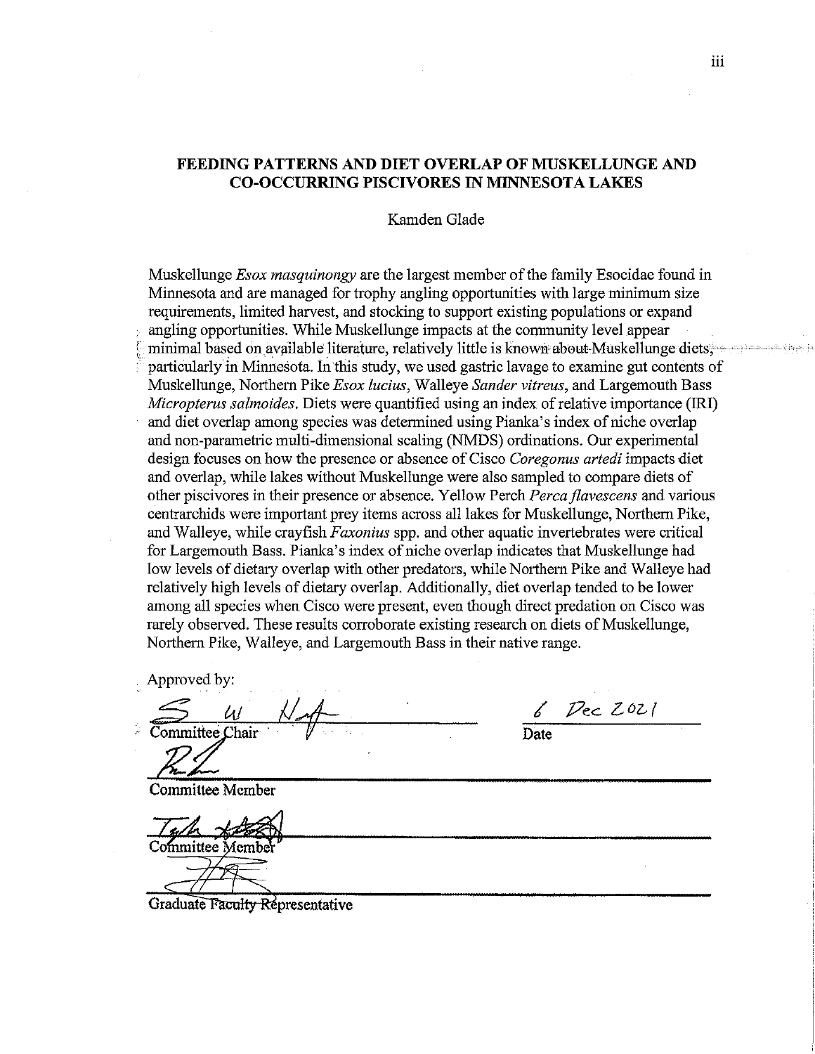**FEEDING PATTERNS AND DIET OVERLAP OF MUSKELLUNGE AND CO-OCCURRING PISCIVORES IN MINNESOTA LAKES**

Kamden Glade

Muskellunge *Esox masquinongy* are the largest member of the family Esocidae found in Minnesota and are managed for trophy angling opportunities with large minimum size requirements, limited harvest, and stocking to support existing populations or expand angling opportunities. While Muskellunge impacts at the community level appear minimal based on available literature, relatively little is known about Muskellunge diets, particularly in Minnesota. In this study, we used gastric lavage to examine gut contents of Muskellunge, Northern Pike *Esox lucius*, Walleye *Sander vitreus*, and Largemouth Bass *Micropterus salmoides*. Diets were quantified using an index of relative importance (IRI) and diet overlap among species was determined using Pianka's index of niche overlap and non-parametric multi-dimensional scaling (NMDS) ordinations. Our experimental design focuses on how the presence or absence of Cisco *Coregonus artedi* impacts diet and overlap, while lakes without Muskellunge were also sampled to compare diets of other piscivores in their presence or absence. Yellow Perch *Perca flavescens* and various centrarchids were important prey items across all lakes for Muskellunge, Northern Pike, and Walleye, while crayfish *Faxonius* spp. and other aquatic invertebrates were critical for Largemouth Bass. Pianka's index of niche overlap indicates that Muskellunge had low levels of dietary overlap with other predators, while Northern Pike and Walleye had relatively high levels of dietary overlap. Additionally, diet overlap tended to be lower among all species when Cisco were present, even though direct predation on Cisco was rarely observed. These results corroborate existing research on diets of Muskellunge, Northern Pike, Walleye, and Largemouth Bass in their native range.

Approved by:

Committee Chair — Date: 6 Dec 2021

Committee Member

Committee Member

Graduate Faculty Representative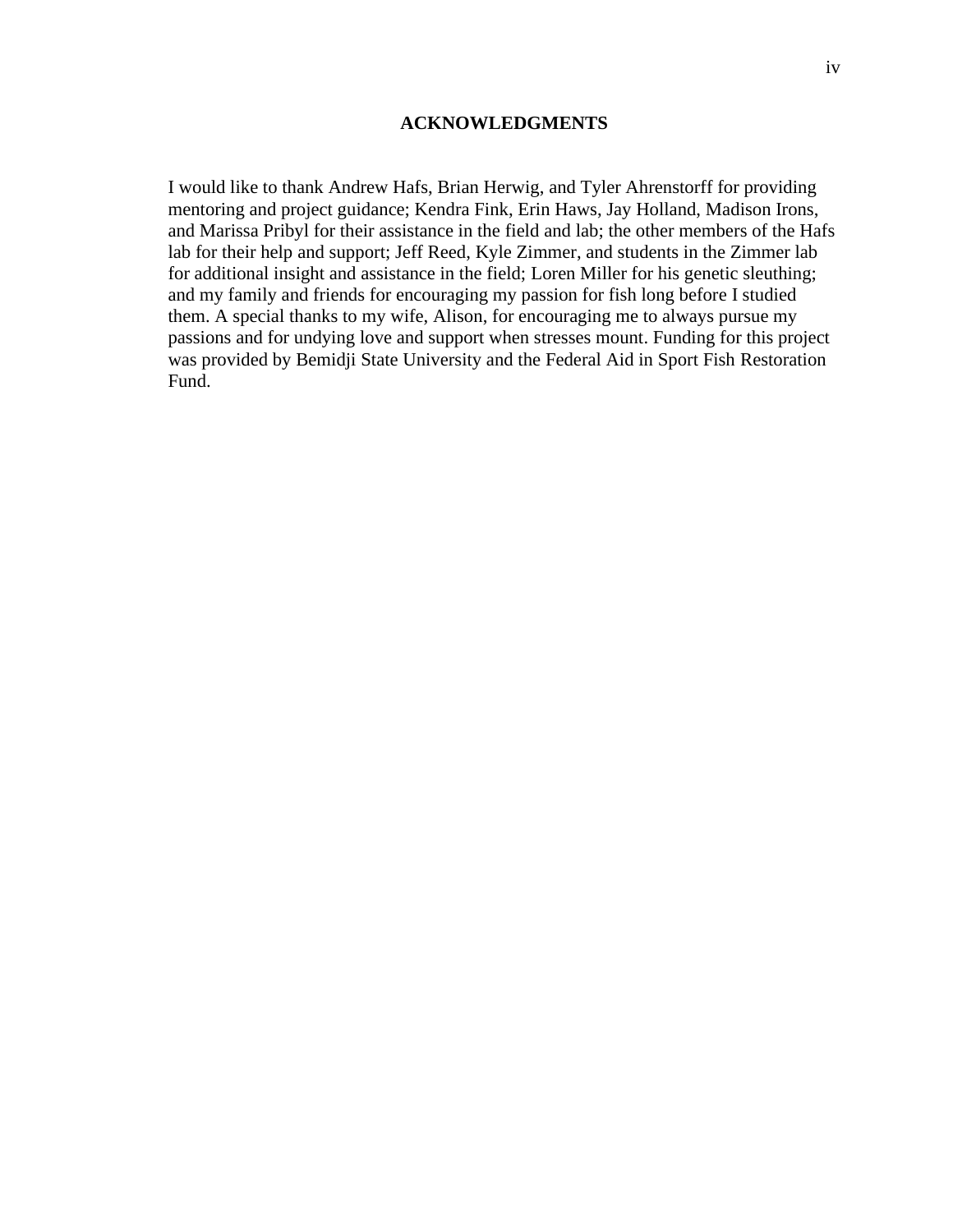## ACKNOWLEDGMENTS

I would like to thank Andrew Hafs, Brian Herwig, and Tyler Ahrenstorff for providing mentoring and project guidance; Kendra Fink, Erin Haws, Jay Holland, Madison Irons, and Marissa Pribyl for their assistance in the field and lab; the other members of the Hafs lab for their help and support; Jeff Reed, Kyle Zimmer, and students in the Zimmer lab for additional insight and assistance in the field; Loren Miller for his genetic sleuthing; and my family and friends for encouraging my passion for fish long before I studied them. A special thanks to my wife, Alison, for encouraging me to always pursue my passions and for undying love and support when stresses mount. Funding for this project was provided by Bemidji State University and the Federal Aid in Sport Fish Restoration Fund.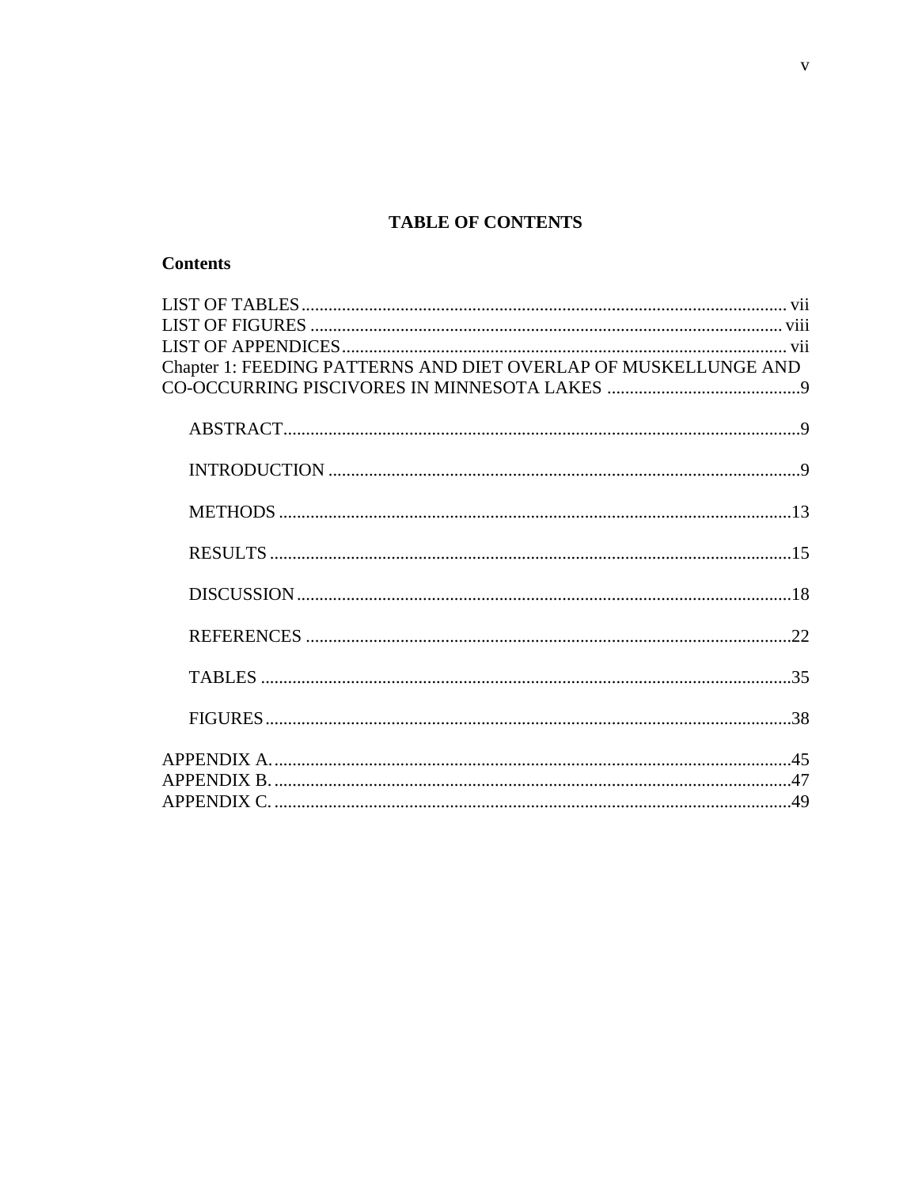# TABLE OF CONTENTS

**Contents**

LIST OF TABLES ........................................................................................................ vii
LIST OF FIGURES ..................................................................................................... viii
LIST OF APPENDICES ............................................................................................... vii
Chapter 1: FEEDING PATTERNS AND DIET OVERLAP OF MUSKELLUNGE AND CO-OCCURRING PISCIVORES IN MINNESOTA LAKES ..........................................9

- ABSTRACT..................................................................................................................9
- INTRODUCTION ........................................................................................................9
- METHODS .................................................................................................................13
- RESULTS ...................................................................................................................15
- DISCUSSION .............................................................................................................18
- REFERENCES ...........................................................................................................22
- TABLES .....................................................................................................................35
- FIGURES ....................................................................................................................38

APPENDIX A. ..................................................................................................................45
APPENDIX B. ..................................................................................................................47
APPENDIX C. ..................................................................................................................49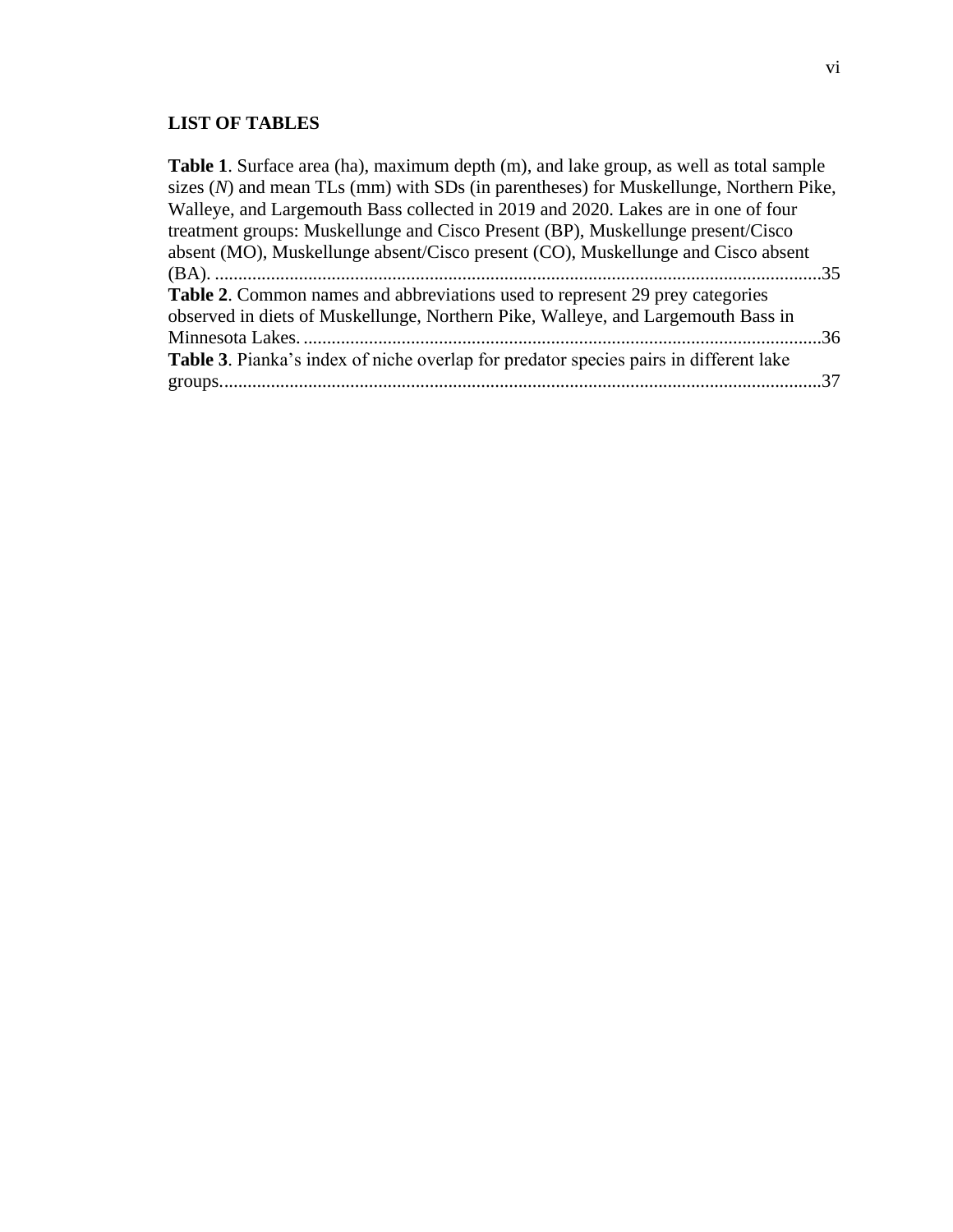## LIST OF TABLES

**Table 1**. Surface area (ha), maximum depth (m), and lake group, as well as total sample sizes (*N*) and mean TLs (mm) with SDs (in parentheses) for Muskellunge, Northern Pike, Walleye, and Largemouth Bass collected in 2019 and 2020. Lakes are in one of four treatment groups: Muskellunge and Cisco Present (BP), Muskellunge present/Cisco absent (MO), Muskellunge absent/Cisco present (CO), Muskellunge and Cisco absent (BA). ....................................................................................................................35

**Table 2**. Common names and abbreviations used to represent 29 prey categories observed in diets of Muskellunge, Northern Pike, Walleye, and Largemouth Bass in Minnesota Lakes. ................................................................................................................36

**Table 3**. Pianka's index of niche overlap for predator species pairs in different lake groups..................................................................................................................................37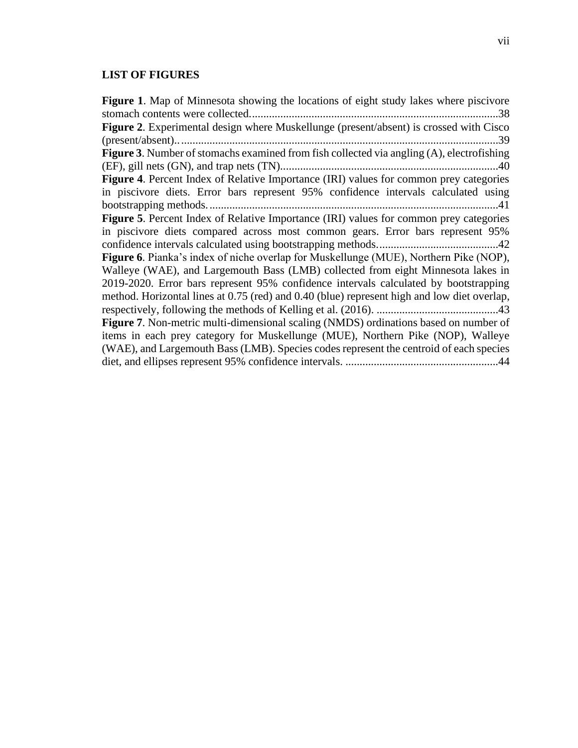## LIST OF FIGURES

**Figure 1**. Map of Minnesota showing the locations of eight study lakes where piscivore stomach contents were collected.......................................................................................38

**Figure 2**. Experimental design where Muskellunge (present/absent) is crossed with Cisco (present/absent).................................................................................................................39

**Figure 3**. Number of stomachs examined from fish collected via angling (A), electrofishing (EF), gill nets (GN), and trap nets (TN)............................................................................40

**Figure 4**. Percent Index of Relative Importance (IRI) values for common prey categories in piscivore diets. Error bars represent 95% confidence intervals calculated using bootstrapping methods......................................................................................................41

**Figure 5**. Percent Index of Relative Importance (IRI) values for common prey categories in piscivore diets compared across most common gears. Error bars represent 95% confidence intervals calculated using bootstrapping methods..........................................42

**Figure 6**. Pianka's index of niche overlap for Muskellunge (MUE), Northern Pike (NOP), Walleye (WAE), and Largemouth Bass (LMB) collected from eight Minnesota lakes in 2019-2020. Error bars represent 95% confidence intervals calculated by bootstrapping method. Horizontal lines at 0.75 (red) and 0.40 (blue) represent high and low diet overlap, respectively, following the methods of Kelling et al. (2016). ...........................................43

**Figure 7**. Non-metric multi-dimensional scaling (NMDS) ordinations based on number of items in each prey category for Muskellunge (MUE), Northern Pike (NOP), Walleye (WAE), and Largemouth Bass (LMB). Species codes represent the centroid of each species diet, and ellipses represent 95% confidence intervals. .....................................................44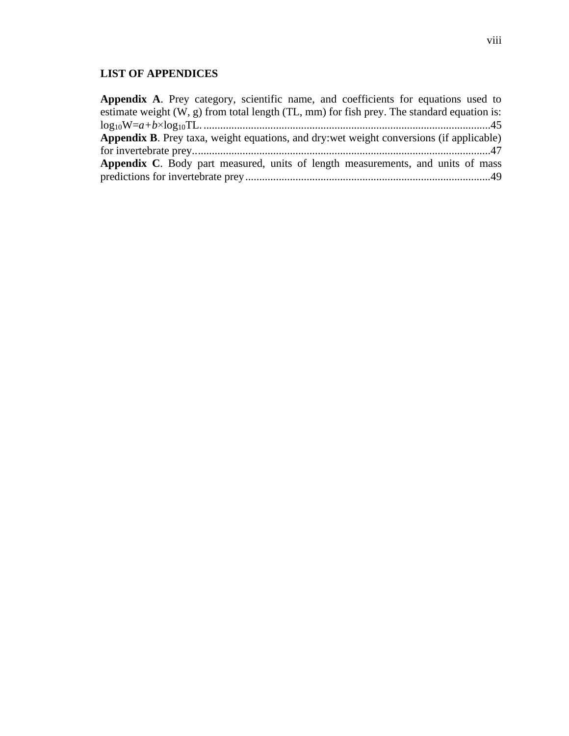## LIST OF APPENDICES

**Appendix A**. Prey category, scientific name, and coefficients for equations used to estimate weight (W, g) from total length (TL, mm) for fish prey. The standard equation is: $\log_{10}W = a + b \times \log_{10}TL$. ......................................................................................................45

**Appendix B**. Prey taxa, weight equations, and dry:wet weight conversions (if applicable) for invertebrate prey..........................................................................................................47

**Appendix C**. Body part measured, units of length measurements, and units of mass predictions for invertebrate prey.......................................................................................49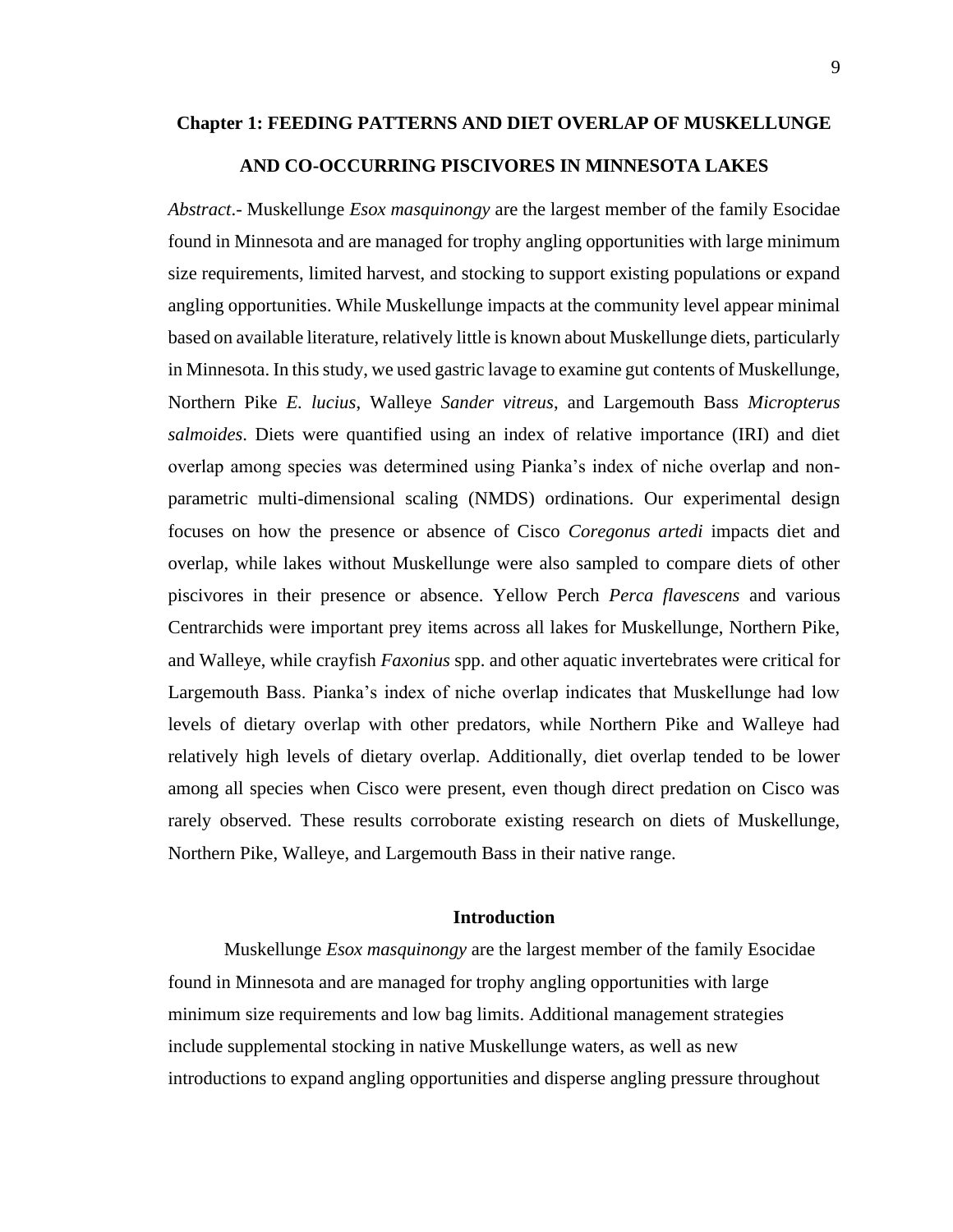## Chapter 1: FEEDING PATTERNS AND DIET OVERLAP OF MUSKELLUNGE AND CO-OCCURRING PISCIVORES IN MINNESOTA LAKES

*Abstract*.- Muskellunge *Esox masquinongy* are the largest member of the family Esocidae found in Minnesota and are managed for trophy angling opportunities with large minimum size requirements, limited harvest, and stocking to support existing populations or expand angling opportunities. While Muskellunge impacts at the community level appear minimal based on available literature, relatively little is known about Muskellunge diets, particularly in Minnesota. In this study, we used gastric lavage to examine gut contents of Muskellunge, Northern Pike *E. lucius*, Walleye *Sander vitreus*, and Largemouth Bass *Micropterus salmoides*. Diets were quantified using an index of relative importance (IRI) and diet overlap among species was determined using Pianka's index of niche overlap and non-parametric multi-dimensional scaling (NMDS) ordinations. Our experimental design focuses on how the presence or absence of Cisco *Coregonus artedi* impacts diet and overlap, while lakes without Muskellunge were also sampled to compare diets of other piscivores in their presence or absence. Yellow Perch *Perca flavescens* and various Centrarchids were important prey items across all lakes for Muskellunge, Northern Pike, and Walleye, while crayfish *Faxonius* spp. and other aquatic invertebrates were critical for Largemouth Bass. Pianka's index of niche overlap indicates that Muskellunge had low levels of dietary overlap with other predators, while Northern Pike and Walleye had relatively high levels of dietary overlap. Additionally, diet overlap tended to be lower among all species when Cisco were present, even though direct predation on Cisco was rarely observed. These results corroborate existing research on diets of Muskellunge, Northern Pike, Walleye, and Largemouth Bass in their native range.

### Introduction

Muskellunge *Esox masquinongy* are the largest member of the family Esocidae found in Minnesota and are managed for trophy angling opportunities with large minimum size requirements and low bag limits. Additional management strategies include supplemental stocking in native Muskellunge waters, as well as new introductions to expand angling opportunities and disperse angling pressure throughout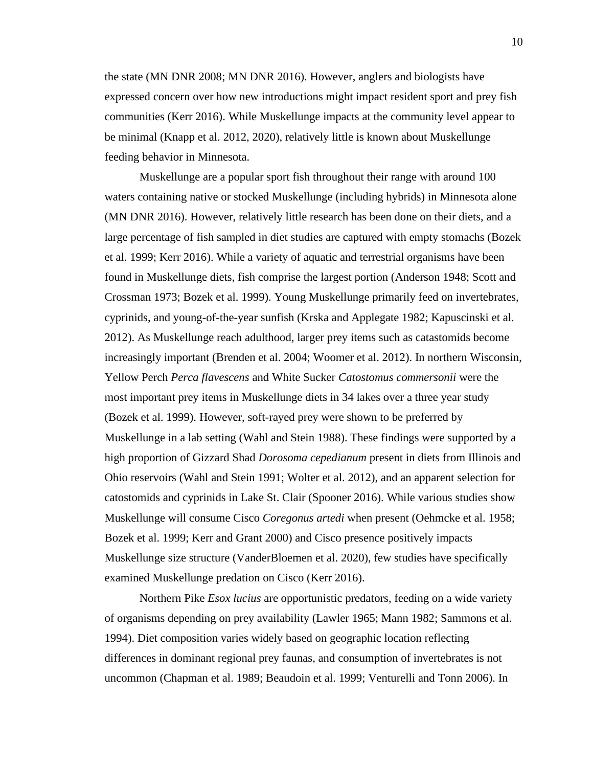the state (MN DNR 2008; MN DNR 2016). However, anglers and biologists have expressed concern over how new introductions might impact resident sport and prey fish communities (Kerr 2016). While Muskellunge impacts at the community level appear to be minimal (Knapp et al. 2012, 2020), relatively little is known about Muskellunge feeding behavior in Minnesota.

Muskellunge are a popular sport fish throughout their range with around 100 waters containing native or stocked Muskellunge (including hybrids) in Minnesota alone (MN DNR 2016). However, relatively little research has been done on their diets, and a large percentage of fish sampled in diet studies are captured with empty stomachs (Bozek et al. 1999; Kerr 2016). While a variety of aquatic and terrestrial organisms have been found in Muskellunge diets, fish comprise the largest portion (Anderson 1948; Scott and Crossman 1973; Bozek et al. 1999). Young Muskellunge primarily feed on invertebrates, cyprinids, and young-of-the-year sunfish (Krska and Applegate 1982; Kapuscinski et al. 2012). As Muskellunge reach adulthood, larger prey items such as catastomids become increasingly important (Brenden et al. 2004; Woomer et al. 2012). In northern Wisconsin, Yellow Perch *Perca flavescens* and White Sucker *Catostomus commersonii* were the most important prey items in Muskellunge diets in 34 lakes over a three year study (Bozek et al. 1999). However, soft-rayed prey were shown to be preferred by Muskellunge in a lab setting (Wahl and Stein 1988). These findings were supported by a high proportion of Gizzard Shad *Dorosoma cepedianum* present in diets from Illinois and Ohio reservoirs (Wahl and Stein 1991; Wolter et al. 2012), and an apparent selection for catostomids and cyprinids in Lake St. Clair (Spooner 2016). While various studies show Muskellunge will consume Cisco *Coregonus artedi* when present (Oehmcke et al. 1958; Bozek et al. 1999; Kerr and Grant 2000) and Cisco presence positively impacts Muskellunge size structure (VanderBloemen et al. 2020), few studies have specifically examined Muskellunge predation on Cisco (Kerr 2016).

Northern Pike *Esox lucius* are opportunistic predators, feeding on a wide variety of organisms depending on prey availability (Lawler 1965; Mann 1982; Sammons et al. 1994). Diet composition varies widely based on geographic location reflecting differences in dominant regional prey faunas, and consumption of invertebrates is not uncommon (Chapman et al. 1989; Beaudoin et al. 1999; Venturelli and Tonn 2006). In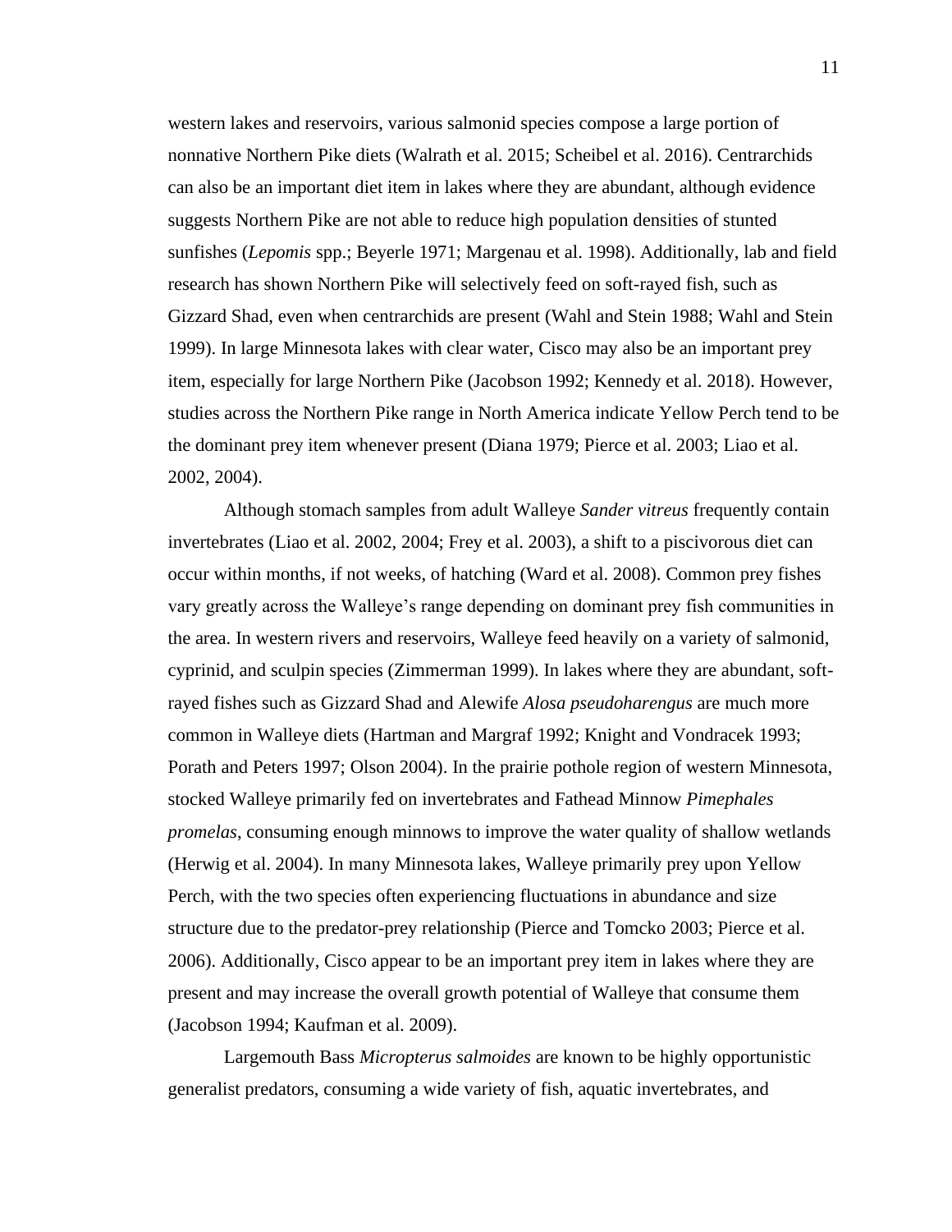western lakes and reservoirs, various salmonid species compose a large portion of nonnative Northern Pike diets (Walrath et al. 2015; Scheibel et al. 2016). Centrarchids can also be an important diet item in lakes where they are abundant, although evidence suggests Northern Pike are not able to reduce high population densities of stunted sunfishes (*Lepomis* spp.; Beyerle 1971; Margenau et al. 1998). Additionally, lab and field research has shown Northern Pike will selectively feed on soft-rayed fish, such as Gizzard Shad, even when centrarchids are present (Wahl and Stein 1988; Wahl and Stein 1999). In large Minnesota lakes with clear water, Cisco may also be an important prey item, especially for large Northern Pike (Jacobson 1992; Kennedy et al. 2018). However, studies across the Northern Pike range in North America indicate Yellow Perch tend to be the dominant prey item whenever present (Diana 1979; Pierce et al. 2003; Liao et al. 2002, 2004).

Although stomach samples from adult Walleye *Sander vitreus* frequently contain invertebrates (Liao et al. 2002, 2004; Frey et al. 2003), a shift to a piscivorous diet can occur within months, if not weeks, of hatching (Ward et al. 2008). Common prey fishes vary greatly across the Walleye's range depending on dominant prey fish communities in the area. In western rivers and reservoirs, Walleye feed heavily on a variety of salmonid, cyprinid, and sculpin species (Zimmerman 1999). In lakes where they are abundant, soft-rayed fishes such as Gizzard Shad and Alewife *Alosa pseudoharengus* are much more common in Walleye diets (Hartman and Margraf 1992; Knight and Vondracek 1993; Porath and Peters 1997; Olson 2004). In the prairie pothole region of western Minnesota, stocked Walleye primarily fed on invertebrates and Fathead Minnow *Pimephales promelas*, consuming enough minnows to improve the water quality of shallow wetlands (Herwig et al. 2004). In many Minnesota lakes, Walleye primarily prey upon Yellow Perch, with the two species often experiencing fluctuations in abundance and size structure due to the predator-prey relationship (Pierce and Tomcko 2003; Pierce et al. 2006). Additionally, Cisco appear to be an important prey item in lakes where they are present and may increase the overall growth potential of Walleye that consume them (Jacobson 1994; Kaufman et al. 2009).

Largemouth Bass *Micropterus salmoides* are known to be highly opportunistic generalist predators, consuming a wide variety of fish, aquatic invertebrates, and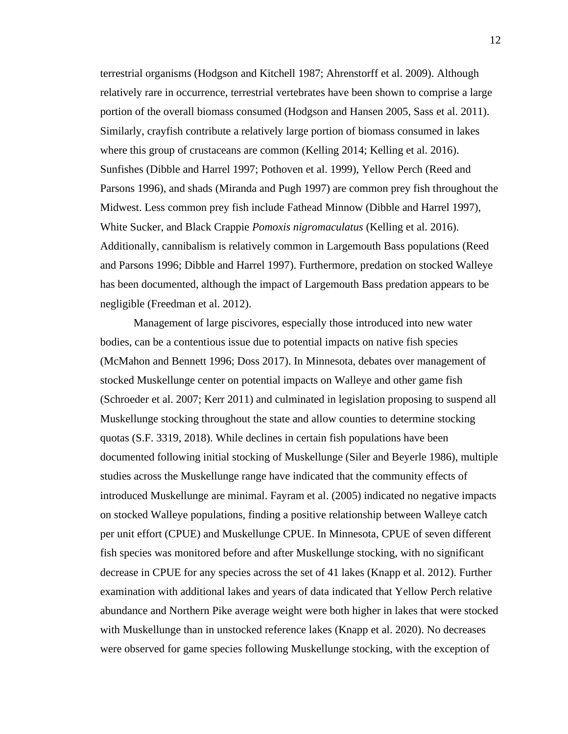terrestrial organisms (Hodgson and Kitchell 1987; Ahrenstorff et al. 2009). Although relatively rare in occurrence, terrestrial vertebrates have been shown to comprise a large portion of the overall biomass consumed (Hodgson and Hansen 2005, Sass et al. 2011). Similarly, crayfish contribute a relatively large portion of biomass consumed in lakes where this group of crustaceans are common (Kelling 2014; Kelling et al. 2016). Sunfishes (Dibble and Harrel 1997; Pothoven et al. 1999), Yellow Perch (Reed and Parsons 1996), and shads (Miranda and Pugh 1997) are common prey fish throughout the Midwest. Less common prey fish include Fathead Minnow (Dibble and Harrel 1997), White Sucker, and Black Crappie *Pomoxis nigromaculatus* (Kelling et al. 2016). Additionally, cannibalism is relatively common in Largemouth Bass populations (Reed and Parsons 1996; Dibble and Harrel 1997). Furthermore, predation on stocked Walleye has been documented, although the impact of Largemouth Bass predation appears to be negligible (Freedman et al. 2012).

Management of large piscivores, especially those introduced into new water bodies, can be a contentious issue due to potential impacts on native fish species (McMahon and Bennett 1996; Doss 2017). In Minnesota, debates over management of stocked Muskellunge center on potential impacts on Walleye and other game fish (Schroeder et al. 2007; Kerr 2011) and culminated in legislation proposing to suspend all Muskellunge stocking throughout the state and allow counties to determine stocking quotas (S.F. 3319, 2018). While declines in certain fish populations have been documented following initial stocking of Muskellunge (Siler and Beyerle 1986), multiple studies across the Muskellunge range have indicated that the community effects of introduced Muskellunge are minimal. Fayram et al. (2005) indicated no negative impacts on stocked Walleye populations, finding a positive relationship between Walleye catch per unit effort (CPUE) and Muskellunge CPUE. In Minnesota, CPUE of seven different fish species was monitored before and after Muskellunge stocking, with no significant decrease in CPUE for any species across the set of 41 lakes (Knapp et al. 2012). Further examination with additional lakes and years of data indicated that Yellow Perch relative abundance and Northern Pike average weight were both higher in lakes that were stocked with Muskellunge than in unstocked reference lakes (Knapp et al. 2020). No decreases were observed for game species following Muskellunge stocking, with the exception of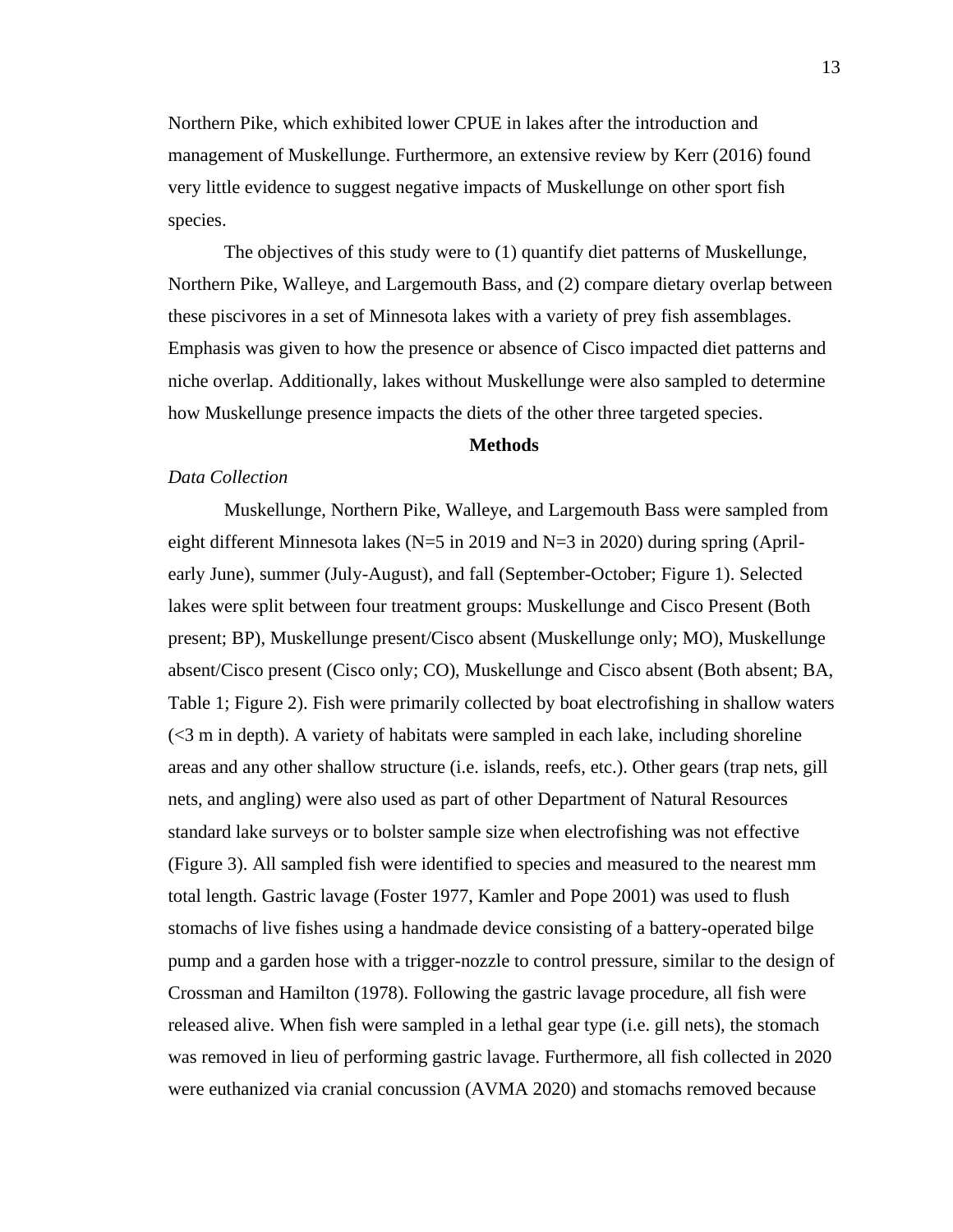Northern Pike, which exhibited lower CPUE in lakes after the introduction and management of Muskellunge. Furthermore, an extensive review by Kerr (2016) found very little evidence to suggest negative impacts of Muskellunge on other sport fish species.

The objectives of this study were to (1) quantify diet patterns of Muskellunge, Northern Pike, Walleye, and Largemouth Bass, and (2) compare dietary overlap between these piscivores in a set of Minnesota lakes with a variety of prey fish assemblages. Emphasis was given to how the presence or absence of Cisco impacted diet patterns and niche overlap. Additionally, lakes without Muskellunge were also sampled to determine how Muskellunge presence impacts the diets of the other three targeted species.

## Methods

### *Data Collection*

Muskellunge, Northern Pike, Walleye, and Largemouth Bass were sampled from eight different Minnesota lakes (N=5 in 2019 and N=3 in 2020) during spring (April-early June), summer (July-August), and fall (September-October; Figure 1). Selected lakes were split between four treatment groups: Muskellunge and Cisco Present (Both present; BP), Muskellunge present/Cisco absent (Muskellunge only; MO), Muskellunge absent/Cisco present (Cisco only; CO), Muskellunge and Cisco absent (Both absent; BA, Table 1; Figure 2). Fish were primarily collected by boat electrofishing in shallow waters (<3 m in depth). A variety of habitats were sampled in each lake, including shoreline areas and any other shallow structure (i.e. islands, reefs, etc.). Other gears (trap nets, gill nets, and angling) were also used as part of other Department of Natural Resources standard lake surveys or to bolster sample size when electrofishing was not effective (Figure 3). All sampled fish were identified to species and measured to the nearest mm total length. Gastric lavage (Foster 1977, Kamler and Pope 2001) was used to flush stomachs of live fishes using a handmade device consisting of a battery-operated bilge pump and a garden hose with a trigger-nozzle to control pressure, similar to the design of Crossman and Hamilton (1978). Following the gastric lavage procedure, all fish were released alive. When fish were sampled in a lethal gear type (i.e. gill nets), the stomach was removed in lieu of performing gastric lavage. Furthermore, all fish collected in 2020 were euthanized via cranial concussion (AVMA 2020) and stomachs removed because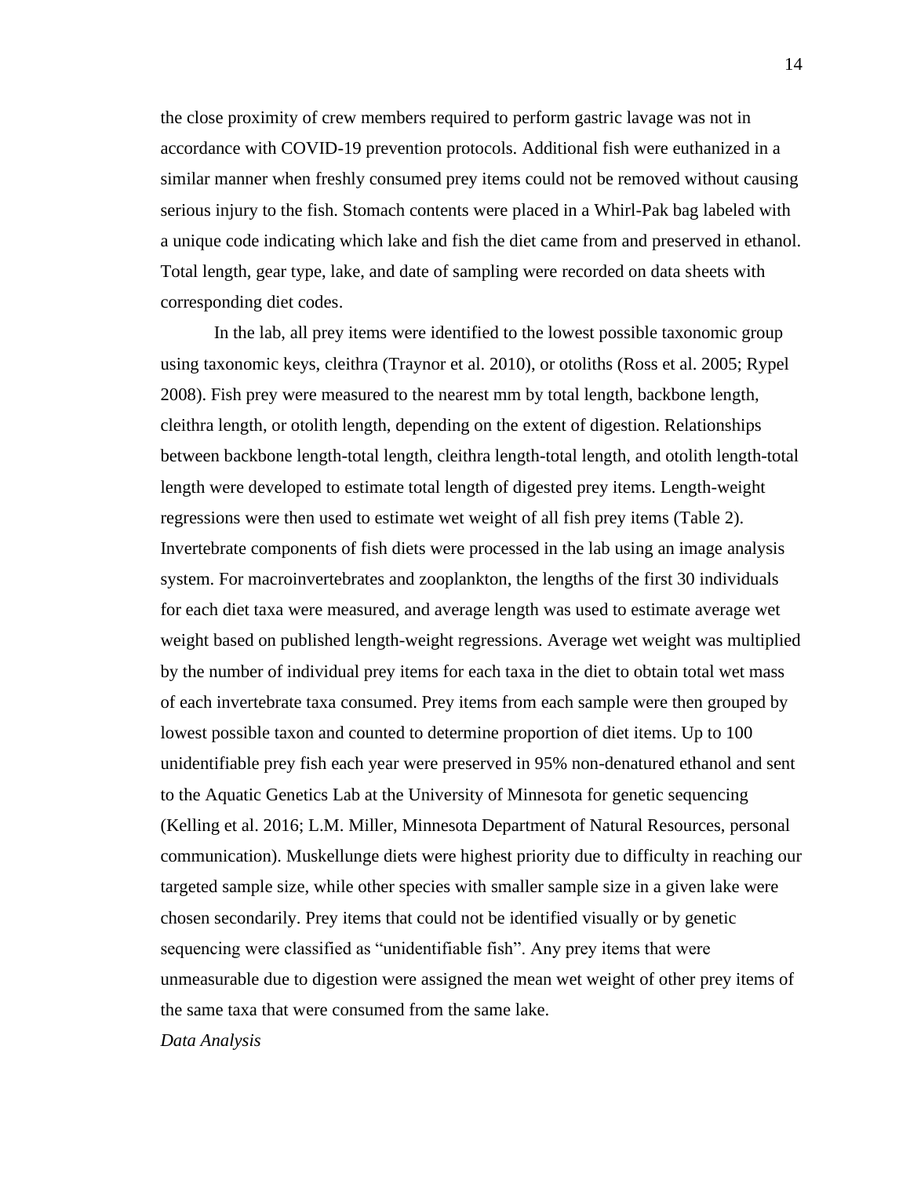the close proximity of crew members required to perform gastric lavage was not in accordance with COVID-19 prevention protocols. Additional fish were euthanized in a similar manner when freshly consumed prey items could not be removed without causing serious injury to the fish. Stomach contents were placed in a Whirl-Pak bag labeled with a unique code indicating which lake and fish the diet came from and preserved in ethanol. Total length, gear type, lake, and date of sampling were recorded on data sheets with corresponding diet codes.

In the lab, all prey items were identified to the lowest possible taxonomic group using taxonomic keys, cleithra (Traynor et al. 2010), or otoliths (Ross et al. 2005; Rypel 2008). Fish prey were measured to the nearest mm by total length, backbone length, cleithra length, or otolith length, depending on the extent of digestion. Relationships between backbone length-total length, cleithra length-total length, and otolith length-total length were developed to estimate total length of digested prey items. Length-weight regressions were then used to estimate wet weight of all fish prey items (Table 2). Invertebrate components of fish diets were processed in the lab using an image analysis system. For macroinvertebrates and zooplankton, the lengths of the first 30 individuals for each diet taxa were measured, and average length was used to estimate average wet weight based on published length-weight regressions. Average wet weight was multiplied by the number of individual prey items for each taxa in the diet to obtain total wet mass of each invertebrate taxa consumed. Prey items from each sample were then grouped by lowest possible taxon and counted to determine proportion of diet items. Up to 100 unidentifiable prey fish each year were preserved in 95% non-denatured ethanol and sent to the Aquatic Genetics Lab at the University of Minnesota for genetic sequencing (Kelling et al. 2016; L.M. Miller, Minnesota Department of Natural Resources, personal communication). Muskellunge diets were highest priority due to difficulty in reaching our targeted sample size, while other species with smaller sample size in a given lake were chosen secondarily. Prey items that could not be identified visually or by genetic sequencing were classified as "unidentifiable fish". Any prey items that were unmeasurable due to digestion were assigned the mean wet weight of other prey items of the same taxa that were consumed from the same lake.

*Data Analysis*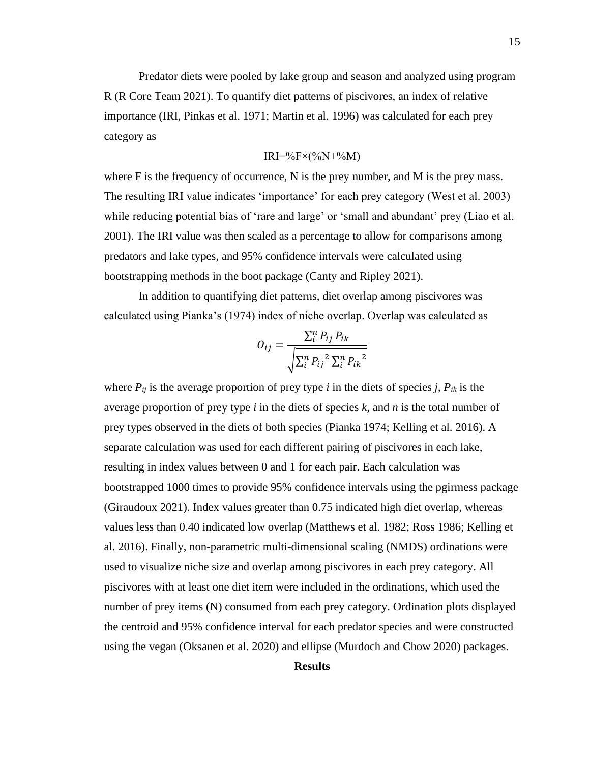Predator diets were pooled by lake group and season and analyzed using program R (R Core Team 2021). To quantify diet patterns of piscivores, an index of relative importance (IRI, Pinkas et al. 1971; Martin et al. 1996) was calculated for each prey category as

$$IRI = \%F \times (\%N + \%M)$$

where F is the frequency of occurrence, N is the prey number, and M is the prey mass. The resulting IRI value indicates 'importance' for each prey category (West et al. 2003) while reducing potential bias of 'rare and large' or 'small and abundant' prey (Liao et al. 2001). The IRI value was then scaled as a percentage to allow for comparisons among predators and lake types, and 95% confidence intervals were calculated using bootstrapping methods in the boot package (Canty and Ripley 2021).

In addition to quantifying diet patterns, diet overlap among piscivores was calculated using Pianka's (1974) index of niche overlap. Overlap was calculated as

$$O_{ij} = \frac{\sum_i^n P_{ij} P_{ik}}{\sqrt{\sum_i^n {P_{ij}}^2 \sum_i^n {P_{ik}}^2}}$$

where $P_{ij}$ is the average proportion of prey type $i$ in the diets of species $j$, $P_{ik}$ is the average proportion of prey type $i$ in the diets of species $k$, and $n$ is the total number of prey types observed in the diets of both species (Pianka 1974; Kelling et al. 2016). A separate calculation was used for each different pairing of piscivores in each lake, resulting in index values between 0 and 1 for each pair. Each calculation was bootstrapped 1000 times to provide 95% confidence intervals using the pgirmess package (Giraudoux 2021). Index values greater than 0.75 indicated high diet overlap, whereas values less than 0.40 indicated low overlap (Matthews et al. 1982; Ross 1986; Kelling et al. 2016). Finally, non-parametric multi-dimensional scaling (NMDS) ordinations were used to visualize niche size and overlap among piscivores in each prey category. All piscivores with at least one diet item were included in the ordinations, which used the number of prey items (N) consumed from each prey category. Ordination plots displayed the centroid and 95% confidence interval for each predator species and were constructed using the vegan (Oksanen et al. 2020) and ellipse (Murdoch and Chow 2020) packages.

## Results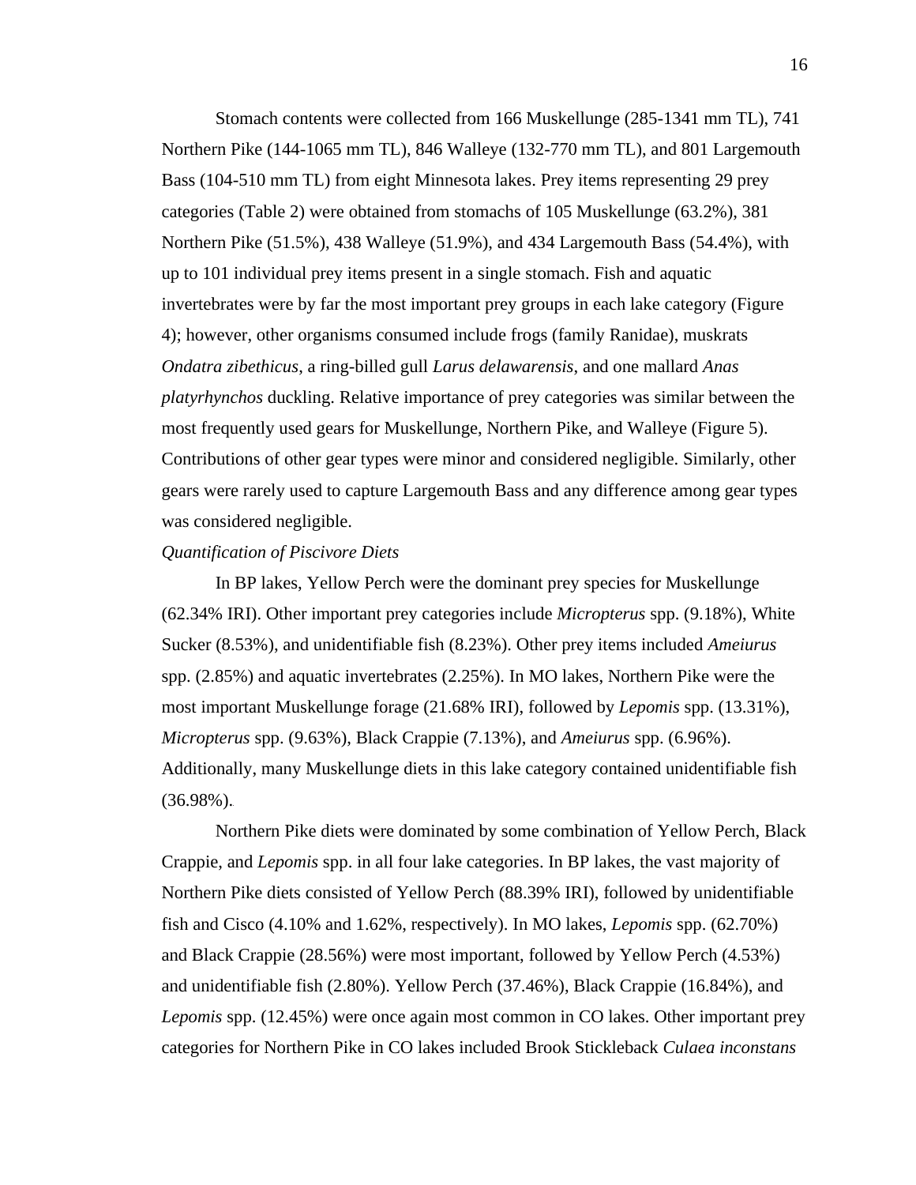Stomach contents were collected from 166 Muskellunge (285-1341 mm TL), 741 Northern Pike (144-1065 mm TL), 846 Walleye (132-770 mm TL), and 801 Largemouth Bass (104-510 mm TL) from eight Minnesota lakes. Prey items representing 29 prey categories (Table 2) were obtained from stomachs of 105 Muskellunge (63.2%), 381 Northern Pike (51.5%), 438 Walleye (51.9%), and 434 Largemouth Bass (54.4%), with up to 101 individual prey items present in a single stomach. Fish and aquatic invertebrates were by far the most important prey groups in each lake category (Figure 4); however, other organisms consumed include frogs (family Ranidae), muskrats *Ondatra zibethicus*, a ring-billed gull *Larus delawarensis*, and one mallard *Anas platyrhynchos* duckling. Relative importance of prey categories was similar between the most frequently used gears for Muskellunge, Northern Pike, and Walleye (Figure 5). Contributions of other gear types were minor and considered negligible. Similarly, other gears were rarely used to capture Largemouth Bass and any difference among gear types was considered negligible.

*Quantification of Piscivore Diets*

In BP lakes, Yellow Perch were the dominant prey species for Muskellunge (62.34% IRI). Other important prey categories include *Micropterus* spp. (9.18%), White Sucker (8.53%), and unidentifiable fish (8.23%). Other prey items included *Ameiurus* spp. (2.85%) and aquatic invertebrates (2.25%). In MO lakes, Northern Pike were the most important Muskellunge forage (21.68% IRI), followed by *Lepomis* spp. (13.31%), *Micropterus* spp. (9.63%), Black Crappie (7.13%), and *Ameiurus* spp. (6.96%). Additionally, many Muskellunge diets in this lake category contained unidentifiable fish (36.98%).

Northern Pike diets were dominated by some combination of Yellow Perch, Black Crappie, and *Lepomis* spp. in all four lake categories. In BP lakes, the vast majority of Northern Pike diets consisted of Yellow Perch (88.39% IRI), followed by unidentifiable fish and Cisco (4.10% and 1.62%, respectively). In MO lakes, *Lepomis* spp. (62.70%) and Black Crappie (28.56%) were most important, followed by Yellow Perch (4.53%) and unidentifiable fish (2.80%). Yellow Perch (37.46%), Black Crappie (16.84%), and *Lepomis* spp. (12.45%) were once again most common in CO lakes. Other important prey categories for Northern Pike in CO lakes included Brook Stickleback *Culaea inconstans*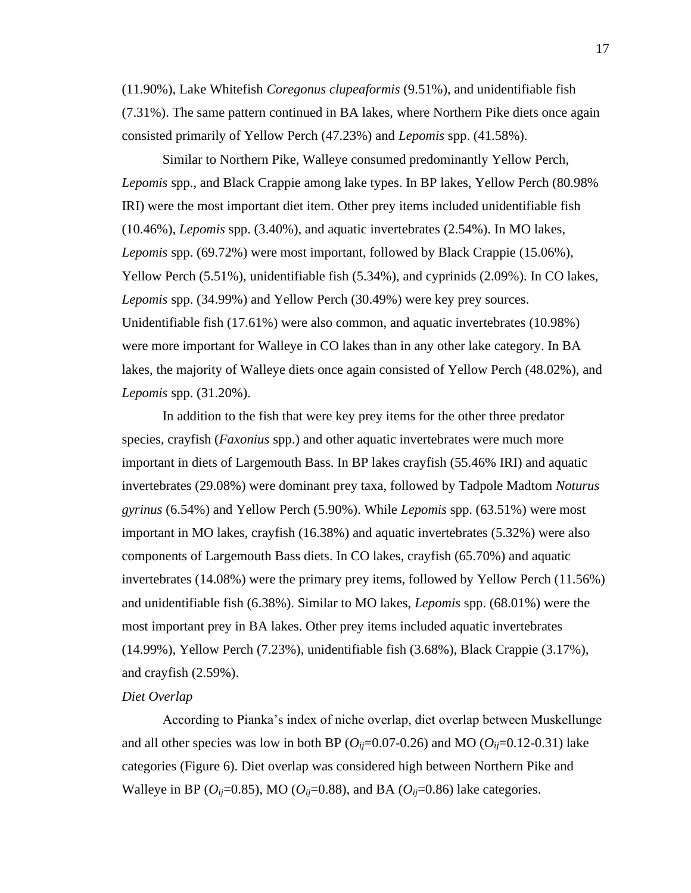(11.90%), Lake Whitefish *Coregonus clupeaformis* (9.51%), and unidentifiable fish (7.31%). The same pattern continued in BA lakes, where Northern Pike diets once again consisted primarily of Yellow Perch (47.23%) and *Lepomis* spp. (41.58%).

Similar to Northern Pike, Walleye consumed predominantly Yellow Perch, *Lepomis* spp., and Black Crappie among lake types. In BP lakes, Yellow Perch (80.98% IRI) were the most important diet item. Other prey items included unidentifiable fish (10.46%), *Lepomis* spp. (3.40%), and aquatic invertebrates (2.54%). In MO lakes, *Lepomis* spp. (69.72%) were most important, followed by Black Crappie (15.06%), Yellow Perch (5.51%), unidentifiable fish (5.34%), and cyprinids (2.09%). In CO lakes, *Lepomis* spp. (34.99%) and Yellow Perch (30.49%) were key prey sources. Unidentifiable fish (17.61%) were also common, and aquatic invertebrates (10.98%) were more important for Walleye in CO lakes than in any other lake category. In BA lakes, the majority of Walleye diets once again consisted of Yellow Perch (48.02%), and *Lepomis* spp. (31.20%).

In addition to the fish that were key prey items for the other three predator species, crayfish (*Faxonius* spp.) and other aquatic invertebrates were much more important in diets of Largemouth Bass. In BP lakes crayfish (55.46% IRI) and aquatic invertebrates (29.08%) were dominant prey taxa, followed by Tadpole Madtom *Noturus gyrinus* (6.54%) and Yellow Perch (5.90%). While *Lepomis* spp. (63.51%) were most important in MO lakes, crayfish (16.38%) and aquatic invertebrates (5.32%) were also components of Largemouth Bass diets. In CO lakes, crayfish (65.70%) and aquatic invertebrates (14.08%) were the primary prey items, followed by Yellow Perch (11.56%) and unidentifiable fish (6.38%). Similar to MO lakes, *Lepomis* spp. (68.01%) were the most important prey in BA lakes. Other prey items included aquatic invertebrates (14.99%), Yellow Perch (7.23%), unidentifiable fish (3.68%), Black Crappie (3.17%), and crayfish (2.59%).

*Diet Overlap*

According to Pianka's index of niche overlap, diet overlap between Muskellunge and all other species was low in both BP ($O_{ij}$=0.07-0.26) and MO ($O_{ij}$=0.12-0.31) lake categories (Figure 6). Diet overlap was considered high between Northern Pike and Walleye in BP ($O_{ij}$=0.85), MO ($O_{ij}$=0.88), and BA ($O_{ij}$=0.86) lake categories.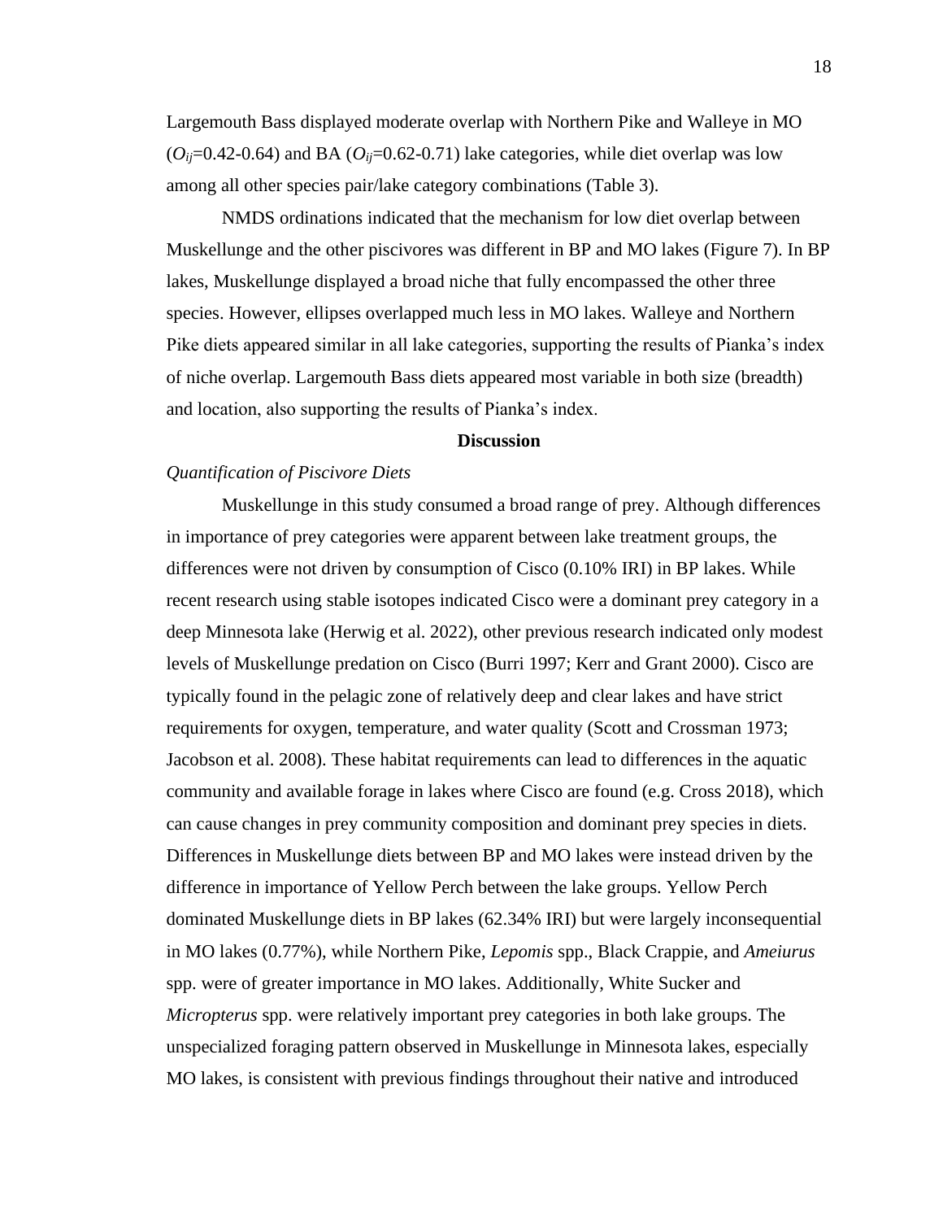Largemouth Bass displayed moderate overlap with Northern Pike and Walleye in MO ($O_{ij}$=0.42-0.64) and BA ($O_{ij}$=0.62-0.71) lake categories, while diet overlap was low among all other species pair/lake category combinations (Table 3).

NMDS ordinations indicated that the mechanism for low diet overlap between Muskellunge and the other piscivores was different in BP and MO lakes (Figure 7). In BP lakes, Muskellunge displayed a broad niche that fully encompassed the other three species. However, ellipses overlapped much less in MO lakes. Walleye and Northern Pike diets appeared similar in all lake categories, supporting the results of Pianka's index of niche overlap. Largemouth Bass diets appeared most variable in both size (breadth) and location, also supporting the results of Pianka's index.

## Discussion

### *Quantification of Piscivore Diets*

Muskellunge in this study consumed a broad range of prey. Although differences in importance of prey categories were apparent between lake treatment groups, the differences were not driven by consumption of Cisco (0.10% IRI) in BP lakes. While recent research using stable isotopes indicated Cisco were a dominant prey category in a deep Minnesota lake (Herwig et al. 2022), other previous research indicated only modest levels of Muskellunge predation on Cisco (Burri 1997; Kerr and Grant 2000). Cisco are typically found in the pelagic zone of relatively deep and clear lakes and have strict requirements for oxygen, temperature, and water quality (Scott and Crossman 1973; Jacobson et al. 2008). These habitat requirements can lead to differences in the aquatic community and available forage in lakes where Cisco are found (e.g. Cross 2018), which can cause changes in prey community composition and dominant prey species in diets. Differences in Muskellunge diets between BP and MO lakes were instead driven by the difference in importance of Yellow Perch between the lake groups. Yellow Perch dominated Muskellunge diets in BP lakes (62.34% IRI) but were largely inconsequential in MO lakes (0.77%), while Northern Pike, *Lepomis* spp., Black Crappie, and *Ameiurus* spp. were of greater importance in MO lakes. Additionally, White Sucker and *Micropterus* spp. were relatively important prey categories in both lake groups. The unspecialized foraging pattern observed in Muskellunge in Minnesota lakes, especially MO lakes, is consistent with previous findings throughout their native and introduced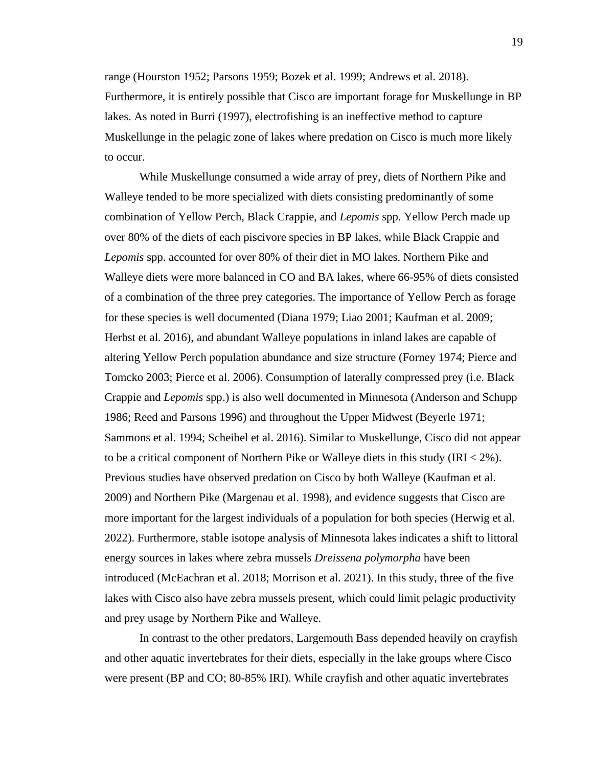range (Hourston 1952; Parsons 1959; Bozek et al. 1999; Andrews et al. 2018). Furthermore, it is entirely possible that Cisco are important forage for Muskellunge in BP lakes. As noted in Burri (1997), electrofishing is an ineffective method to capture Muskellunge in the pelagic zone of lakes where predation on Cisco is much more likely to occur.

While Muskellunge consumed a wide array of prey, diets of Northern Pike and Walleye tended to be more specialized with diets consisting predominantly of some combination of Yellow Perch, Black Crappie, and *Lepomis* spp. Yellow Perch made up over 80% of the diets of each piscivore species in BP lakes, while Black Crappie and *Lepomis* spp. accounted for over 80% of their diet in MO lakes. Northern Pike and Walleye diets were more balanced in CO and BA lakes, where 66-95% of diets consisted of a combination of the three prey categories. The importance of Yellow Perch as forage for these species is well documented (Diana 1979; Liao 2001; Kaufman et al. 2009; Herbst et al. 2016), and abundant Walleye populations in inland lakes are capable of altering Yellow Perch population abundance and size structure (Forney 1974; Pierce and Tomcko 2003; Pierce et al. 2006). Consumption of laterally compressed prey (i.e. Black Crappie and *Lepomis* spp.) is also well documented in Minnesota (Anderson and Schupp 1986; Reed and Parsons 1996) and throughout the Upper Midwest (Beyerle 1971; Sammons et al. 1994; Scheibel et al. 2016). Similar to Muskellunge, Cisco did not appear to be a critical component of Northern Pike or Walleye diets in this study (IRI < 2%). Previous studies have observed predation on Cisco by both Walleye (Kaufman et al. 2009) and Northern Pike (Margenau et al. 1998), and evidence suggests that Cisco are more important for the largest individuals of a population for both species (Herwig et al. 2022). Furthermore, stable isotope analysis of Minnesota lakes indicates a shift to littoral energy sources in lakes where zebra mussels *Dreissena polymorpha* have been introduced (McEachran et al. 2018; Morrison et al. 2021). In this study, three of the five lakes with Cisco also have zebra mussels present, which could limit pelagic productivity and prey usage by Northern Pike and Walleye.

In contrast to the other predators, Largemouth Bass depended heavily on crayfish and other aquatic invertebrates for their diets, especially in the lake groups where Cisco were present (BP and CO; 80-85% IRI). While crayfish and other aquatic invertebrates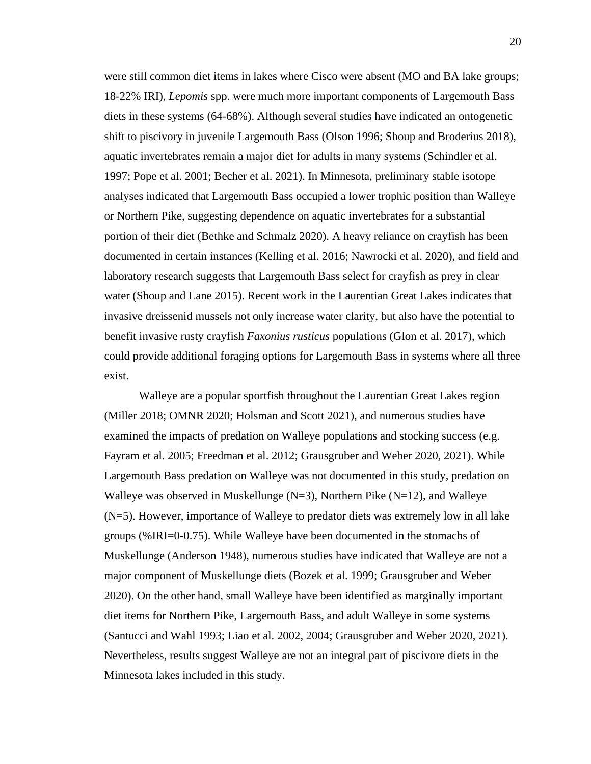were still common diet items in lakes where Cisco were absent (MO and BA lake groups; 18-22% IRI), *Lepomis* spp. were much more important components of Largemouth Bass diets in these systems (64-68%). Although several studies have indicated an ontogenetic shift to piscivory in juvenile Largemouth Bass (Olson 1996; Shoup and Broderius 2018), aquatic invertebrates remain a major diet for adults in many systems (Schindler et al. 1997; Pope et al. 2001; Becher et al. 2021). In Minnesota, preliminary stable isotope analyses indicated that Largemouth Bass occupied a lower trophic position than Walleye or Northern Pike, suggesting dependence on aquatic invertebrates for a substantial portion of their diet (Bethke and Schmalz 2020). A heavy reliance on crayfish has been documented in certain instances (Kelling et al. 2016; Nawrocki et al. 2020), and field and laboratory research suggests that Largemouth Bass select for crayfish as prey in clear water (Shoup and Lane 2015). Recent work in the Laurentian Great Lakes indicates that invasive dreissenid mussels not only increase water clarity, but also have the potential to benefit invasive rusty crayfish *Faxonius rusticus* populations (Glon et al. 2017), which could provide additional foraging options for Largemouth Bass in systems where all three exist.

Walleye are a popular sportfish throughout the Laurentian Great Lakes region (Miller 2018; OMNR 2020; Holsman and Scott 2021), and numerous studies have examined the impacts of predation on Walleye populations and stocking success (e.g. Fayram et al. 2005; Freedman et al. 2012; Grausgruber and Weber 2020, 2021). While Largemouth Bass predation on Walleye was not documented in this study, predation on Walleye was observed in Muskellunge (N=3), Northern Pike (N=12), and Walleye (N=5). However, importance of Walleye to predator diets was extremely low in all lake groups (%IRI=0-0.75). While Walleye have been documented in the stomachs of Muskellunge (Anderson 1948), numerous studies have indicated that Walleye are not a major component of Muskellunge diets (Bozek et al. 1999; Grausgruber and Weber 2020). On the other hand, small Walleye have been identified as marginally important diet items for Northern Pike, Largemouth Bass, and adult Walleye in some systems (Santucci and Wahl 1993; Liao et al. 2002, 2004; Grausgruber and Weber 2020, 2021). Nevertheless, results suggest Walleye are not an integral part of piscivore diets in the Minnesota lakes included in this study.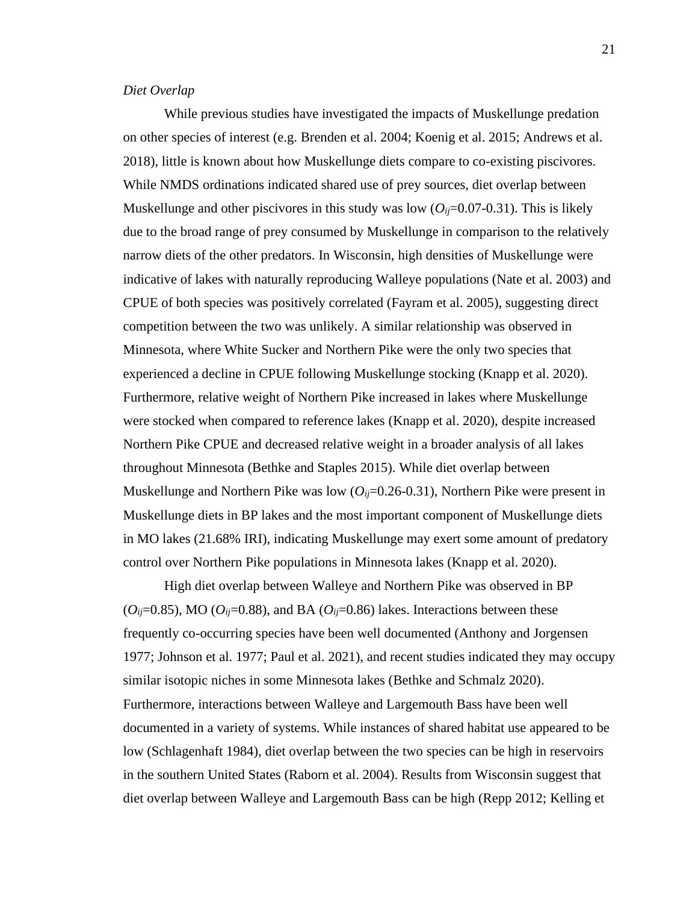*Diet Overlap*

While previous studies have investigated the impacts of Muskellunge predation on other species of interest (e.g. Brenden et al. 2004; Koenig et al. 2015; Andrews et al. 2018), little is known about how Muskellunge diets compare to co-existing piscivores. While NMDS ordinations indicated shared use of prey sources, diet overlap between Muskellunge and other piscivores in this study was low ($O_{ij}$=0.07-0.31). This is likely due to the broad range of prey consumed by Muskellunge in comparison to the relatively narrow diets of the other predators. In Wisconsin, high densities of Muskellunge were indicative of lakes with naturally reproducing Walleye populations (Nate et al. 2003) and CPUE of both species was positively correlated (Fayram et al. 2005), suggesting direct competition between the two was unlikely. A similar relationship was observed in Minnesota, where White Sucker and Northern Pike were the only two species that experienced a decline in CPUE following Muskellunge stocking (Knapp et al. 2020). Furthermore, relative weight of Northern Pike increased in lakes where Muskellunge were stocked when compared to reference lakes (Knapp et al. 2020), despite increased Northern Pike CPUE and decreased relative weight in a broader analysis of all lakes throughout Minnesota (Bethke and Staples 2015). While diet overlap between Muskellunge and Northern Pike was low ($O_{ij}$=0.26-0.31), Northern Pike were present in Muskellunge diets in BP lakes and the most important component of Muskellunge diets in MO lakes (21.68% IRI), indicating Muskellunge may exert some amount of predatory control over Northern Pike populations in Minnesota lakes (Knapp et al. 2020).

High diet overlap between Walleye and Northern Pike was observed in BP ($O_{ij}$=0.85), MO ($O_{ij}$=0.88), and BA ($O_{ij}$=0.86) lakes. Interactions between these frequently co-occurring species have been well documented (Anthony and Jorgensen 1977; Johnson et al. 1977; Paul et al. 2021), and recent studies indicated they may occupy similar isotopic niches in some Minnesota lakes (Bethke and Schmalz 2020). Furthermore, interactions between Walleye and Largemouth Bass have been well documented in a variety of systems. While instances of shared habitat use appeared to be low (Schlagenhaft 1984), diet overlap between the two species can be high in reservoirs in the southern United States (Raborn et al. 2004). Results from Wisconsin suggest that diet overlap between Walleye and Largemouth Bass can be high (Repp 2012; Kelling et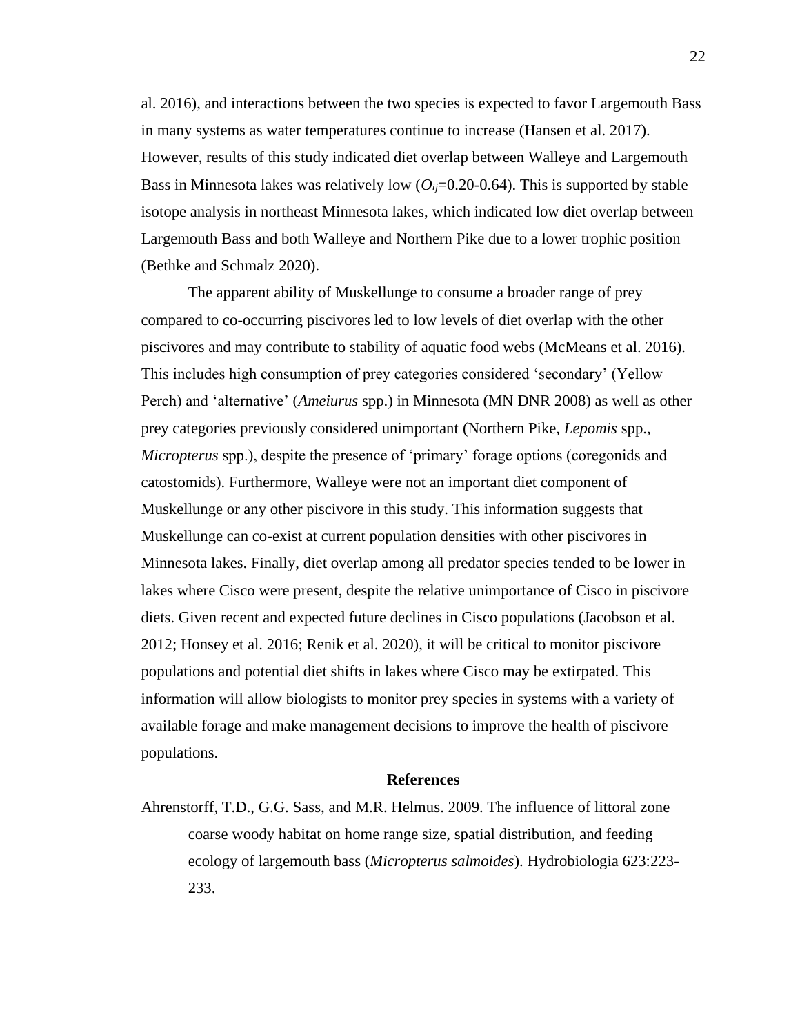al. 2016), and interactions between the two species is expected to favor Largemouth Bass in many systems as water temperatures continue to increase (Hansen et al. 2017). However, results of this study indicated diet overlap between Walleye and Largemouth Bass in Minnesota lakes was relatively low ($O_{ij}$=0.20-0.64). This is supported by stable isotope analysis in northeast Minnesota lakes, which indicated low diet overlap between Largemouth Bass and both Walleye and Northern Pike due to a lower trophic position (Bethke and Schmalz 2020).

The apparent ability of Muskellunge to consume a broader range of prey compared to co-occurring piscivores led to low levels of diet overlap with the other piscivores and may contribute to stability of aquatic food webs (McMeans et al. 2016). This includes high consumption of prey categories considered 'secondary' (Yellow Perch) and 'alternative' (*Ameiurus* spp.) in Minnesota (MN DNR 2008) as well as other prey categories previously considered unimportant (Northern Pike, *Lepomis* spp., *Micropterus* spp.), despite the presence of 'primary' forage options (coregonids and catostomids). Furthermore, Walleye were not an important diet component of Muskellunge or any other piscivore in this study. This information suggests that Muskellunge can co-exist at current population densities with other piscivores in Minnesota lakes. Finally, diet overlap among all predator species tended to be lower in lakes where Cisco were present, despite the relative unimportance of Cisco in piscivore diets. Given recent and expected future declines in Cisco populations (Jacobson et al. 2012; Honsey et al. 2016; Renik et al. 2020), it will be critical to monitor piscivore populations and potential diet shifts in lakes where Cisco may be extirpated. This information will allow biologists to monitor prey species in systems with a variety of available forage and make management decisions to improve the health of piscivore populations.

## References

Ahrenstorff, T.D., G.G. Sass, and M.R. Helmus. 2009. The influence of littoral zone coarse woody habitat on home range size, spatial distribution, and feeding ecology of largemouth bass (*Micropterus salmoides*). Hydrobiologia 623:223-233.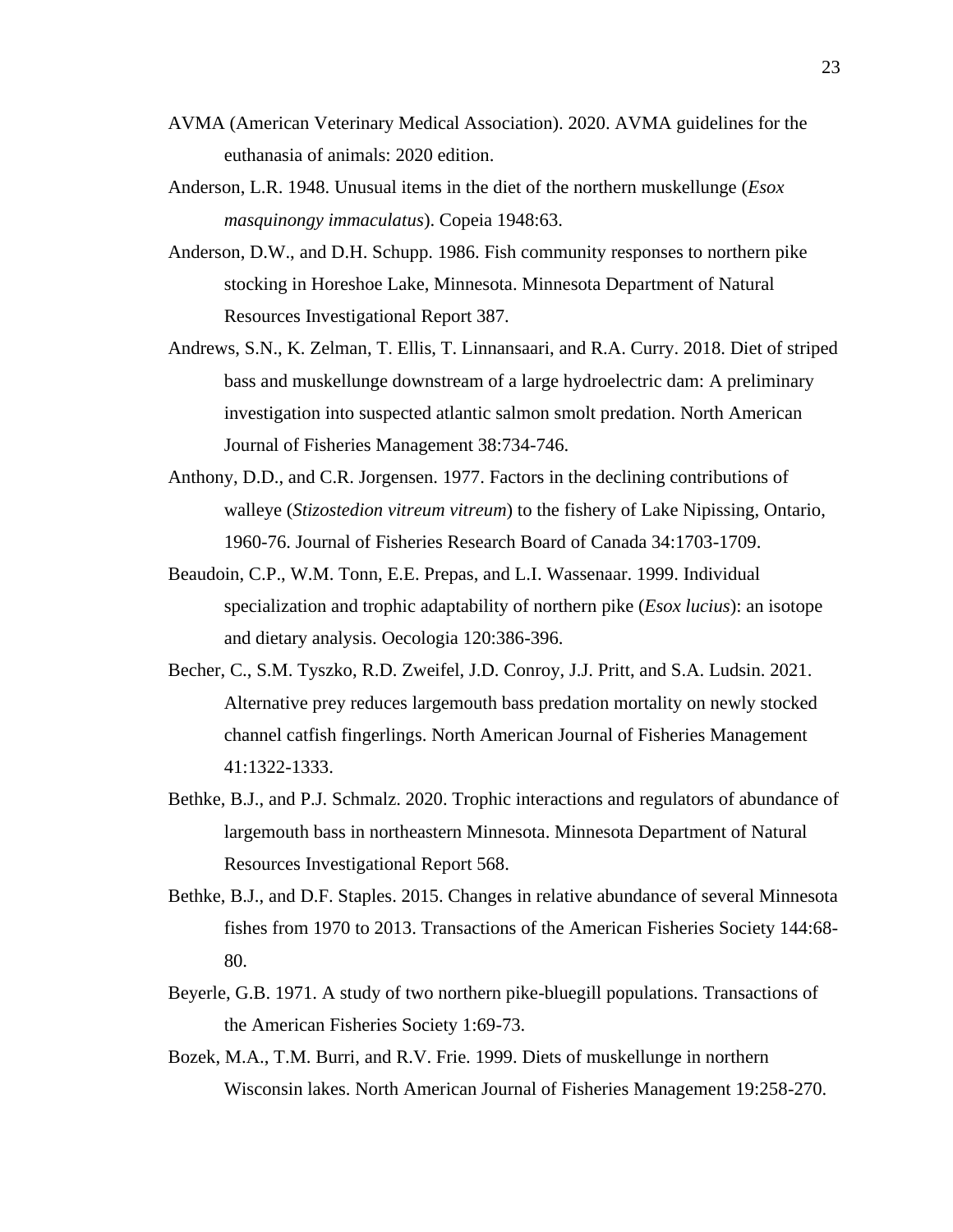AVMA (American Veterinary Medical Association). 2020. AVMA guidelines for the euthanasia of animals: 2020 edition.

Anderson, L.R. 1948. Unusual items in the diet of the northern muskellunge (*Esox masquinongy immaculatus*). Copeia 1948:63.

Anderson, D.W., and D.H. Schupp. 1986. Fish community responses to northern pike stocking in Horeshoe Lake, Minnesota. Minnesota Department of Natural Resources Investigational Report 387.

Andrews, S.N., K. Zelman, T. Ellis, T. Linnansaari, and R.A. Curry. 2018. Diet of striped bass and muskellunge downstream of a large hydroelectric dam: A preliminary investigation into suspected atlantic salmon smolt predation. North American Journal of Fisheries Management 38:734-746.

Anthony, D.D., and C.R. Jorgensen. 1977. Factors in the declining contributions of walleye (*Stizostedion vitreum vitreum*) to the fishery of Lake Nipissing, Ontario, 1960-76. Journal of Fisheries Research Board of Canada 34:1703-1709.

Beaudoin, C.P., W.M. Tonn, E.E. Prepas, and L.I. Wassenaar. 1999. Individual specialization and trophic adaptability of northern pike (*Esox lucius*): an isotope and dietary analysis. Oecologia 120:386-396.

Becher, C., S.M. Tyszko, R.D. Zweifel, J.D. Conroy, J.J. Pritt, and S.A. Ludsin. 2021. Alternative prey reduces largemouth bass predation mortality on newly stocked channel catfish fingerlings. North American Journal of Fisheries Management 41:1322-1333.

Bethke, B.J., and P.J. Schmalz. 2020. Trophic interactions and regulators of abundance of largemouth bass in northeastern Minnesota. Minnesota Department of Natural Resources Investigational Report 568.

Bethke, B.J., and D.F. Staples. 2015. Changes in relative abundance of several Minnesota fishes from 1970 to 2013. Transactions of the American Fisheries Society 144:68-80.

Beyerle, G.B. 1971. A study of two northern pike-bluegill populations. Transactions of the American Fisheries Society 1:69-73.

Bozek, M.A., T.M. Burri, and R.V. Frie. 1999. Diets of muskellunge in northern Wisconsin lakes. North American Journal of Fisheries Management 19:258-270.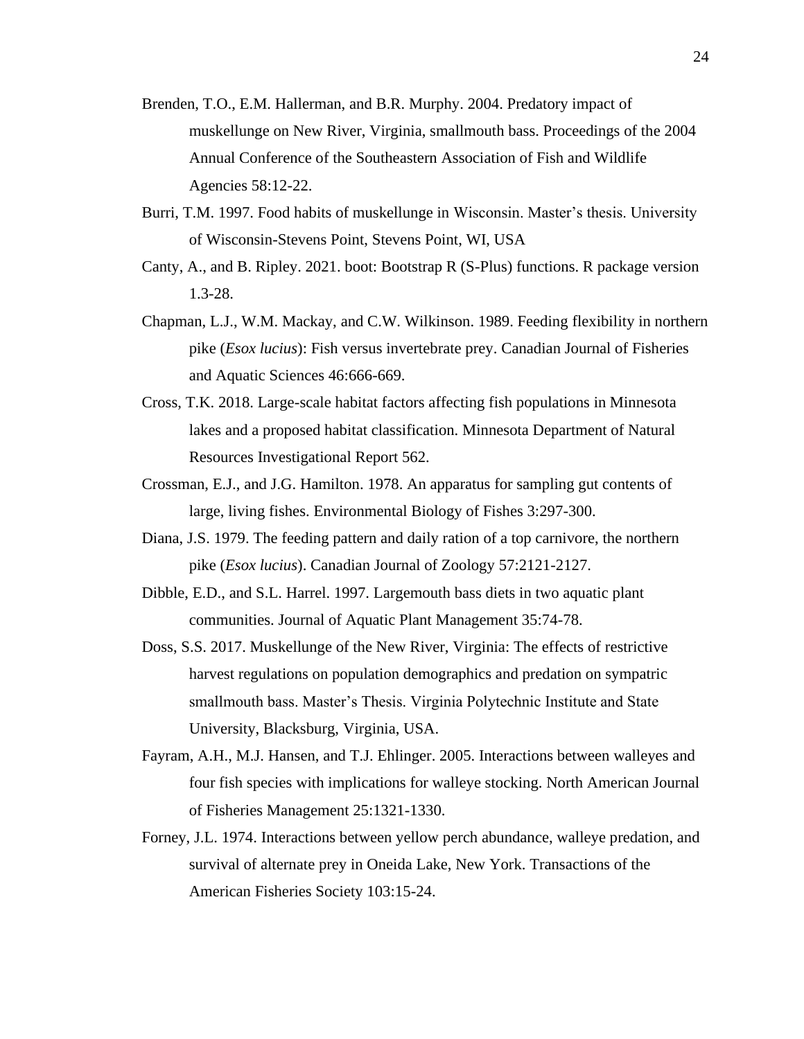Brenden, T.O., E.M. Hallerman, and B.R. Murphy. 2004. Predatory impact of muskellunge on New River, Virginia, smallmouth bass. Proceedings of the 2004 Annual Conference of the Southeastern Association of Fish and Wildlife Agencies 58:12-22.

Burri, T.M. 1997. Food habits of muskellunge in Wisconsin. Master's thesis. University of Wisconsin-Stevens Point, Stevens Point, WI, USA

Canty, A., and B. Ripley. 2021. boot: Bootstrap R (S-Plus) functions. R package version 1.3-28.

Chapman, L.J., W.M. Mackay, and C.W. Wilkinson. 1989. Feeding flexibility in northern pike (*Esox lucius*): Fish versus invertebrate prey. Canadian Journal of Fisheries and Aquatic Sciences 46:666-669.

Cross, T.K. 2018. Large-scale habitat factors affecting fish populations in Minnesota lakes and a proposed habitat classification. Minnesota Department of Natural Resources Investigational Report 562.

Crossman, E.J., and J.G. Hamilton. 1978. An apparatus for sampling gut contents of large, living fishes. Environmental Biology of Fishes 3:297-300.

Diana, J.S. 1979. The feeding pattern and daily ration of a top carnivore, the northern pike (*Esox lucius*). Canadian Journal of Zoology 57:2121-2127.

Dibble, E.D., and S.L. Harrel. 1997. Largemouth bass diets in two aquatic plant communities. Journal of Aquatic Plant Management 35:74-78.

Doss, S.S. 2017. Muskellunge of the New River, Virginia: The effects of restrictive harvest regulations on population demographics and predation on sympatric smallmouth bass. Master's Thesis. Virginia Polytechnic Institute and State University, Blacksburg, Virginia, USA.

Fayram, A.H., M.J. Hansen, and T.J. Ehlinger. 2005. Interactions between walleyes and four fish species with implications for walleye stocking. North American Journal of Fisheries Management 25:1321-1330.

Forney, J.L. 1974. Interactions between yellow perch abundance, walleye predation, and survival of alternate prey in Oneida Lake, New York. Transactions of the American Fisheries Society 103:15-24.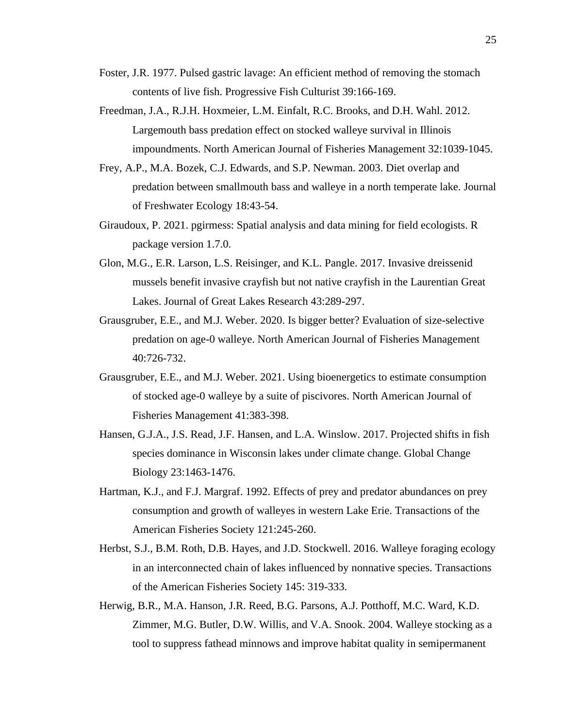Foster, J.R. 1977. Pulsed gastric lavage: An efficient method of removing the stomach contents of live fish. Progressive Fish Culturist 39:166-169.

Freedman, J.A., R.J.H. Hoxmeier, L.M. Einfalt, R.C. Brooks, and D.H. Wahl. 2012. Largemouth bass predation effect on stocked walleye survival in Illinois impoundments. North American Journal of Fisheries Management 32:1039-1045.

Frey, A.P., M.A. Bozek, C.J. Edwards, and S.P. Newman. 2003. Diet overlap and predation between smallmouth bass and walleye in a north temperate lake. Journal of Freshwater Ecology 18:43-54.

Giraudoux, P. 2021. pgirmess: Spatial analysis and data mining for field ecologists. R package version 1.7.0.

Glon, M.G., E.R. Larson, L.S. Reisinger, and K.L. Pangle. 2017. Invasive dreissenid mussels benefit invasive crayfish but not native crayfish in the Laurentian Great Lakes. Journal of Great Lakes Research 43:289-297.

Grausgruber, E.E., and M.J. Weber. 2020. Is bigger better? Evaluation of size-selective predation on age-0 walleye. North American Journal of Fisheries Management 40:726-732.

Grausgruber, E.E., and M.J. Weber. 2021. Using bioenergetics to estimate consumption of stocked age-0 walleye by a suite of piscivores. North American Journal of Fisheries Management 41:383-398.

Hansen, G.J.A., J.S. Read, J.F. Hansen, and L.A. Winslow. 2017. Projected shifts in fish species dominance in Wisconsin lakes under climate change. Global Change Biology 23:1463-1476.

Hartman, K.J., and F.J. Margraf. 1992. Effects of prey and predator abundances on prey consumption and growth of walleyes in western Lake Erie. Transactions of the American Fisheries Society 121:245-260.

Herbst, S.J., B.M. Roth, D.B. Hayes, and J.D. Stockwell. 2016. Walleye foraging ecology in an interconnected chain of lakes influenced by nonnative species. Transactions of the American Fisheries Society 145: 319-333.

Herwig, B.R., M.A. Hanson, J.R. Reed, B.G. Parsons, A.J. Potthoff, M.C. Ward, K.D. Zimmer, M.G. Butler, D.W. Willis, and V.A. Snook. 2004. Walleye stocking as a tool to suppress fathead minnows and improve habitat quality in semipermanent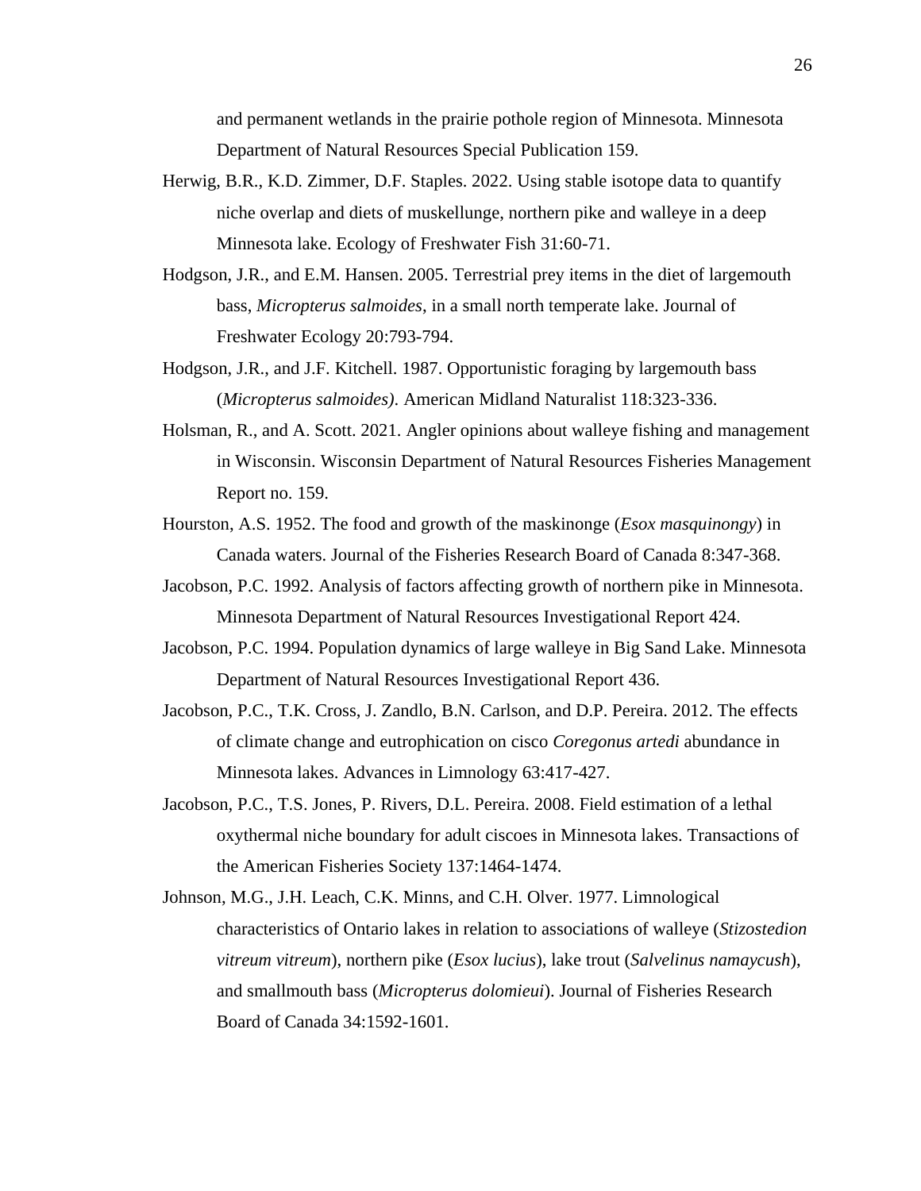and permanent wetlands in the prairie pothole region of Minnesota. Minnesota Department of Natural Resources Special Publication 159.

Herwig, B.R., K.D. Zimmer, D.F. Staples. 2022. Using stable isotope data to quantify niche overlap and diets of muskellunge, northern pike and walleye in a deep Minnesota lake. Ecology of Freshwater Fish 31:60-71.

Hodgson, J.R., and E.M. Hansen. 2005. Terrestrial prey items in the diet of largemouth bass, *Micropterus salmoides*, in a small north temperate lake. Journal of Freshwater Ecology 20:793-794.

Hodgson, J.R., and J.F. Kitchell. 1987. Opportunistic foraging by largemouth bass (*Micropterus salmoides)*. American Midland Naturalist 118:323-336.

Holsman, R., and A. Scott. 2021. Angler opinions about walleye fishing and management in Wisconsin. Wisconsin Department of Natural Resources Fisheries Management Report no. 159.

Hourston, A.S. 1952. The food and growth of the maskinonge (*Esox masquinongy*) in Canada waters. Journal of the Fisheries Research Board of Canada 8:347-368.

Jacobson, P.C. 1992. Analysis of factors affecting growth of northern pike in Minnesota. Minnesota Department of Natural Resources Investigational Report 424.

Jacobson, P.C. 1994. Population dynamics of large walleye in Big Sand Lake. Minnesota Department of Natural Resources Investigational Report 436.

Jacobson, P.C., T.K. Cross, J. Zandlo, B.N. Carlson, and D.P. Pereira. 2012. The effects of climate change and eutrophication on cisco *Coregonus artedi* abundance in Minnesota lakes. Advances in Limnology 63:417-427.

Jacobson, P.C., T.S. Jones, P. Rivers, D.L. Pereira. 2008. Field estimation of a lethal oxythermal niche boundary for adult ciscoes in Minnesota lakes. Transactions of the American Fisheries Society 137:1464-1474.

Johnson, M.G., J.H. Leach, C.K. Minns, and C.H. Olver. 1977. Limnological characteristics of Ontario lakes in relation to associations of walleye (*Stizostedion vitreum vitreum*), northern pike (*Esox lucius*), lake trout (*Salvelinus namaycush*), and smallmouth bass (*Micropterus dolomieui*). Journal of Fisheries Research Board of Canada 34:1592-1601.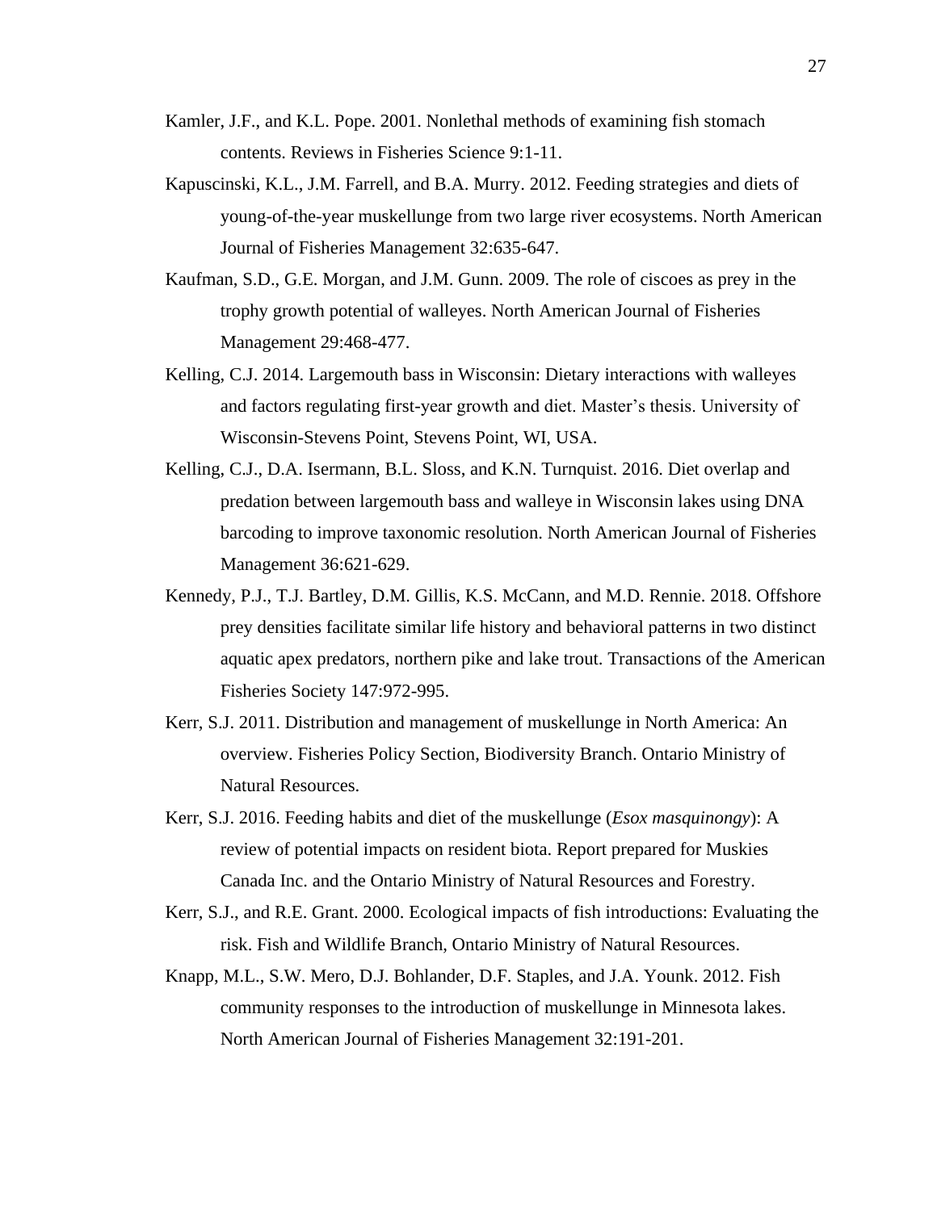Kamler, J.F., and K.L. Pope. 2001. Nonlethal methods of examining fish stomach contents. Reviews in Fisheries Science 9:1-11.

Kapuscinski, K.L., J.M. Farrell, and B.A. Murry. 2012. Feeding strategies and diets of young-of-the-year muskellunge from two large river ecosystems. North American Journal of Fisheries Management 32:635-647.

Kaufman, S.D., G.E. Morgan, and J.M. Gunn. 2009. The role of ciscoes as prey in the trophy growth potential of walleyes. North American Journal of Fisheries Management 29:468-477.

Kelling, C.J. 2014. Largemouth bass in Wisconsin: Dietary interactions with walleyes and factors regulating first-year growth and diet. Master's thesis. University of Wisconsin-Stevens Point, Stevens Point, WI, USA.

Kelling, C.J., D.A. Isermann, B.L. Sloss, and K.N. Turnquist. 2016. Diet overlap and predation between largemouth bass and walleye in Wisconsin lakes using DNA barcoding to improve taxonomic resolution. North American Journal of Fisheries Management 36:621-629.

Kennedy, P.J., T.J. Bartley, D.M. Gillis, K.S. McCann, and M.D. Rennie. 2018. Offshore prey densities facilitate similar life history and behavioral patterns in two distinct aquatic apex predators, northern pike and lake trout. Transactions of the American Fisheries Society 147:972-995.

Kerr, S.J. 2011. Distribution and management of muskellunge in North America: An overview. Fisheries Policy Section, Biodiversity Branch. Ontario Ministry of Natural Resources.

Kerr, S.J. 2016. Feeding habits and diet of the muskellunge (*Esox masquinongy*): A review of potential impacts on resident biota. Report prepared for Muskies Canada Inc. and the Ontario Ministry of Natural Resources and Forestry.

Kerr, S.J., and R.E. Grant. 2000. Ecological impacts of fish introductions: Evaluating the risk. Fish and Wildlife Branch, Ontario Ministry of Natural Resources.

Knapp, M.L., S.W. Mero, D.J. Bohlander, D.F. Staples, and J.A. Younk. 2012. Fish community responses to the introduction of muskellunge in Minnesota lakes. North American Journal of Fisheries Management 32:191-201.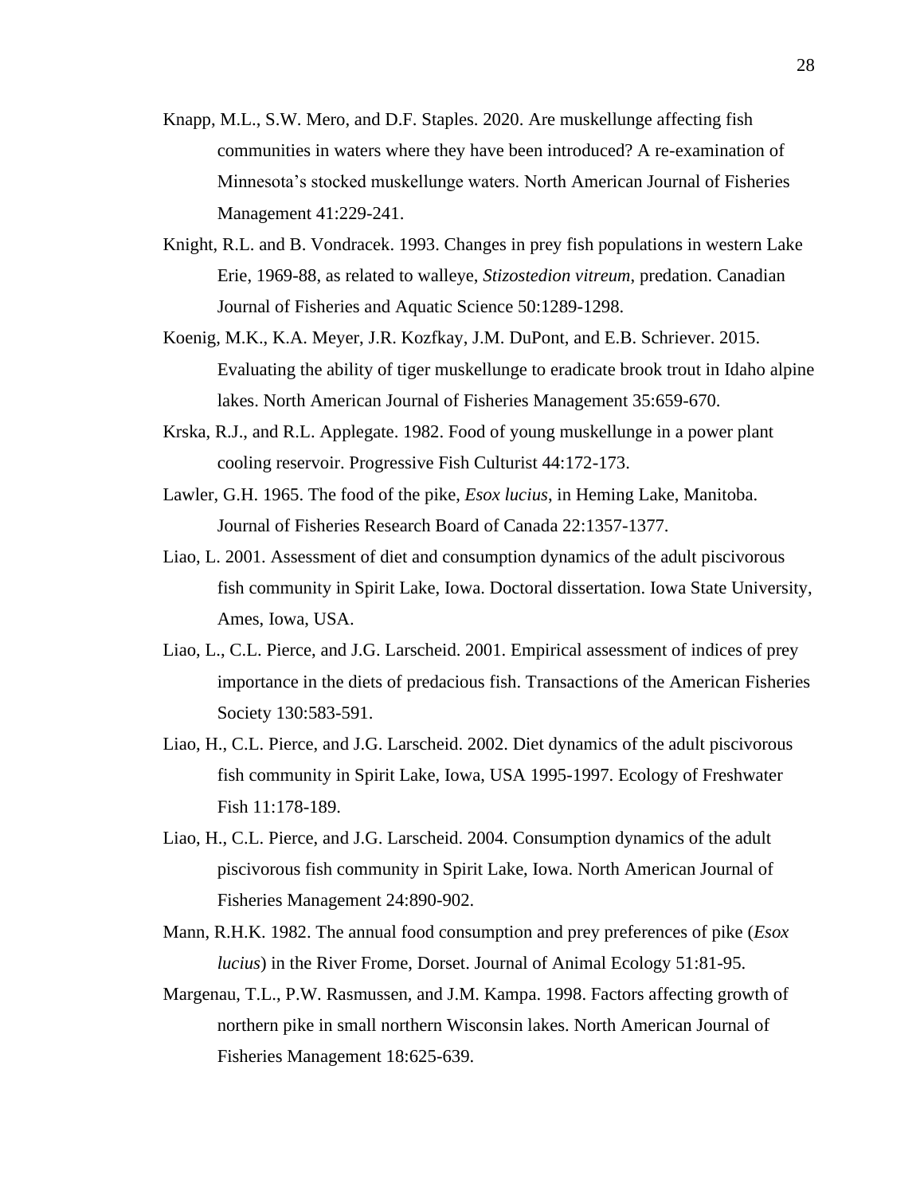Knapp, M.L., S.W. Mero, and D.F. Staples. 2020. Are muskellunge affecting fish communities in waters where they have been introduced? A re-examination of Minnesota's stocked muskellunge waters. North American Journal of Fisheries Management 41:229-241.

Knight, R.L. and B. Vondracek. 1993. Changes in prey fish populations in western Lake Erie, 1969-88, as related to walleye, *Stizostedion vitreum*, predation. Canadian Journal of Fisheries and Aquatic Science 50:1289-1298.

Koenig, M.K., K.A. Meyer, J.R. Kozfkay, J.M. DuPont, and E.B. Schriever. 2015. Evaluating the ability of tiger muskellunge to eradicate brook trout in Idaho alpine lakes. North American Journal of Fisheries Management 35:659-670.

Krska, R.J., and R.L. Applegate. 1982. Food of young muskellunge in a power plant cooling reservoir. Progressive Fish Culturist 44:172-173.

Lawler, G.H. 1965. The food of the pike, *Esox lucius*, in Heming Lake, Manitoba. Journal of Fisheries Research Board of Canada 22:1357-1377.

Liao, L. 2001. Assessment of diet and consumption dynamics of the adult piscivorous fish community in Spirit Lake, Iowa. Doctoral dissertation. Iowa State University, Ames, Iowa, USA.

Liao, L., C.L. Pierce, and J.G. Larscheid. 2001. Empirical assessment of indices of prey importance in the diets of predacious fish. Transactions of the American Fisheries Society 130:583-591.

Liao, H., C.L. Pierce, and J.G. Larscheid. 2002. Diet dynamics of the adult piscivorous fish community in Spirit Lake, Iowa, USA 1995-1997. Ecology of Freshwater Fish 11:178-189.

Liao, H., C.L. Pierce, and J.G. Larscheid. 2004. Consumption dynamics of the adult piscivorous fish community in Spirit Lake, Iowa. North American Journal of Fisheries Management 24:890-902.

Mann, R.H.K. 1982. The annual food consumption and prey preferences of pike (*Esox lucius*) in the River Frome, Dorset. Journal of Animal Ecology 51:81-95.

Margenau, T.L., P.W. Rasmussen, and J.M. Kampa. 1998. Factors affecting growth of northern pike in small northern Wisconsin lakes. North American Journal of Fisheries Management 18:625-639.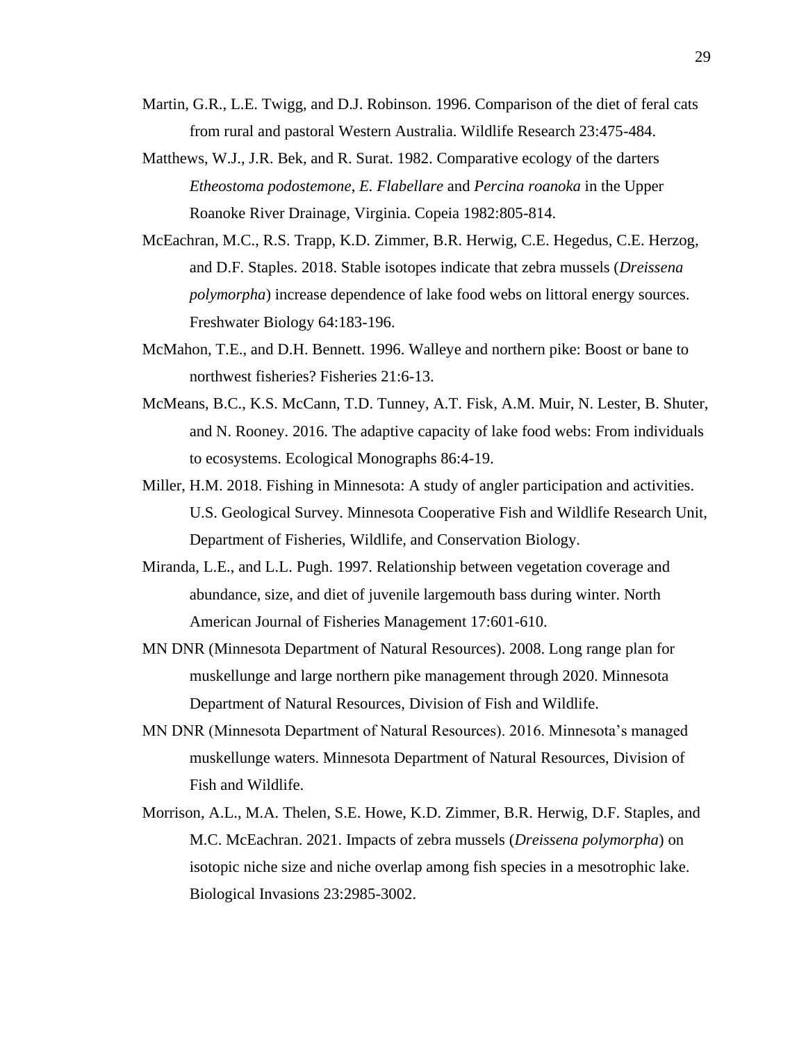Martin, G.R., L.E. Twigg, and D.J. Robinson. 1996. Comparison of the diet of feral cats from rural and pastoral Western Australia. Wildlife Research 23:475-484.

Matthews, W.J., J.R. Bek, and R. Surat. 1982. Comparative ecology of the darters *Etheostoma podostemone*, *E. Flabellare* and *Percina roanoka* in the Upper Roanoke River Drainage, Virginia. Copeia 1982:805-814.

McEachran, M.C., R.S. Trapp, K.D. Zimmer, B.R. Herwig, C.E. Hegedus, C.E. Herzog, and D.F. Staples. 2018. Stable isotopes indicate that zebra mussels (*Dreissena polymorpha*) increase dependence of lake food webs on littoral energy sources. Freshwater Biology 64:183-196.

McMahon, T.E., and D.H. Bennett. 1996. Walleye and northern pike: Boost or bane to northwest fisheries? Fisheries 21:6-13.

McMeans, B.C., K.S. McCann, T.D. Tunney, A.T. Fisk, A.M. Muir, N. Lester, B. Shuter, and N. Rooney. 2016. The adaptive capacity of lake food webs: From individuals to ecosystems. Ecological Monographs 86:4-19.

Miller, H.M. 2018. Fishing in Minnesota: A study of angler participation and activities. U.S. Geological Survey. Minnesota Cooperative Fish and Wildlife Research Unit, Department of Fisheries, Wildlife, and Conservation Biology.

Miranda, L.E., and L.L. Pugh. 1997. Relationship between vegetation coverage and abundance, size, and diet of juvenile largemouth bass during winter. North American Journal of Fisheries Management 17:601-610.

MN DNR (Minnesota Department of Natural Resources). 2008. Long range plan for muskellunge and large northern pike management through 2020. Minnesota Department of Natural Resources, Division of Fish and Wildlife.

MN DNR (Minnesota Department of Natural Resources). 2016. Minnesota's managed muskellunge waters. Minnesota Department of Natural Resources, Division of Fish and Wildlife.

Morrison, A.L., M.A. Thelen, S.E. Howe, K.D. Zimmer, B.R. Herwig, D.F. Staples, and M.C. McEachran. 2021. Impacts of zebra mussels (*Dreissena polymorpha*) on isotopic niche size and niche overlap among fish species in a mesotrophic lake. Biological Invasions 23:2985-3002.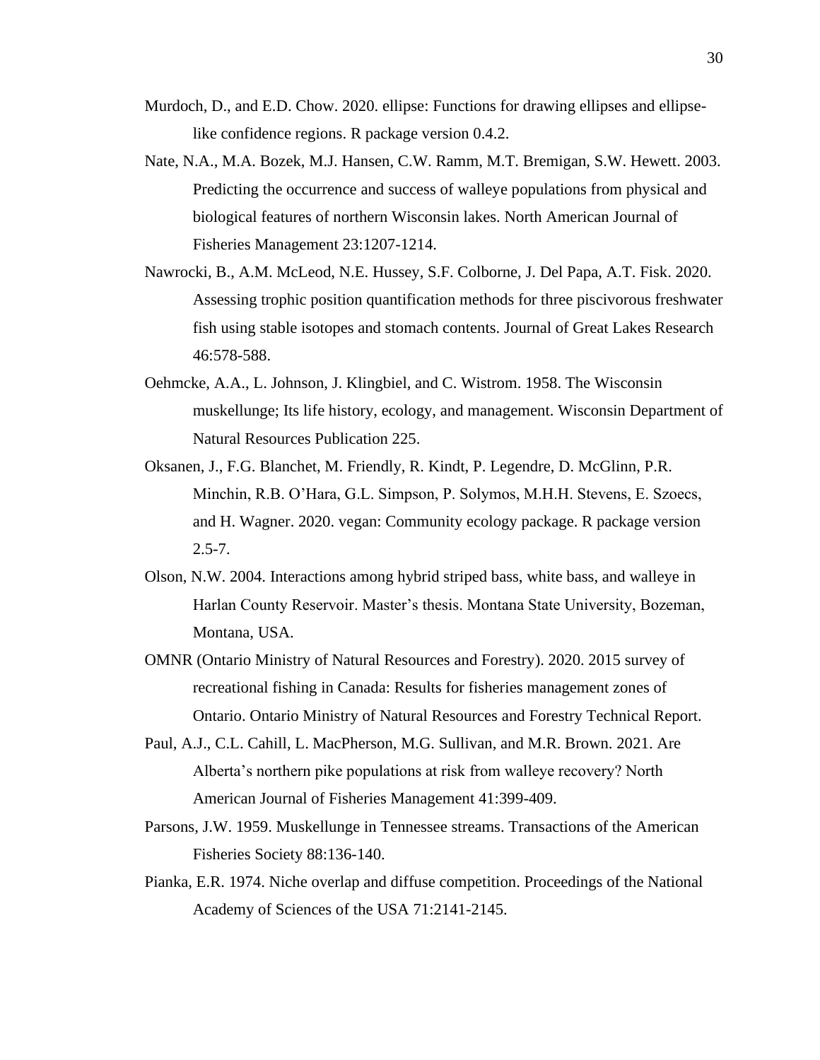Murdoch, D., and E.D. Chow. 2020. ellipse: Functions for drawing ellipses and ellipse-like confidence regions. R package version 0.4.2.

Nate, N.A., M.A. Bozek, M.J. Hansen, C.W. Ramm, M.T. Bremigan, S.W. Hewett. 2003. Predicting the occurrence and success of walleye populations from physical and biological features of northern Wisconsin lakes. North American Journal of Fisheries Management 23:1207-1214.

Nawrocki, B., A.M. McLeod, N.E. Hussey, S.F. Colborne, J. Del Papa, A.T. Fisk. 2020. Assessing trophic position quantification methods for three piscivorous freshwater fish using stable isotopes and stomach contents. Journal of Great Lakes Research 46:578-588.

Oehmcke, A.A., L. Johnson, J. Klingbiel, and C. Wistrom. 1958. The Wisconsin muskellunge; Its life history, ecology, and management. Wisconsin Department of Natural Resources Publication 225.

Oksanen, J., F.G. Blanchet, M. Friendly, R. Kindt, P. Legendre, D. McGlinn, P.R. Minchin, R.B. O'Hara, G.L. Simpson, P. Solymos, M.H.H. Stevens, E. Szoecs, and H. Wagner. 2020. vegan: Community ecology package. R package version 2.5-7.

Olson, N.W. 2004. Interactions among hybrid striped bass, white bass, and walleye in Harlan County Reservoir. Master's thesis. Montana State University, Bozeman, Montana, USA.

OMNR (Ontario Ministry of Natural Resources and Forestry). 2020. 2015 survey of recreational fishing in Canada: Results for fisheries management zones of Ontario. Ontario Ministry of Natural Resources and Forestry Technical Report.

Paul, A.J., C.L. Cahill, L. MacPherson, M.G. Sullivan, and M.R. Brown. 2021. Are Alberta's northern pike populations at risk from walleye recovery? North American Journal of Fisheries Management 41:399-409.

Parsons, J.W. 1959. Muskellunge in Tennessee streams. Transactions of the American Fisheries Society 88:136-140.

Pianka, E.R. 1974. Niche overlap and diffuse competition. Proceedings of the National Academy of Sciences of the USA 71:2141-2145.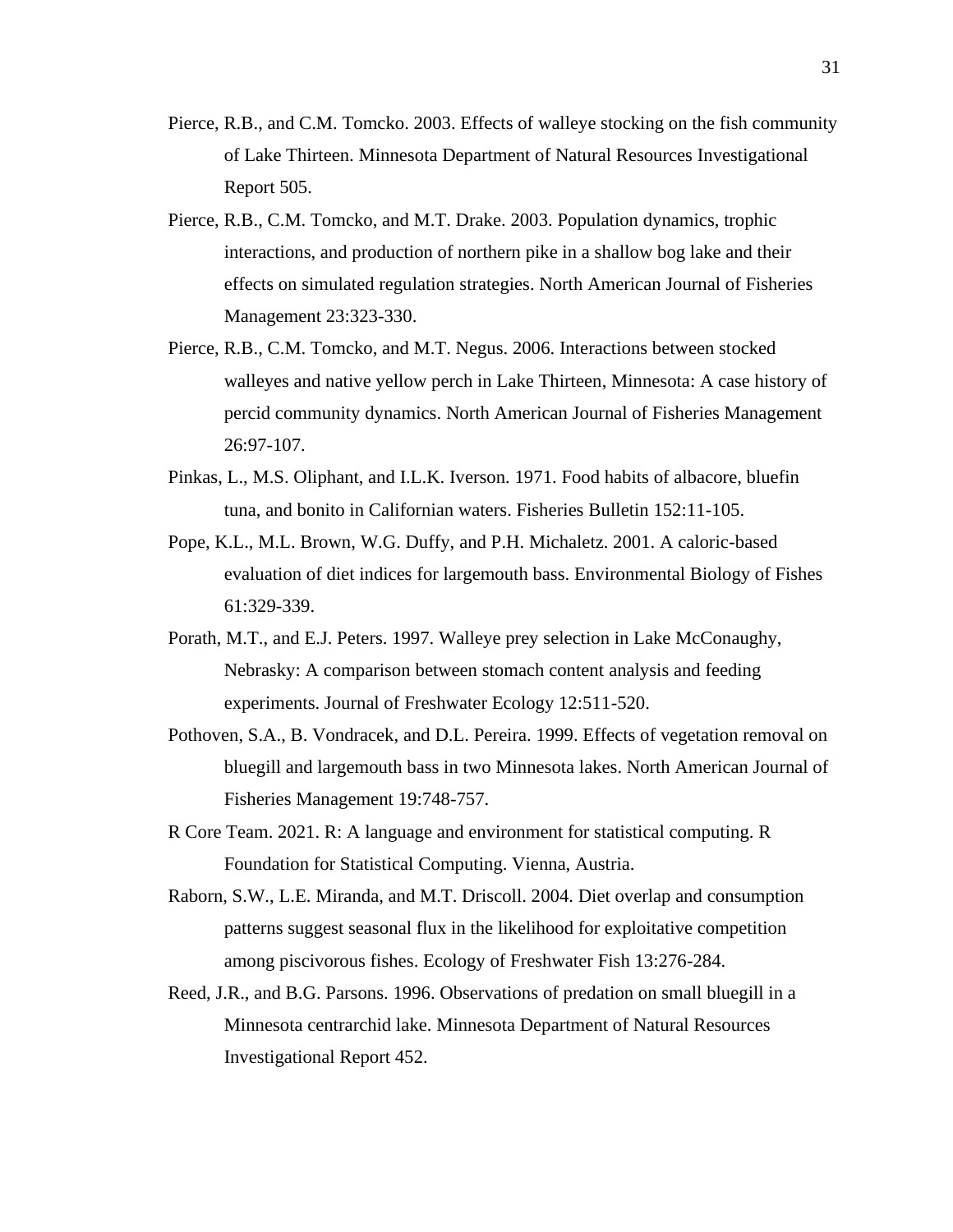Pierce, R.B., and C.M. Tomcko. 2003. Effects of walleye stocking on the fish community of Lake Thirteen. Minnesota Department of Natural Resources Investigational Report 505.

Pierce, R.B., C.M. Tomcko, and M.T. Drake. 2003. Population dynamics, trophic interactions, and production of northern pike in a shallow bog lake and their effects on simulated regulation strategies. North American Journal of Fisheries Management 23:323-330.

Pierce, R.B., C.M. Tomcko, and M.T. Negus. 2006. Interactions between stocked walleyes and native yellow perch in Lake Thirteen, Minnesota: A case history of percid community dynamics. North American Journal of Fisheries Management 26:97-107.

Pinkas, L., M.S. Oliphant, and I.L.K. Iverson. 1971. Food habits of albacore, bluefin tuna, and bonito in Californian waters. Fisheries Bulletin 152:11-105.

Pope, K.L., M.L. Brown, W.G. Duffy, and P.H. Michaletz. 2001. A caloric-based evaluation of diet indices for largemouth bass. Environmental Biology of Fishes 61:329-339.

Porath, M.T., and E.J. Peters. 1997. Walleye prey selection in Lake McConaughy, Nebrasky: A comparison between stomach content analysis and feeding experiments. Journal of Freshwater Ecology 12:511-520.

Pothoven, S.A., B. Vondracek, and D.L. Pereira. 1999. Effects of vegetation removal on bluegill and largemouth bass in two Minnesota lakes. North American Journal of Fisheries Management 19:748-757.

R Core Team. 2021. R: A language and environment for statistical computing. R Foundation for Statistical Computing. Vienna, Austria.

Raborn, S.W., L.E. Miranda, and M.T. Driscoll. 2004. Diet overlap and consumption patterns suggest seasonal flux in the likelihood for exploitative competition among piscivorous fishes. Ecology of Freshwater Fish 13:276-284.

Reed, J.R., and B.G. Parsons. 1996. Observations of predation on small bluegill in a Minnesota centrarchid lake. Minnesota Department of Natural Resources Investigational Report 452.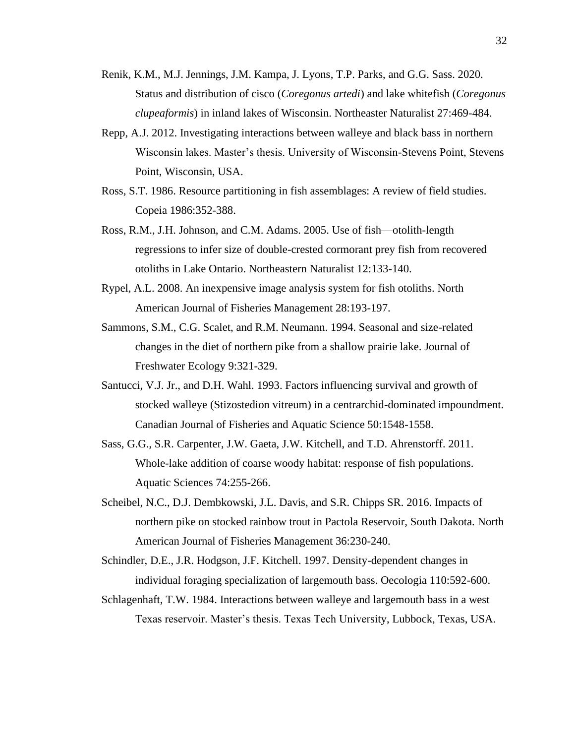Renik, K.M., M.J. Jennings, J.M. Kampa, J. Lyons, T.P. Parks, and G.G. Sass. 2020. Status and distribution of cisco (*Coregonus artedi*) and lake whitefish (*Coregonus clupeaformis*) in inland lakes of Wisconsin. Northeaster Naturalist 27:469-484.

Repp, A.J. 2012. Investigating interactions between walleye and black bass in northern Wisconsin lakes. Master's thesis. University of Wisconsin-Stevens Point, Stevens Point, Wisconsin, USA.

Ross, S.T. 1986. Resource partitioning in fish assemblages: A review of field studies. Copeia 1986:352-388.

Ross, R.M., J.H. Johnson, and C.M. Adams. 2005. Use of fish—otolith-length regressions to infer size of double-crested cormorant prey fish from recovered otoliths in Lake Ontario. Northeastern Naturalist 12:133-140.

Rypel, A.L. 2008. An inexpensive image analysis system for fish otoliths. North American Journal of Fisheries Management 28:193-197.

Sammons, S.M., C.G. Scalet, and R.M. Neumann. 1994. Seasonal and size-related changes in the diet of northern pike from a shallow prairie lake. Journal of Freshwater Ecology 9:321-329.

Santucci, V.J. Jr., and D.H. Wahl. 1993. Factors influencing survival and growth of stocked walleye (Stizostedion vitreum) in a centrarchid-dominated impoundment. Canadian Journal of Fisheries and Aquatic Science 50:1548-1558.

Sass, G.G., S.R. Carpenter, J.W. Gaeta, J.W. Kitchell, and T.D. Ahrenstorff. 2011. Whole-lake addition of coarse woody habitat: response of fish populations. Aquatic Sciences 74:255-266.

Scheibel, N.C., D.J. Dembkowski, J.L. Davis, and S.R. Chipps SR. 2016. Impacts of northern pike on stocked rainbow trout in Pactola Reservoir, South Dakota. North American Journal of Fisheries Management 36:230-240.

Schindler, D.E., J.R. Hodgson, J.F. Kitchell. 1997. Density-dependent changes in individual foraging specialization of largemouth bass. Oecologia 110:592-600.

Schlagenhaft, T.W. 1984. Interactions between walleye and largemouth bass in a west Texas reservoir. Master's thesis. Texas Tech University, Lubbock, Texas, USA.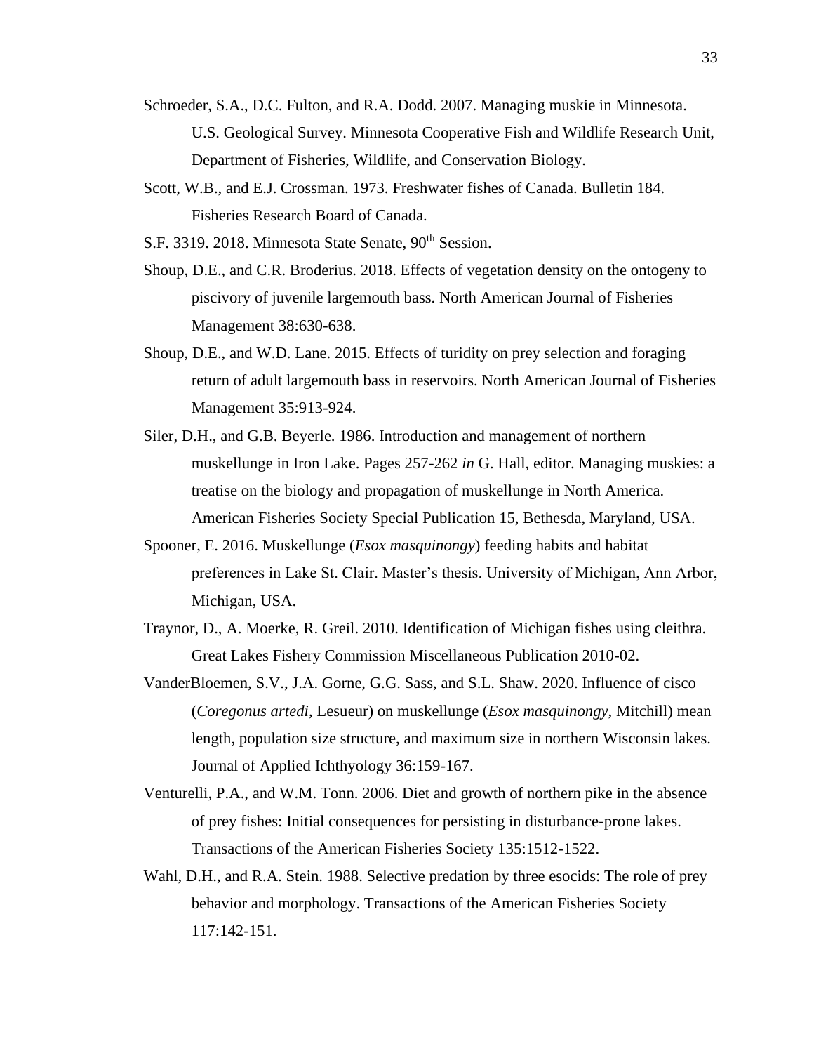Schroeder, S.A., D.C. Fulton, and R.A. Dodd. 2007. Managing muskie in Minnesota. U.S. Geological Survey. Minnesota Cooperative Fish and Wildlife Research Unit, Department of Fisheries, Wildlife, and Conservation Biology.

Scott, W.B., and E.J. Crossman. 1973. Freshwater fishes of Canada. Bulletin 184. Fisheries Research Board of Canada.

S.F. 3319. 2018. Minnesota State Senate, 90th Session.

Shoup, D.E., and C.R. Broderius. 2018. Effects of vegetation density on the ontogeny to piscivory of juvenile largemouth bass. North American Journal of Fisheries Management 38:630-638.

Shoup, D.E., and W.D. Lane. 2015. Effects of turidity on prey selection and foraging return of adult largemouth bass in reservoirs. North American Journal of Fisheries Management 35:913-924.

Siler, D.H., and G.B. Beyerle. 1986. Introduction and management of northern muskellunge in Iron Lake. Pages 257-262 *in* G. Hall, editor. Managing muskies: a treatise on the biology and propagation of muskellunge in North America. American Fisheries Society Special Publication 15, Bethesda, Maryland, USA.

Spooner, E. 2016. Muskellunge (*Esox masquinongy*) feeding habits and habitat preferences in Lake St. Clair. Master's thesis. University of Michigan, Ann Arbor, Michigan, USA.

Traynor, D., A. Moerke, R. Greil. 2010. Identification of Michigan fishes using cleithra. Great Lakes Fishery Commission Miscellaneous Publication 2010-02.

VanderBloemen, S.V., J.A. Gorne, G.G. Sass, and S.L. Shaw. 2020. Influence of cisco (*Coregonus artedi*, Lesueur) on muskellunge (*Esox masquinongy*, Mitchill) mean length, population size structure, and maximum size in northern Wisconsin lakes. Journal of Applied Ichthyology 36:159-167.

Venturelli, P.A., and W.M. Tonn. 2006. Diet and growth of northern pike in the absence of prey fishes: Initial consequences for persisting in disturbance-prone lakes. Transactions of the American Fisheries Society 135:1512-1522.

Wahl, D.H., and R.A. Stein. 1988. Selective predation by three esocids: The role of prey behavior and morphology. Transactions of the American Fisheries Society 117:142-151.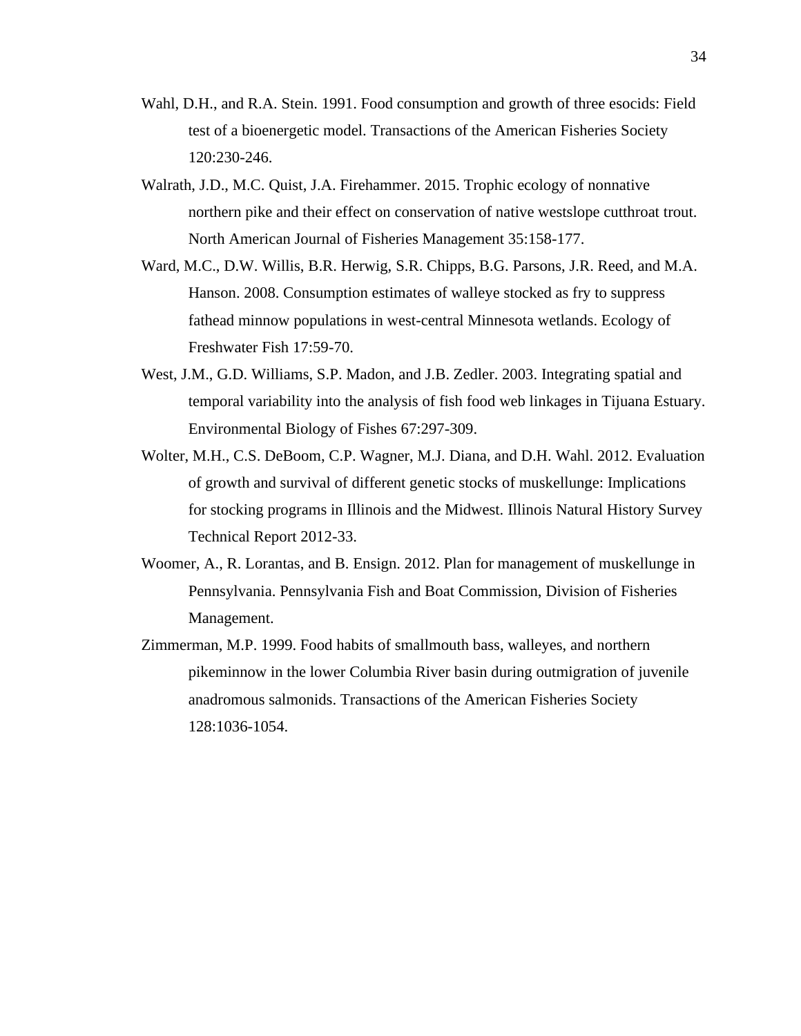Wahl, D.H., and R.A. Stein. 1991. Food consumption and growth of three esocids: Field test of a bioenergetic model. Transactions of the American Fisheries Society 120:230-246.

Walrath, J.D., M.C. Quist, J.A. Firehammer. 2015. Trophic ecology of nonnative northern pike and their effect on conservation of native westslope cutthroat trout. North American Journal of Fisheries Management 35:158-177.

Ward, M.C., D.W. Willis, B.R. Herwig, S.R. Chipps, B.G. Parsons, J.R. Reed, and M.A. Hanson. 2008. Consumption estimates of walleye stocked as fry to suppress fathead minnow populations in west-central Minnesota wetlands. Ecology of Freshwater Fish 17:59-70.

West, J.M., G.D. Williams, S.P. Madon, and J.B. Zedler. 2003. Integrating spatial and temporal variability into the analysis of fish food web linkages in Tijuana Estuary. Environmental Biology of Fishes 67:297-309.

Wolter, M.H., C.S. DeBoom, C.P. Wagner, M.J. Diana, and D.H. Wahl. 2012. Evaluation of growth and survival of different genetic stocks of muskellunge: Implications for stocking programs in Illinois and the Midwest. Illinois Natural History Survey Technical Report 2012-33.

Woomer, A., R. Lorantas, and B. Ensign. 2012. Plan for management of muskellunge in Pennsylvania. Pennsylvania Fish and Boat Commission, Division of Fisheries Management.

Zimmerman, M.P. 1999. Food habits of smallmouth bass, walleyes, and northern pikeminnow in the lower Columbia River basin during outmigration of juvenile anadromous salmonids. Transactions of the American Fisheries Society 128:1036-1054.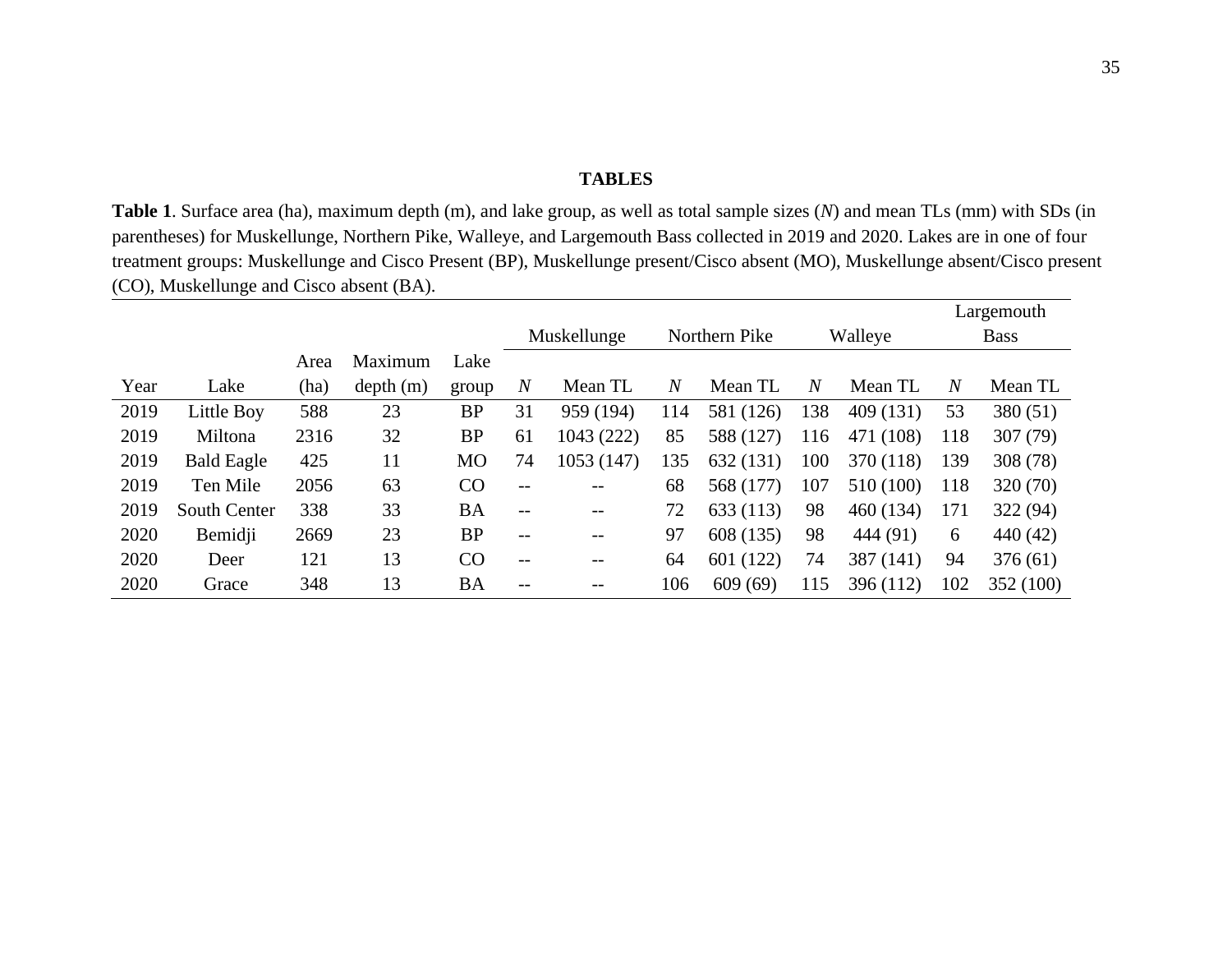# TABLES

**Table 1**. Surface area (ha), maximum depth (m), and lake group, as well as total sample sizes (*N*) and mean TLs (mm) with SDs (in parentheses) for Muskellunge, Northern Pike, Walleye, and Largemouth Bass collected in 2019 and 2020. Lakes are in one of four treatment groups: Muskellunge and Cisco Present (BP), Muskellunge present/Cisco absent (MO), Muskellunge absent/Cisco present (CO), Muskellunge and Cisco absent (BA).

| | | | | | Muskellunge | | Northern Pike | | Walleye | | Largemouth Bass | |
|---|---|---|---|---|---|---|---|---|---|---|---|---|
| Year | Lake | Area (ha) | Maximum depth (m) | Lake group | *N* | Mean TL | *N* | Mean TL | *N* | Mean TL | *N* | Mean TL |
| 2019 | Little Boy | 588 | 23 | BP | 31 | 959 (194) | 114 | 581 (126) | 138 | 409 (131) | 53 | 380 (51) |
| 2019 | Miltona | 2316 | 32 | BP | 61 | 1043 (222) | 85 | 588 (127) | 116 | 471 (108) | 118 | 307 (79) |
| 2019 | Bald Eagle | 425 | 11 | MO | 74 | 1053 (147) | 135 | 632 (131) | 100 | 370 (118) | 139 | 308 (78) |
| 2019 | Ten Mile | 2056 | 63 | CO | -- | -- | 68 | 568 (177) | 107 | 510 (100) | 118 | 320 (70) |
| 2019 | South Center | 338 | 33 | BA | -- | -- | 72 | 633 (113) | 98 | 460 (134) | 171 | 322 (94) |
| 2020 | Bemidji | 2669 | 23 | BP | -- | -- | 97 | 608 (135) | 98 | 444 (91) | 6 | 440 (42) |
| 2020 | Deer | 121 | 13 | CO | -- | -- | 64 | 601 (122) | 74 | 387 (141) | 94 | 376 (61) |
| 2020 | Grace | 348 | 13 | BA | -- | -- | 106 | 609 (69) | 115 | 396 (112) | 102 | 352 (100) |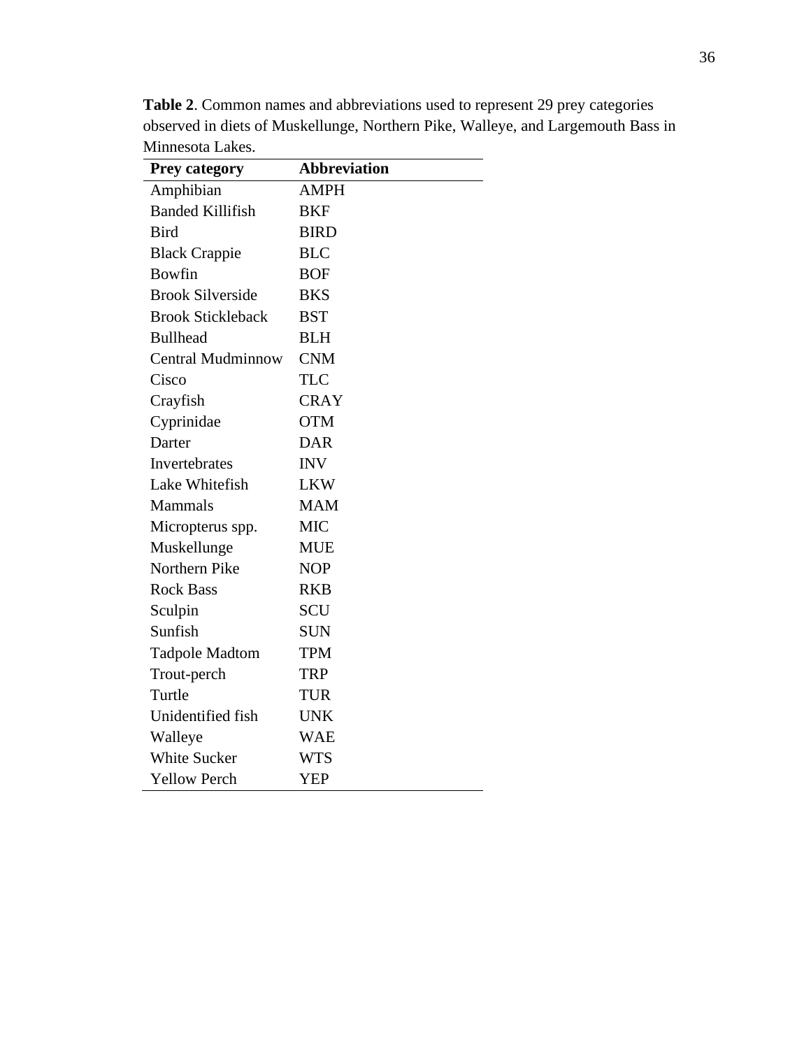**Table 2**. Common names and abbreviations used to represent 29 prey categories observed in diets of Muskellunge, Northern Pike, Walleye, and Largemouth Bass in Minnesota Lakes.

| Prey category | Abbreviation |
| --- | --- |
| Amphibian | AMPH |
| Banded Killifish | BKF |
| Bird | BIRD |
| Black Crappie | BLC |
| Bowfin | BOF |
| Brook Silverside | BKS |
| Brook Stickleback | BST |
| Bullhead | BLH |
| Central Mudminnow | CNM |
| Cisco | TLC |
| Crayfish | CRAY |
| Cyprinidae | OTM |
| Darter | DAR |
| Invertebrates | INV |
| Lake Whitefish | LKW |
| Mammals | MAM |
| Micropterus spp. | MIC |
| Muskellunge | MUE |
| Northern Pike | NOP |
| Rock Bass | RKB |
| Sculpin | SCU |
| Sunfish | SUN |
| Tadpole Madtom | TPM |
| Trout-perch | TRP |
| Turtle | TUR |
| Unidentified fish | UNK |
| Walleye | WAE |
| White Sucker | WTS |
| Yellow Perch | YEP |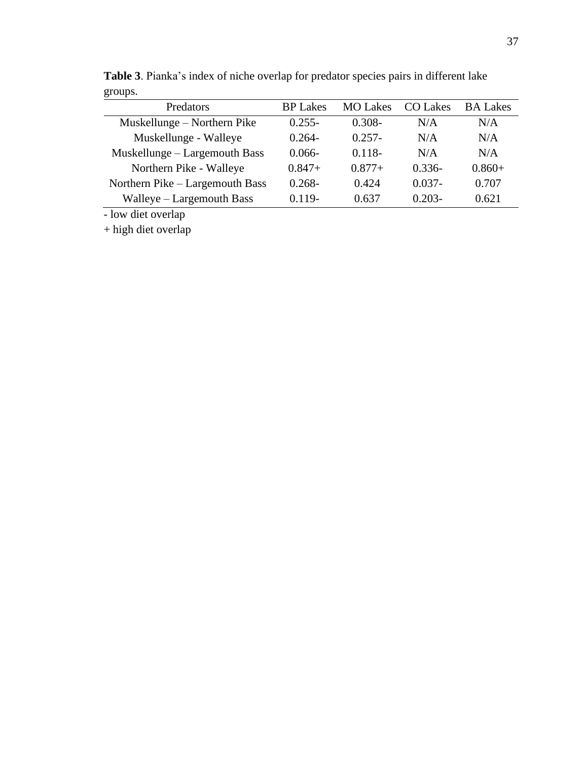**Table 3**. Pianka's index of niche overlap for predator species pairs in different lake groups.

| Predators | BP Lakes | MO Lakes | CO Lakes | BA Lakes |
|---|---|---|---|---|
| Muskellunge – Northern Pike | 0.255- | 0.308- | N/A | N/A |
| Muskellunge - Walleye | 0.264- | 0.257- | N/A | N/A |
| Muskellunge – Largemouth Bass | 0.066- | 0.118- | N/A | N/A |
| Northern Pike - Walleye | 0.847+ | 0.877+ | 0.336- | 0.860+ |
| Northern Pike – Largemouth Bass | 0.268- | 0.424 | 0.037- | 0.707 |
| Walleye – Largemouth Bass | 0.119- | 0.637 | 0.203- | 0.621 |

- low diet overlap

+ high diet overlap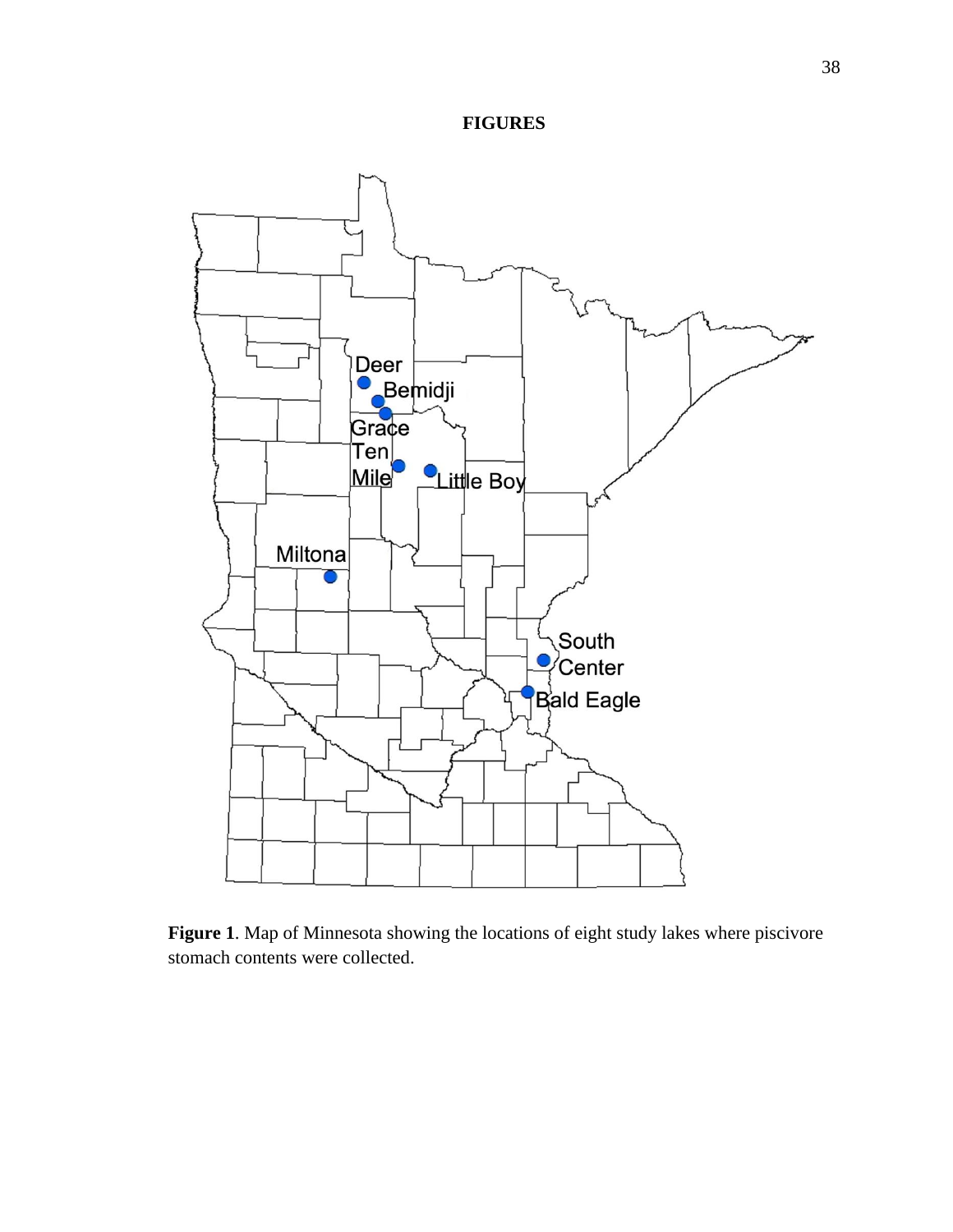# FIGURES

**Figure 1**. Map of Minnesota showing the locations of eight study lakes where piscivore stomach contents were collected.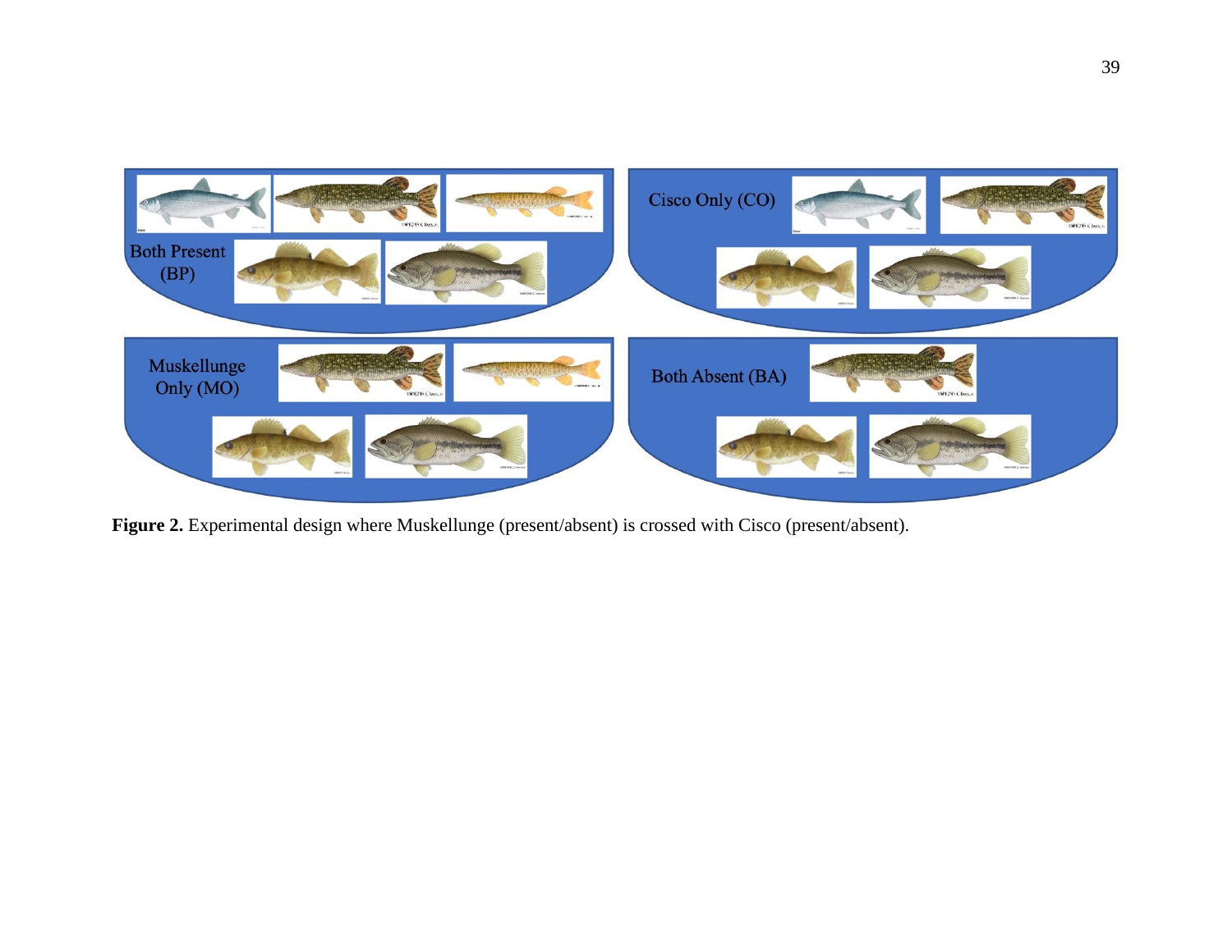**Figure 2.** Experimental design where Muskellunge (present/absent) is crossed with Cisco (present/absent).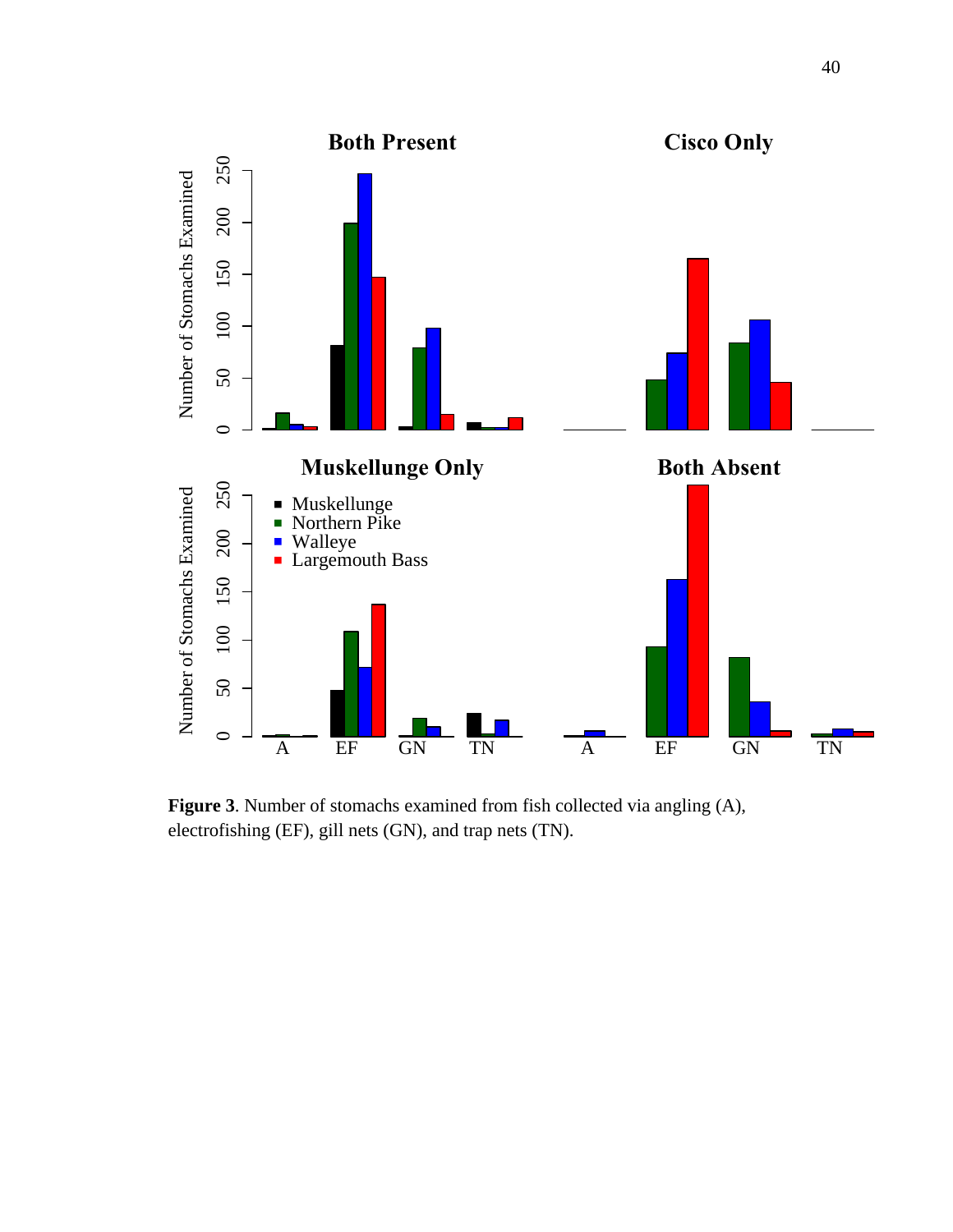**Figure 3**. Number of stomachs examined from fish collected via angling (A), electrofishing (EF), gill nets (GN), and trap nets (TN).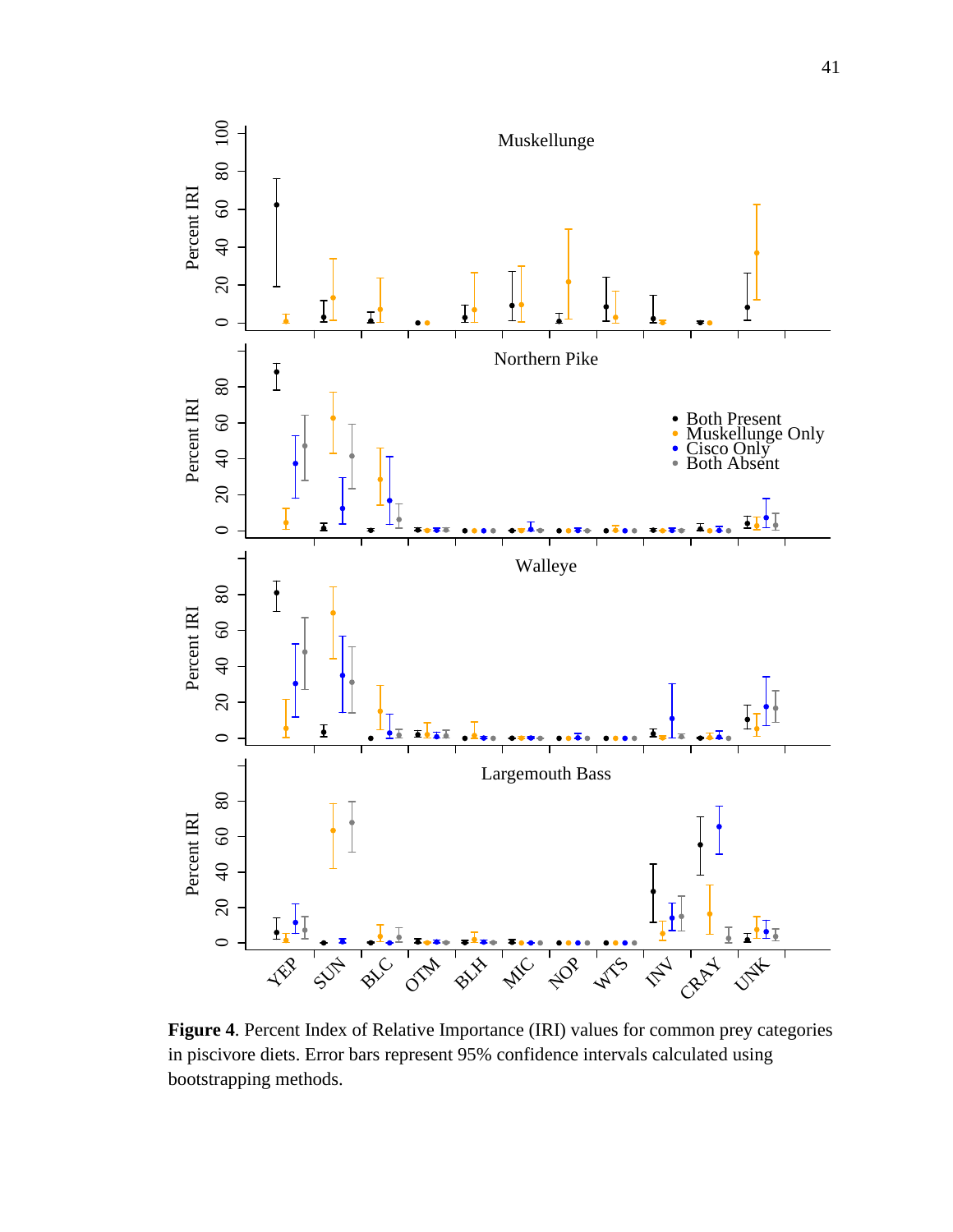**Figure 4**. Percent Index of Relative Importance (IRI) values for common prey categories in piscivore diets. Error bars represent 95% confidence intervals calculated using bootstrapping methods.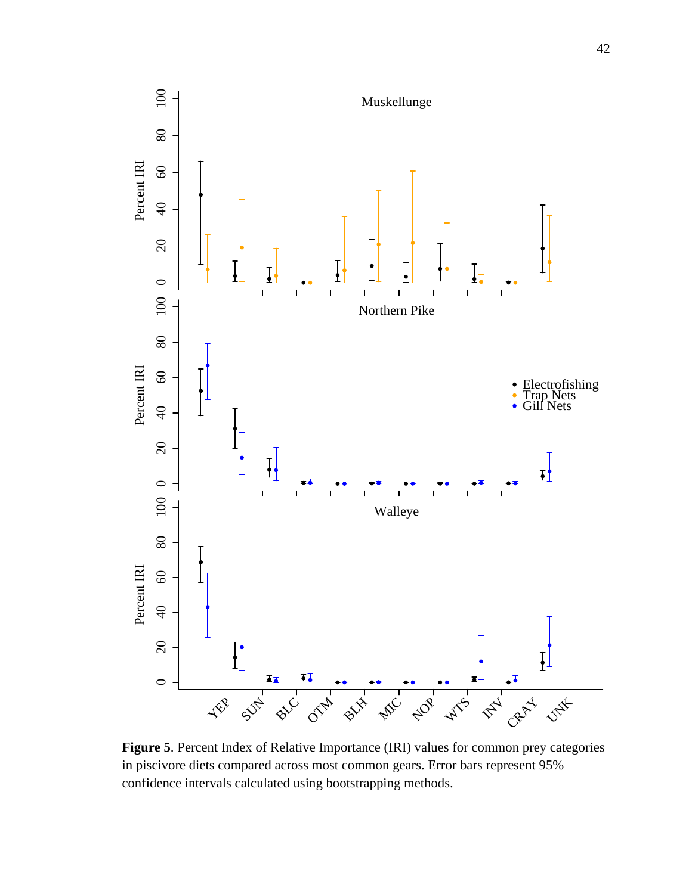**Figure 5**. Percent Index of Relative Importance (IRI) values for common prey categories in piscivore diets compared across most common gears. Error bars represent 95% confidence intervals calculated using bootstrapping methods.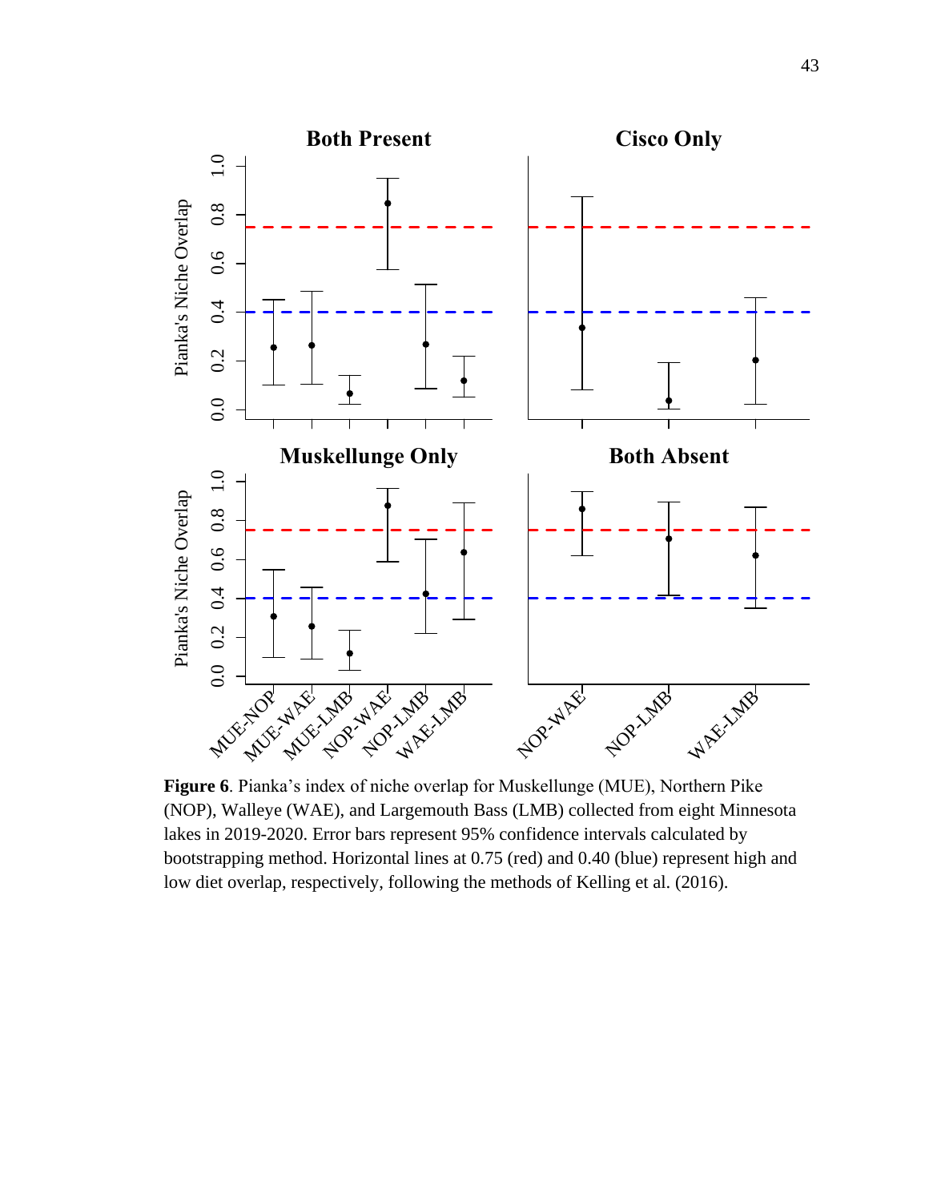**Figure 6**. Pianka's index of niche overlap for Muskellunge (MUE), Northern Pike (NOP), Walleye (WAE), and Largemouth Bass (LMB) collected from eight Minnesota lakes in 2019-2020. Error bars represent 95% confidence intervals calculated by bootstrapping method. Horizontal lines at 0.75 (red) and 0.40 (blue) represent high and low diet overlap, respectively, following the methods of Kelling et al. (2016).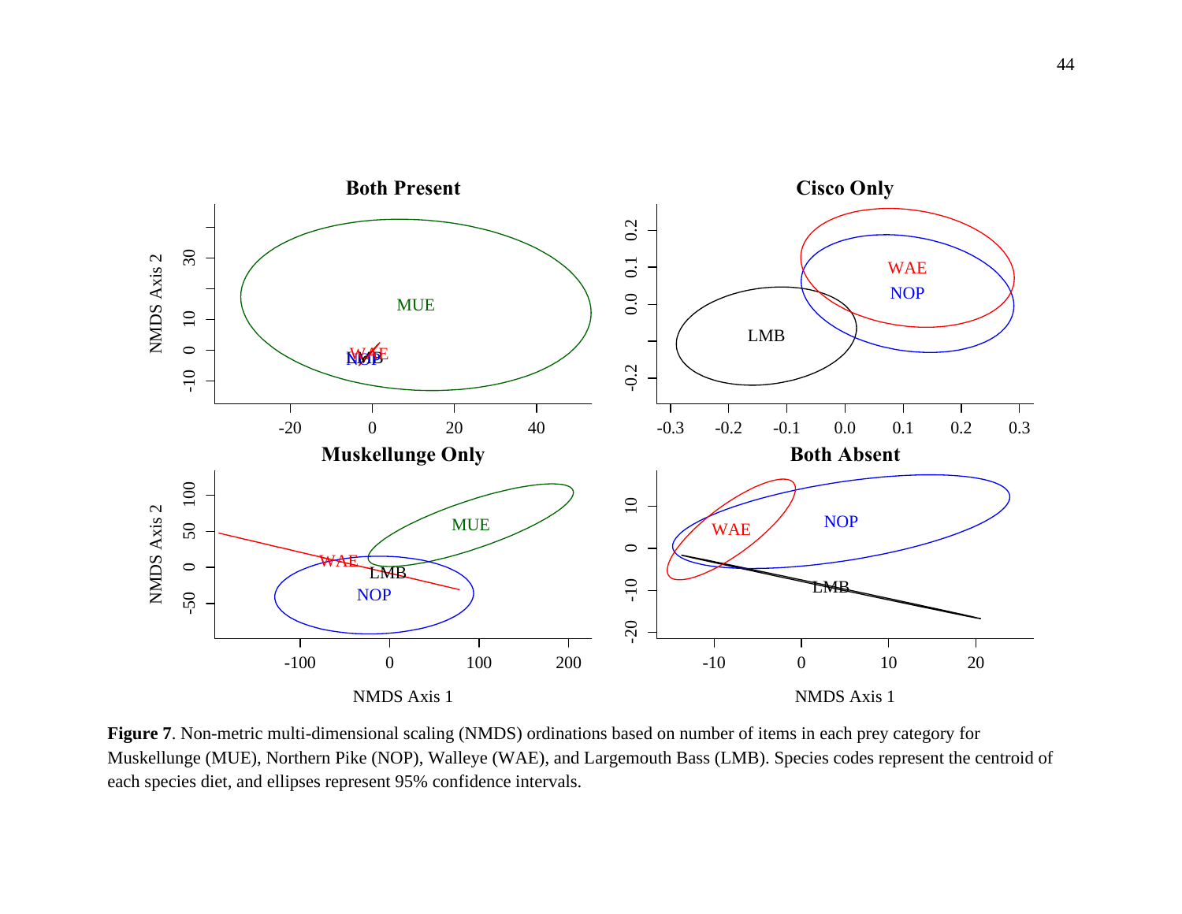**Figure 7**. Non-metric multi-dimensional scaling (NMDS) ordinations based on number of items in each prey category for Muskellunge (MUE), Northern Pike (NOP), Walleye (WAE), and Largemouth Bass (LMB). Species codes represent the centroid of each species diet, and ellipses represent 95% confidence intervals.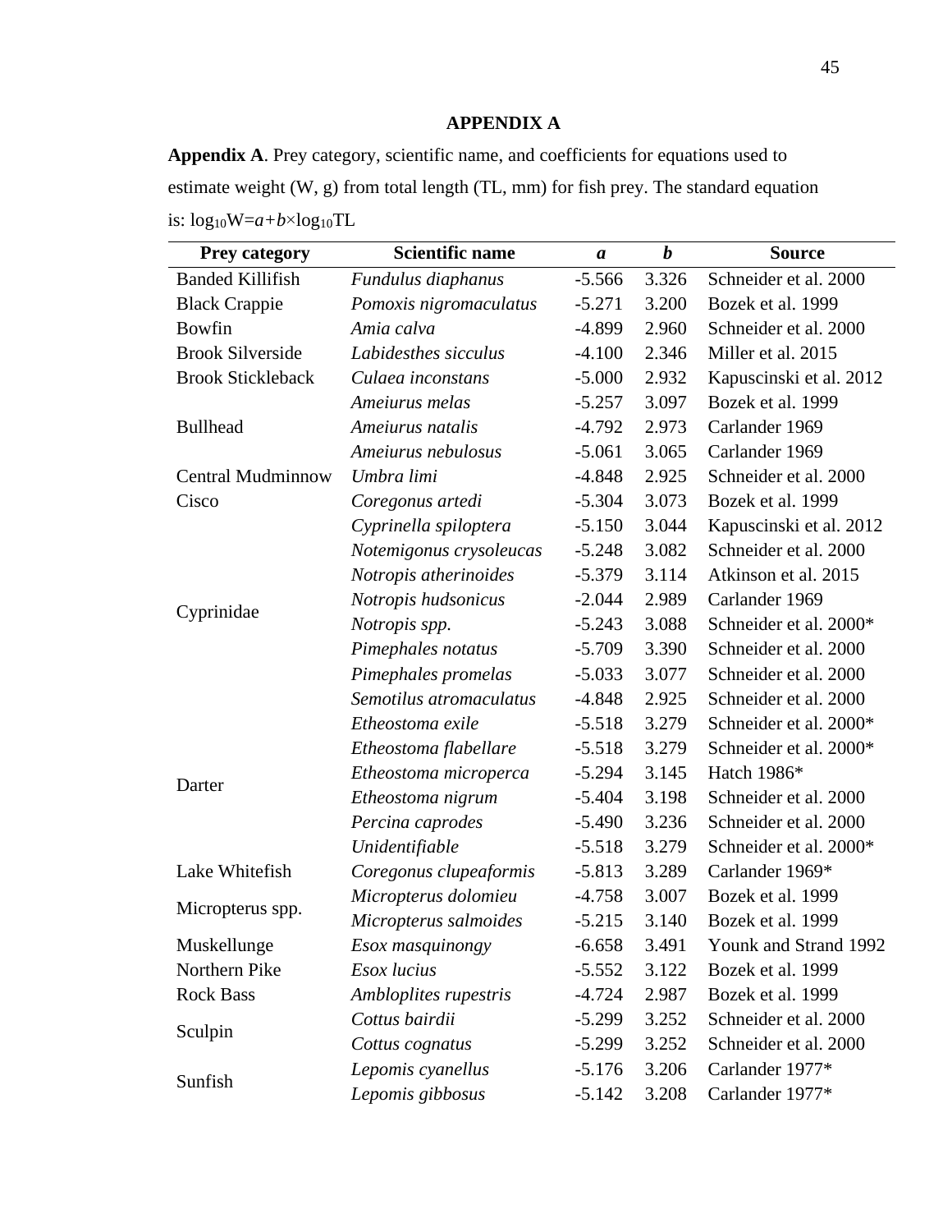# APPENDIX A

**Appendix A**. Prey category, scientific name, and coefficients for equations used to estimate weight (W, g) from total length (TL, mm) for fish prey. The standard equation is: $\log_{10}W=a+b\times\log_{10}TL$

| Prey category | Scientific name | *a* | *b* | Source |
|---|---|---|---|---|
| Banded Killifish | *Fundulus diaphanus* | -5.566 | 3.326 | Schneider et al. 2000 |
| Black Crappie | *Pomoxis nigromaculatus* | -5.271 | 3.200 | Bozek et al. 1999 |
| Bowfin | *Amia calva* | -4.899 | 2.960 | Schneider et al. 2000 |
| Brook Silverside | *Labidesthes sicculus* | -4.100 | 2.346 | Miller et al. 2015 |
| Brook Stickleback | *Culaea inconstans* | -5.000 | 2.932 | Kapuscinski et al. 2012 |
| Bullhead | *Ameiurus melas* | -5.257 | 3.097 | Bozek et al. 1999 |
| | *Ameiurus natalis* | -4.792 | 2.973 | Carlander 1969 |
| | *Ameiurus nebulosus* | -5.061 | 3.065 | Carlander 1969 |
| Central Mudminnow | *Umbra limi* | -4.848 | 2.925 | Schneider et al. 2000 |
| Cisco | *Coregonus artedi* | -5.304 | 3.073 | Bozek et al. 1999 |
| Cyprinidae | *Cyprinella spiloptera* | -5.150 | 3.044 | Kapuscinski et al. 2012 |
| | *Notemigonus crysoleucas* | -5.248 | 3.082 | Schneider et al. 2000 |
| | *Notropis atherinoides* | -5.379 | 3.114 | Atkinson et al. 2015 |
| | *Notropis hudsonicus* | -2.044 | 2.989 | Carlander 1969 |
| | *Notropis spp.* | -5.243 | 3.088 | Schneider et al. 2000* |
| | *Pimephales notatus* | -5.709 | 3.390 | Schneider et al. 2000 |
| | *Pimephales promelas* | -5.033 | 3.077 | Schneider et al. 2000 |
| | *Semotilus atromaculatus* | -4.848 | 2.925 | Schneider et al. 2000 |
| Darter | *Etheostoma exile* | -5.518 | 3.279 | Schneider et al. 2000* |
| | *Etheostoma flabellare* | -5.518 | 3.279 | Schneider et al. 2000* |
| | *Etheostoma microperca* | -5.294 | 3.145 | Hatch 1986* |
| | *Etheostoma nigrum* | -5.404 | 3.198 | Schneider et al. 2000 |
| | *Percina caprodes* | -5.490 | 3.236 | Schneider et al. 2000 |
| | *Unidentifiable* | -5.518 | 3.279 | Schneider et al. 2000* |
| Lake Whitefish | *Coregonus clupeaformis* | -5.813 | 3.289 | Carlander 1969* |
| Micropterus spp. | *Micropterus dolomieu* | -4.758 | 3.007 | Bozek et al. 1999 |
| | *Micropterus salmoides* | -5.215 | 3.140 | Bozek et al. 1999 |
| Muskellunge | *Esox masquinongy* | -6.658 | 3.491 | Younk and Strand 1992 |
| Northern Pike | *Esox lucius* | -5.552 | 3.122 | Bozek et al. 1999 |
| Rock Bass | *Ambloplites rupestris* | -4.724 | 2.987 | Bozek et al. 1999 |
| Sculpin | *Cottus bairdii* | -5.299 | 3.252 | Schneider et al. 2000 |
| | *Cottus cognatus* | -5.299 | 3.252 | Schneider et al. 2000 |
| Sunfish | *Lepomis cyanellus* | -5.176 | 3.206 | Carlander 1977* |
| | *Lepomis gibbosus* | -5.142 | 3.208 | Carlander 1977* |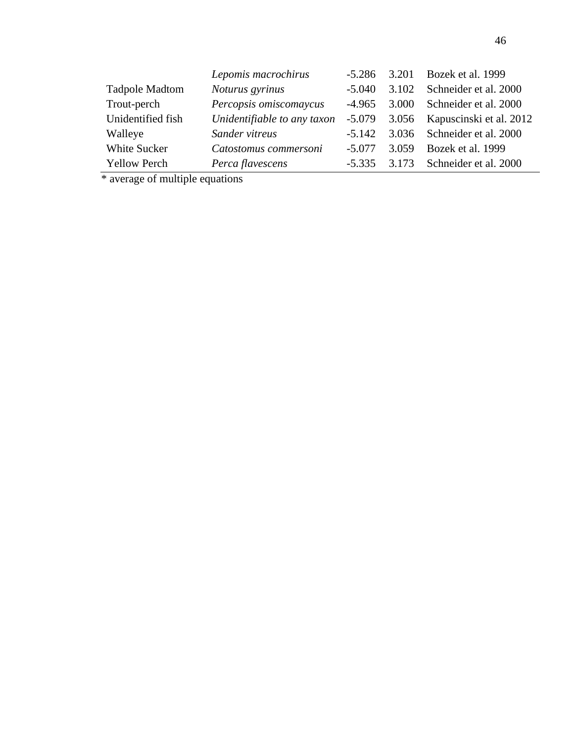| | | | | |
|---|---|---|---|---|
| | *Lepomis macrochirus* | -5.286 | 3.201 | Bozek et al. 1999 |
| Tadpole Madtom | *Noturus gyrinus* | -5.040 | 3.102 | Schneider et al. 2000 |
| Trout-perch | *Percopsis omiscomaycus* | -4.965 | 3.000 | Schneider et al. 2000 |
| Unidentified fish | *Unidentifiable to any taxon* | -5.079 | 3.056 | Kapuscinski et al. 2012 |
| Walleye | *Sander vitreus* | -5.142 | 3.036 | Schneider et al. 2000 |
| White Sucker | *Catostomus commersoni* | -5.077 | 3.059 | Bozek et al. 1999 |
| Yellow Perch | *Perca flavescens* | -5.335 | 3.173 | Schneider et al. 2000 |

* average of multiple equations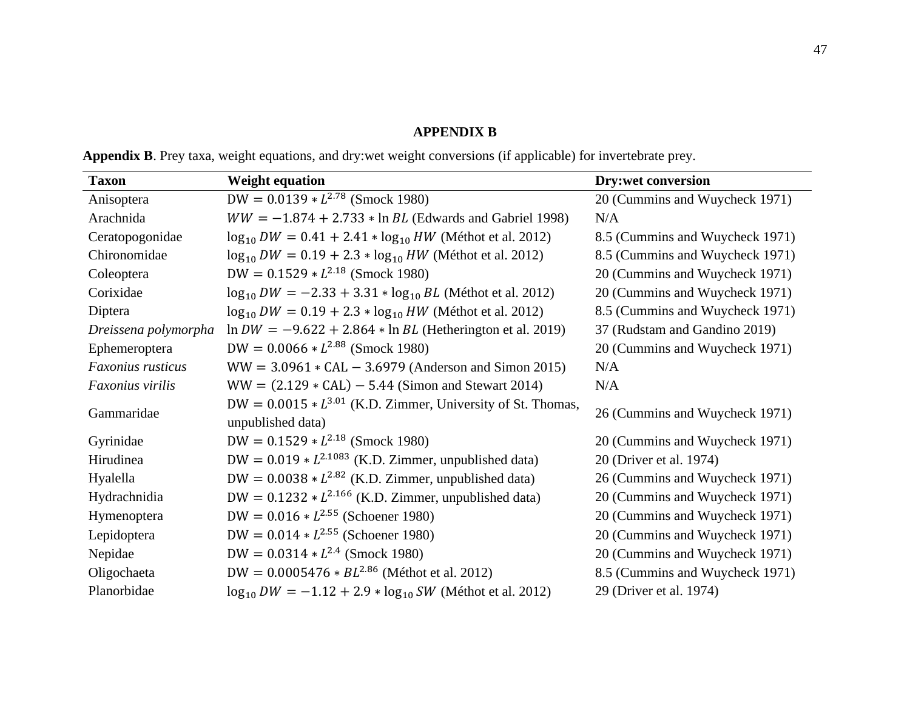## APPENDIX B

**Appendix B**. Prey taxa, weight equations, and dry:wet weight conversions (if applicable) for invertebrate prey.

| Taxon | Weight equation | Dry:wet conversion |
|---|---|---|
| Anisoptera | $\mathrm{DW} = 0.0139 * L^{2.78}$ (Smock 1980) | 20 (Cummins and Wuycheck 1971) |
| Arachnida | $WW = -1.874 + 2.733 * \ln BL$ (Edwards and Gabriel 1998) | N/A |
| Ceratopogonidae | $\log_{10} DW = 0.41 + 2.41 * \log_{10} HW$ (Méthot et al. 2012) | 8.5 (Cummins and Wuycheck 1971) |
| Chironomidae | $\log_{10} DW = 0.19 + 2.3 * \log_{10} HW$ (Méthot et al. 2012) | 8.5 (Cummins and Wuycheck 1971) |
| Coleoptera | $\mathrm{DW} = 0.1529 * L^{2.18}$ (Smock 1980) | 20 (Cummins and Wuycheck 1971) |
| Corixidae | $\log_{10} DW = -2.33 + 3.31 * \log_{10} BL$ (Méthot et al. 2012) | 20 (Cummins and Wuycheck 1971) |
| Diptera | $\log_{10} DW = 0.19 + 2.3 * \log_{10} HW$ (Méthot et al. 2012) | 8.5 (Cummins and Wuycheck 1971) |
| *Dreissena polymorpha* | $\ln DW = -9.622 + 2.864 * \ln BL$ (Hetherington et al. 2019) | 37 (Rudstam and Gandino 2019) |
| Ephemeroptera | $\mathrm{DW} = 0.0066 * L^{2.88}$ (Smock 1980) | 20 (Cummins and Wuycheck 1971) |
| *Faxonius rusticus* | $\mathrm{WW} = 3.0961 * \mathrm{CAL} - 3.6979$ (Anderson and Simon 2015) | N/A |
| *Faxonius virilis* | $\mathrm{WW} = (2.129 * \mathrm{CAL}) - 5.44$ (Simon and Stewart 2014) | N/A |
| Gammaridae | $\mathrm{DW} = 0.0015 * L^{3.01}$ (K.D. Zimmer, University of St. Thomas, unpublished data) | 26 (Cummins and Wuycheck 1971) |
| Gyrinidae | $\mathrm{DW} = 0.1529 * L^{2.18}$ (Smock 1980) | 20 (Cummins and Wuycheck 1971) |
| Hirudinea | $\mathrm{DW} = 0.019 * L^{2.1083}$ (K.D. Zimmer, unpublished data) | 20 (Driver et al. 1974) |
| Hyalella | $\mathrm{DW} = 0.0038 * L^{2.82}$ (K.D. Zimmer, unpublished data) | 26 (Cummins and Wuycheck 1971) |
| Hydrachnidia | $\mathrm{DW} = 0.1232 * L^{2.166}$ (K.D. Zimmer, unpublished data) | 20 (Cummins and Wuycheck 1971) |
| Hymenoptera | $\mathrm{DW} = 0.016 * L^{2.55}$ (Schoener 1980) | 20 (Cummins and Wuycheck 1971) |
| Lepidoptera | $\mathrm{DW} = 0.014 * L^{2.55}$ (Schoener 1980) | 20 (Cummins and Wuycheck 1971) |
| Nepidae | $\mathrm{DW} = 0.0314 * L^{2.4}$ (Smock 1980) | 20 (Cummins and Wuycheck 1971) |
| Oligochaeta | $\mathrm{DW} = 0.0005476 * BL^{2.86}$ (Méthot et al. 2012) | 8.5 (Cummins and Wuycheck 1971) |
| Planorbidae | $\log_{10} DW = -1.12 + 2.9 * \log_{10} SW$ (Méthot et al. 2012) | 29 (Driver et al. 1974) |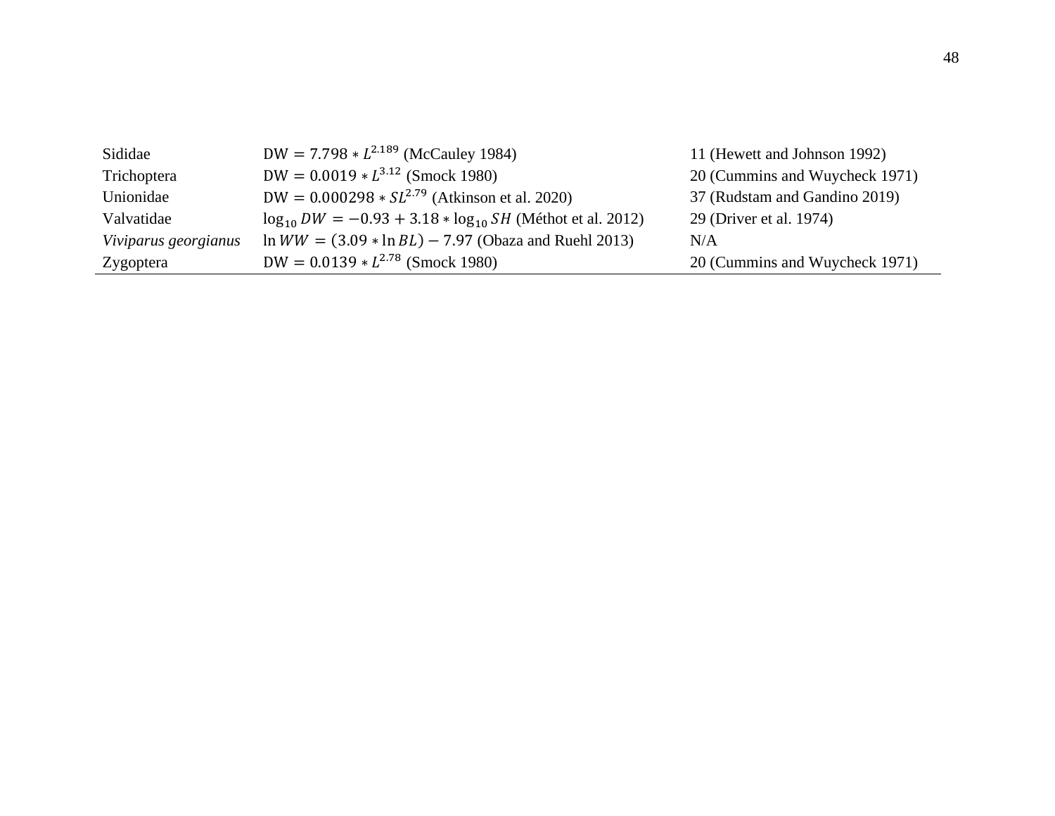| | | |
|---|---|---|
| Sididae | $\mathrm{DW} = 7.798 * L^{2.189}$ (McCauley 1984) | 11 (Hewett and Johnson 1992) |
| Trichoptera | $\mathrm{DW} = 0.0019 * L^{3.12}$ (Smock 1980) | 20 (Cummins and Wuycheck 1971) |
| Unionidae | $\mathrm{DW} = 0.000298 * SL^{2.79}$ (Atkinson et al. 2020) | 37 (Rudstam and Gandino 2019) |
| Valvatidae | $\log_{10} DW = -0.93 + 3.18 * \log_{10} SH$ (Méthot et al. 2012) | 29 (Driver et al. 1974) |
| *Viviparus georgianus* | $\ln WW = (3.09 * \ln BL) - 7.97$ (Obaza and Ruehl 2013) | N/A |
| Zygoptera | $\mathrm{DW} = 0.0139 * L^{2.78}$ (Smock 1980) | 20 (Cummins and Wuycheck 1971) |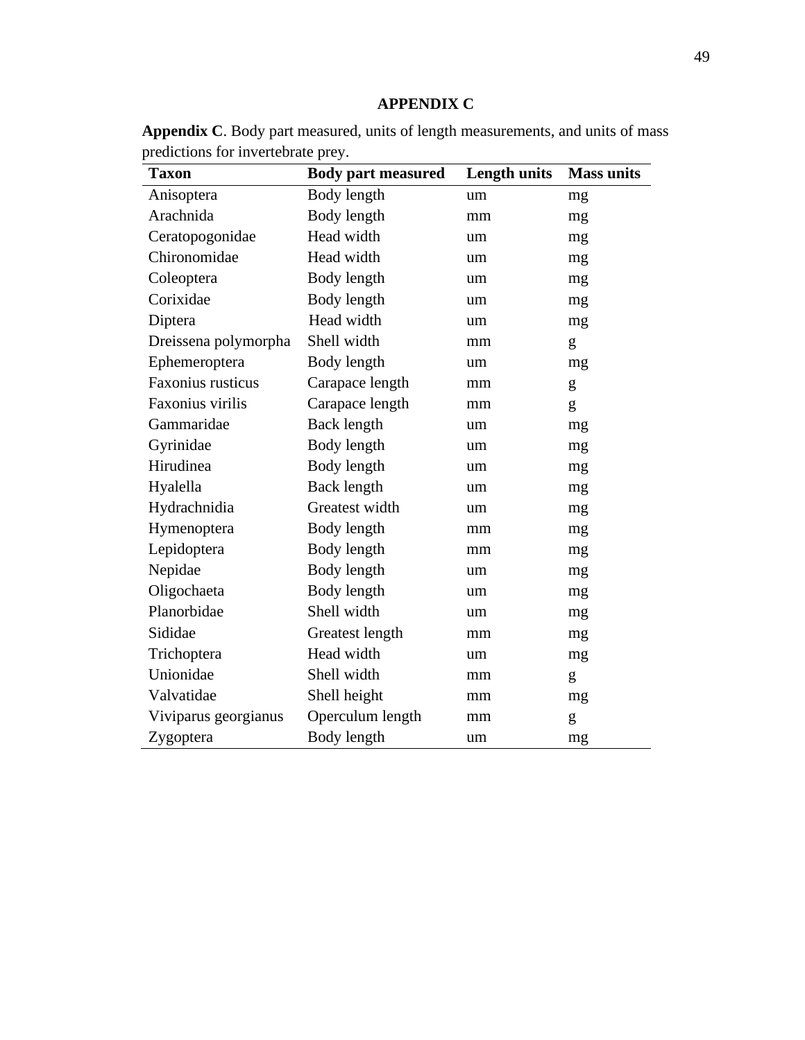# APPENDIX C

**Appendix C**. Body part measured, units of length measurements, and units of mass predictions for invertebrate prey.

| Taxon | Body part measured | Length units | Mass units |
|---|---|---|---|
| Anisoptera | Body length | um | mg |
| Arachnida | Body length | mm | mg |
| Ceratopogonidae | Head width | um | mg |
| Chironomidae | Head width | um | mg |
| Coleoptera | Body length | um | mg |
| Corixidae | Body length | um | mg |
| Diptera | Head width | um | mg |
| Dreissena polymorpha | Shell width | mm | g |
| Ephemeroptera | Body length | um | mg |
| Faxonius rusticus | Carapace length | mm | g |
| Faxonius virilis | Carapace length | mm | g |
| Gammaridae | Back length | um | mg |
| Gyrinidae | Body length | um | mg |
| Hirudinea | Body length | um | mg |
| Hyalella | Back length | um | mg |
| Hydrachnidia | Greatest width | um | mg |
| Hymenoptera | Body length | mm | mg |
| Lepidoptera | Body length | mm | mg |
| Nepidae | Body length | um | mg |
| Oligochaeta | Body length | um | mg |
| Planorbidae | Shell width | um | mg |
| Sididae | Greatest length | mm | mg |
| Trichoptera | Head width | um | mg |
| Unionidae | Shell width | mm | g |
| Valvatidae | Shell height | mm | mg |
| Viviparus georgianus | Operculum length | mm | g |
| Zygoptera | Body length | um | mg |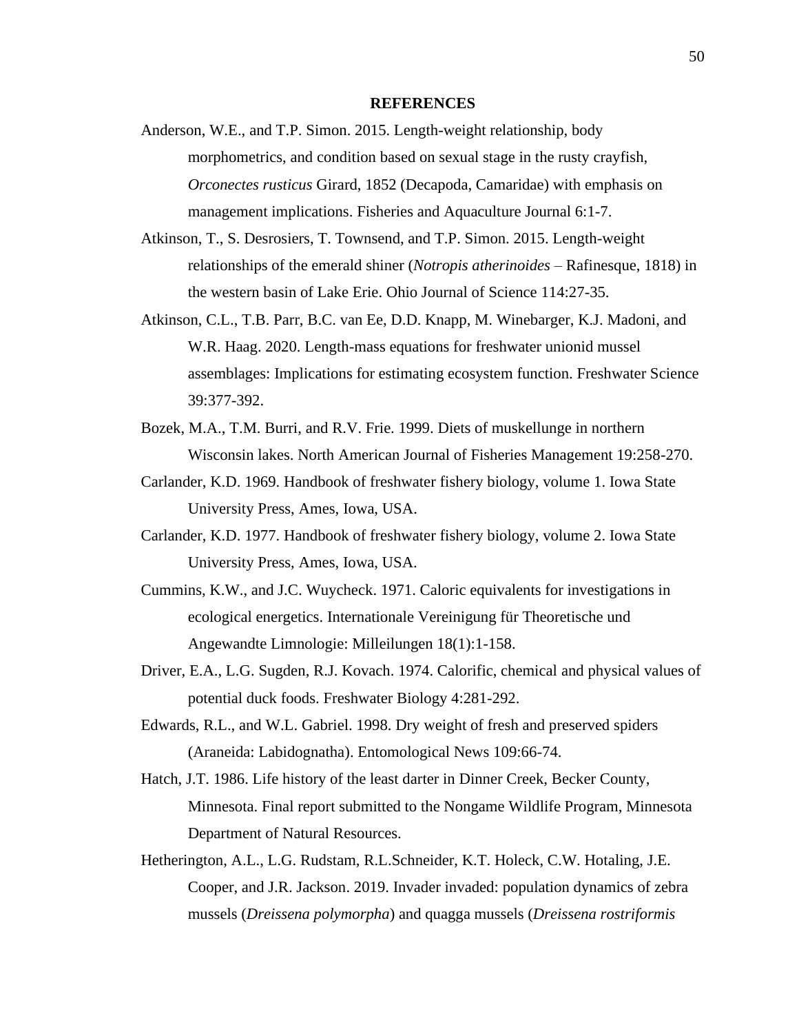## REFERENCES

Anderson, W.E., and T.P. Simon. 2015. Length-weight relationship, body morphometrics, and condition based on sexual stage in the rusty crayfish, *Orconectes rusticus* Girard, 1852 (Decapoda, Camaridae) with emphasis on management implications. Fisheries and Aquaculture Journal 6:1-7.

Atkinson, T., S. Desrosiers, T. Townsend, and T.P. Simon. 2015. Length-weight relationships of the emerald shiner (*Notropis atherinoides* – Rafinesque, 1818) in the western basin of Lake Erie. Ohio Journal of Science 114:27-35.

Atkinson, C.L., T.B. Parr, B.C. van Ee, D.D. Knapp, M. Winebarger, K.J. Madoni, and W.R. Haag. 2020. Length-mass equations for freshwater unionid mussel assemblages: Implications for estimating ecosystem function. Freshwater Science 39:377-392.

Bozek, M.A., T.M. Burri, and R.V. Frie. 1999. Diets of muskellunge in northern Wisconsin lakes. North American Journal of Fisheries Management 19:258-270.

Carlander, K.D. 1969. Handbook of freshwater fishery biology, volume 1. Iowa State University Press, Ames, Iowa, USA.

Carlander, K.D. 1977. Handbook of freshwater fishery biology, volume 2. Iowa State University Press, Ames, Iowa, USA.

Cummins, K.W., and J.C. Wuycheck. 1971. Caloric equivalents for investigations in ecological energetics. Internationale Vereinigung für Theoretische und Angewandte Limnologie: Milleilungen 18(1):1-158.

Driver, E.A., L.G. Sugden, R.J. Kovach. 1974. Calorific, chemical and physical values of potential duck foods. Freshwater Biology 4:281-292.

Edwards, R.L., and W.L. Gabriel. 1998. Dry weight of fresh and preserved spiders (Araneida: Labidognatha). Entomological News 109:66-74.

Hatch, J.T. 1986. Life history of the least darter in Dinner Creek, Becker County, Minnesota. Final report submitted to the Nongame Wildlife Program, Minnesota Department of Natural Resources.

Hetherington, A.L., L.G. Rudstam, R.L.Schneider, K.T. Holeck, C.W. Hotaling, J.E. Cooper, and J.R. Jackson. 2019. Invader invaded: population dynamics of zebra mussels (*Dreissena polymorpha*) and quagga mussels (*Dreissena rostriformis*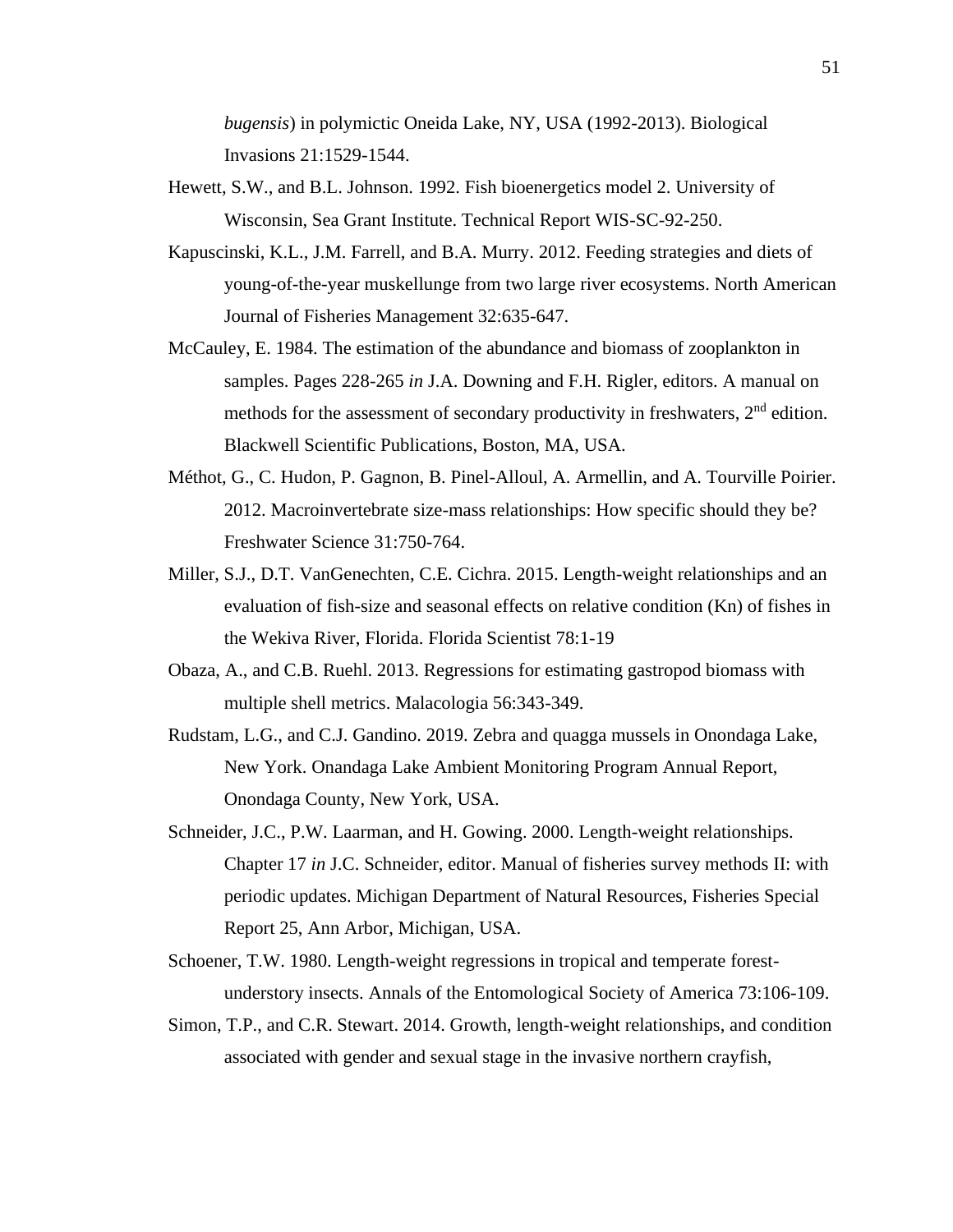*bugensis*) in polymictic Oneida Lake, NY, USA (1992-2013). Biological Invasions 21:1529-1544.

Hewett, S.W., and B.L. Johnson. 1992. Fish bioenergetics model 2. University of Wisconsin, Sea Grant Institute. Technical Report WIS-SC-92-250.

Kapuscinski, K.L., J.M. Farrell, and B.A. Murry. 2012. Feeding strategies and diets of young-of-the-year muskellunge from two large river ecosystems. North American Journal of Fisheries Management 32:635-647.

McCauley, E. 1984. The estimation of the abundance and biomass of zooplankton in samples. Pages 228-265 *in* J.A. Downing and F.H. Rigler, editors. A manual on methods for the assessment of secondary productivity in freshwaters, 2nd edition. Blackwell Scientific Publications, Boston, MA, USA.

Méthot, G., C. Hudon, P. Gagnon, B. Pinel-Alloul, A. Armellin, and A. Tourville Poirier. 2012. Macroinvertebrate size-mass relationships: How specific should they be? Freshwater Science 31:750-764.

Miller, S.J., D.T. VanGenechten, C.E. Cichra. 2015. Length-weight relationships and an evaluation of fish-size and seasonal effects on relative condition (Kn) of fishes in the Wekiva River, Florida. Florida Scientist 78:1-19

Obaza, A., and C.B. Ruehl. 2013. Regressions for estimating gastropod biomass with multiple shell metrics. Malacologia 56:343-349.

Rudstam, L.G., and C.J. Gandino. 2019. Zebra and quagga mussels in Onondaga Lake, New York. Onandaga Lake Ambient Monitoring Program Annual Report, Onondaga County, New York, USA.

Schneider, J.C., P.W. Laarman, and H. Gowing. 2000. Length-weight relationships. Chapter 17 *in* J.C. Schneider, editor. Manual of fisheries survey methods II: with periodic updates. Michigan Department of Natural Resources, Fisheries Special Report 25, Ann Arbor, Michigan, USA.

Schoener, T.W. 1980. Length-weight regressions in tropical and temperate forest-understory insects. Annals of the Entomological Society of America 73:106-109.

Simon, T.P., and C.R. Stewart. 2014. Growth, length-weight relationships, and condition associated with gender and sexual stage in the invasive northern crayfish,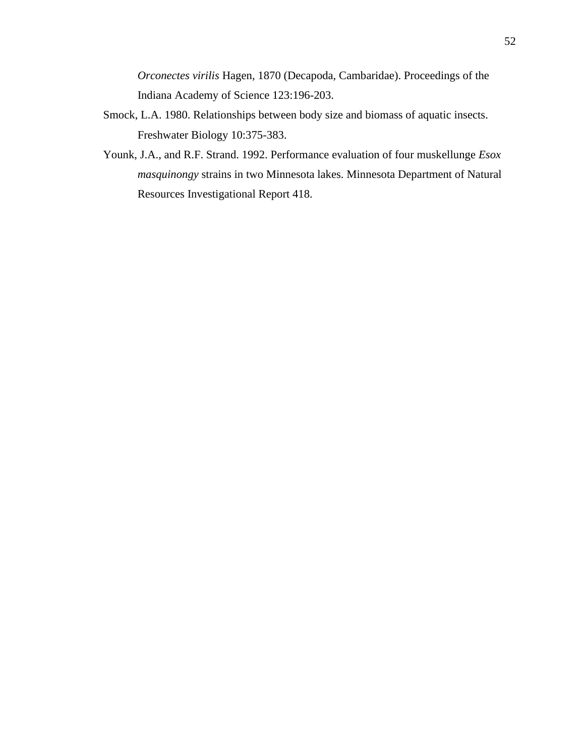*Orconectes virilis* Hagen, 1870 (Decapoda, Cambaridae). Proceedings of the Indiana Academy of Science 123:196-203.

Smock, L.A. 1980. Relationships between body size and biomass of aquatic insects. Freshwater Biology 10:375-383.

Younk, J.A., and R.F. Strand. 1992. Performance evaluation of four muskellunge *Esox masquinongy* strains in two Minnesota lakes. Minnesota Department of Natural Resources Investigational Report 418.